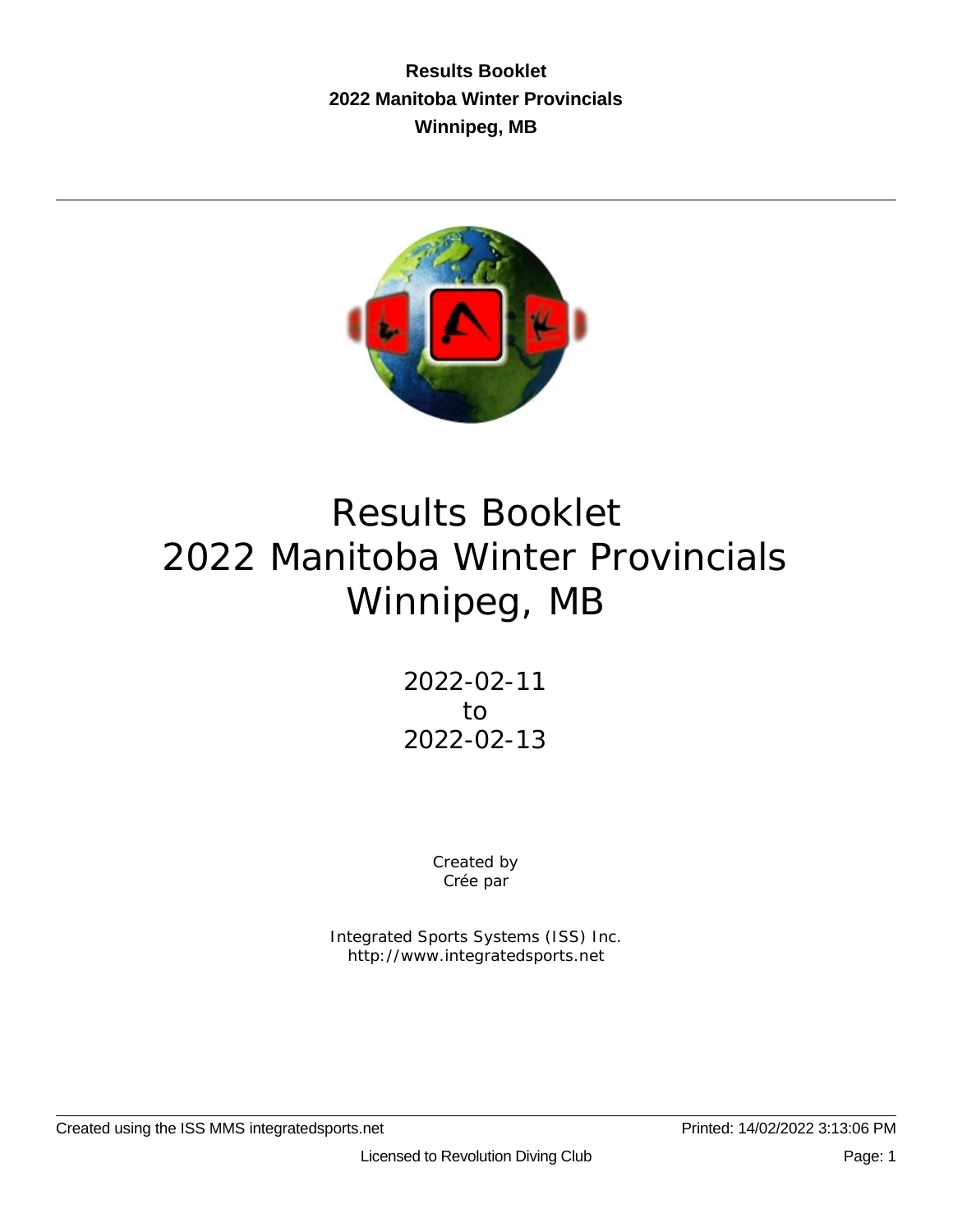**Results Booklet**
**2022 Manitoba Winter Provincials**
**Winnipeg, MB**

---

# Results Booklet
# 2022 Manitoba Winter Provincials
# Winnipeg, MB

2022-02-11
to
2022-02-13

Created by
Crée par

Integrated Sports Systems (ISS) Inc.
http://www.integratedsports.net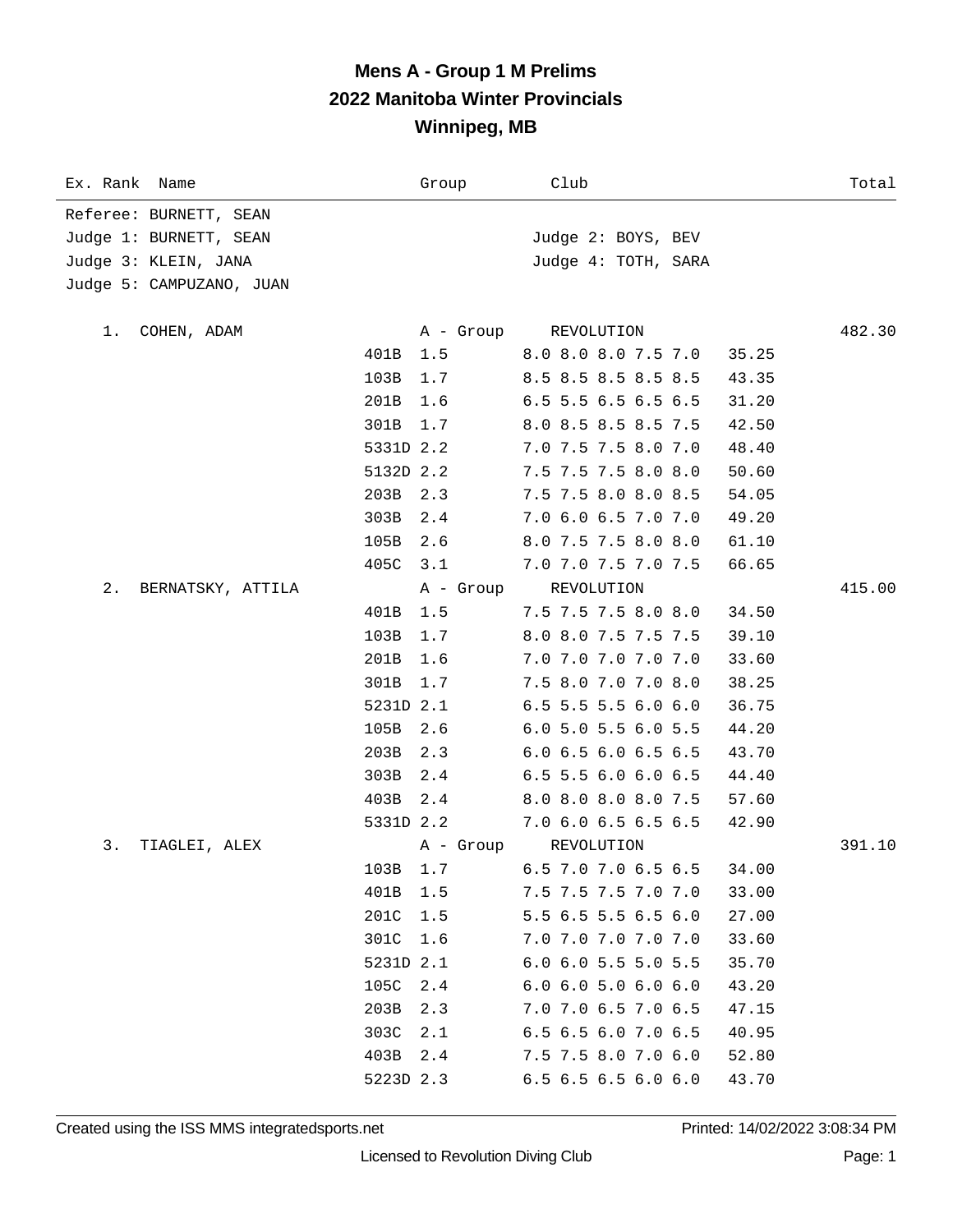# Mens A - Group 1 M Prelims
## 2022 Manitoba Winter Provincials
## Winnipeg, MB

Referee: BURNETT, SEAN
Judge 1: BURNETT, SEAN — Judge 2: BOYS, BEV
Judge 3: KLEIN, JANA — Judge 4: TOTH, SARA
Judge 5: CAMPUZANO, JUAN

| Ex. Rank | Name | Dive | DD | Group / Scores | Club / Points | Total |
|---|---|---|---|---|---|---|
| 1. | COHEN, ADAM | | | A - Group | REVOLUTION | 482.30 |
| | | 401B | 1.5 | 8.0 8.0 8.0 7.5 7.0 | 35.25 | |
| | | 103B | 1.7 | 8.5 8.5 8.5 8.5 8.5 | 43.35 | |
| | | 201B | 1.6 | 6.5 5.5 6.5 6.5 6.5 | 31.20 | |
| | | 301B | 1.7 | 8.0 8.5 8.5 8.5 7.5 | 42.50 | |
| | | 5331D | 2.2 | 7.0 7.5 7.5 8.0 7.0 | 48.40 | |
| | | 5132D | 2.2 | 7.5 7.5 7.5 8.0 8.0 | 50.60 | |
| | | 203B | 2.3 | 7.5 7.5 8.0 8.0 8.5 | 54.05 | |
| | | 303B | 2.4 | 7.0 6.0 6.5 7.0 7.0 | 49.20 | |
| | | 105B | 2.6 | 8.0 7.5 7.5 8.0 8.0 | 61.10 | |
| | | 405C | 3.1 | 7.0 7.0 7.5 7.0 7.5 | 66.65 | |
| 2. | BERNATSKY, ATTILA | | | A - Group | REVOLUTION | 415.00 |
| | | 401B | 1.5 | 7.5 7.5 7.5 8.0 8.0 | 34.50 | |
| | | 103B | 1.7 | 8.0 8.0 7.5 7.5 7.5 | 39.10 | |
| | | 201B | 1.6 | 7.0 7.0 7.0 7.0 7.0 | 33.60 | |
| | | 301B | 1.7 | 7.5 8.0 7.0 7.0 8.0 | 38.25 | |
| | | 5231D | 2.1 | 6.5 5.5 5.5 6.0 6.0 | 36.75 | |
| | | 105B | 2.6 | 6.0 5.0 5.5 6.0 5.5 | 44.20 | |
| | | 203B | 2.3 | 6.0 6.5 6.0 6.5 6.5 | 43.70 | |
| | | 303B | 2.4 | 6.5 5.5 6.0 6.0 6.5 | 44.40 | |
| | | 403B | 2.4 | 8.0 8.0 8.0 8.0 7.5 | 57.60 | |
| | | 5331D | 2.2 | 7.0 6.0 6.5 6.5 6.5 | 42.90 | |
| 3. | TIAGLEI, ALEX | | | A - Group | REVOLUTION | 391.10 |
| | | 103B | 1.7 | 6.5 7.0 7.0 6.5 6.5 | 34.00 | |
| | | 401B | 1.5 | 7.5 7.5 7.5 7.0 7.0 | 33.00 | |
| | | 201C | 1.5 | 5.5 6.5 5.5 6.5 6.0 | 27.00 | |
| | | 301C | 1.6 | 7.0 7.0 7.0 7.0 7.0 | 33.60 | |
| | | 5231D | 2.1 | 6.0 6.0 5.5 5.0 5.5 | 35.70 | |
| | | 105C | 2.4 | 6.0 6.0 5.0 6.0 6.0 | 43.20 | |
| | | 203B | 2.3 | 7.0 7.0 6.5 7.0 6.5 | 47.15 | |
| | | 303C | 2.1 | 6.5 6.5 6.0 7.0 6.5 | 40.95 | |
| | | 403B | 2.4 | 7.5 7.5 8.0 7.0 6.0 | 52.80 | |
| | | 5223D | 2.3 | 6.5 6.5 6.5 6.0 6.0 | 43.70 | |

Created using the ISS MMS integratedsports.net — Printed: 14/02/2022 3:08:34 PM

Licensed to Revolution Diving Club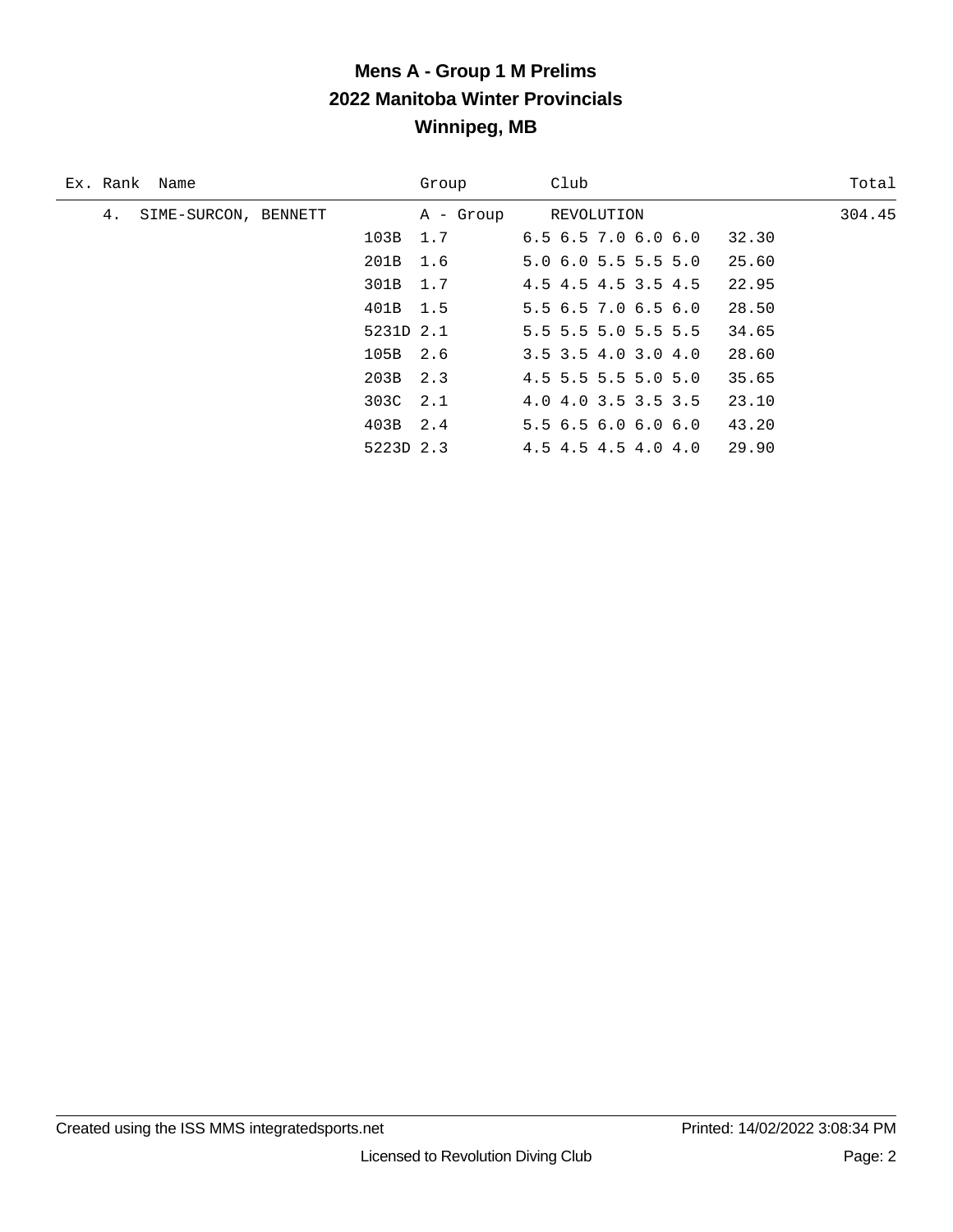# Mens A - Group 1 M Prelims
## 2022 Manitoba Winter Provincials
## Winnipeg, MB

| Ex. | Rank | Name | Group | Club | Total |
|---|---|---|---|---|---|
| | 4. | SIME-SURCON, BENNETT | A - Group | REVOLUTION | 304.45 |

| Dive | DD | Scores | Points |
|---|---|---|---|
| 103B | 1.7 | 6.5 6.5 7.0 6.0 6.0 | 32.30 |
| 201B | 1.6 | 5.0 6.0 5.5 5.5 5.0 | 25.60 |
| 301B | 1.7 | 4.5 4.5 4.5 3.5 4.5 | 22.95 |
| 401B | 1.5 | 5.5 6.5 7.0 6.5 6.0 | 28.50 |
| 5231D | 2.1 | 5.5 5.5 5.0 5.5 5.5 | 34.65 |
| 105B | 2.6 | 3.5 3.5 4.0 3.0 4.0 | 28.60 |
| 203B | 2.3 | 4.5 5.5 5.5 5.0 5.0 | 35.65 |
| 303C | 2.1 | 4.0 4.0 3.5 3.5 3.5 | 23.10 |
| 403B | 2.4 | 5.5 6.5 6.0 6.0 6.0 | 43.20 |
| 5223D | 2.3 | 4.5 4.5 4.5 4.0 4.0 | 29.90 |

Created using the ISS MMS integratedsports.net | Printed: 14/02/2022 3:08:34 PM

Licensed to Revolution Diving Club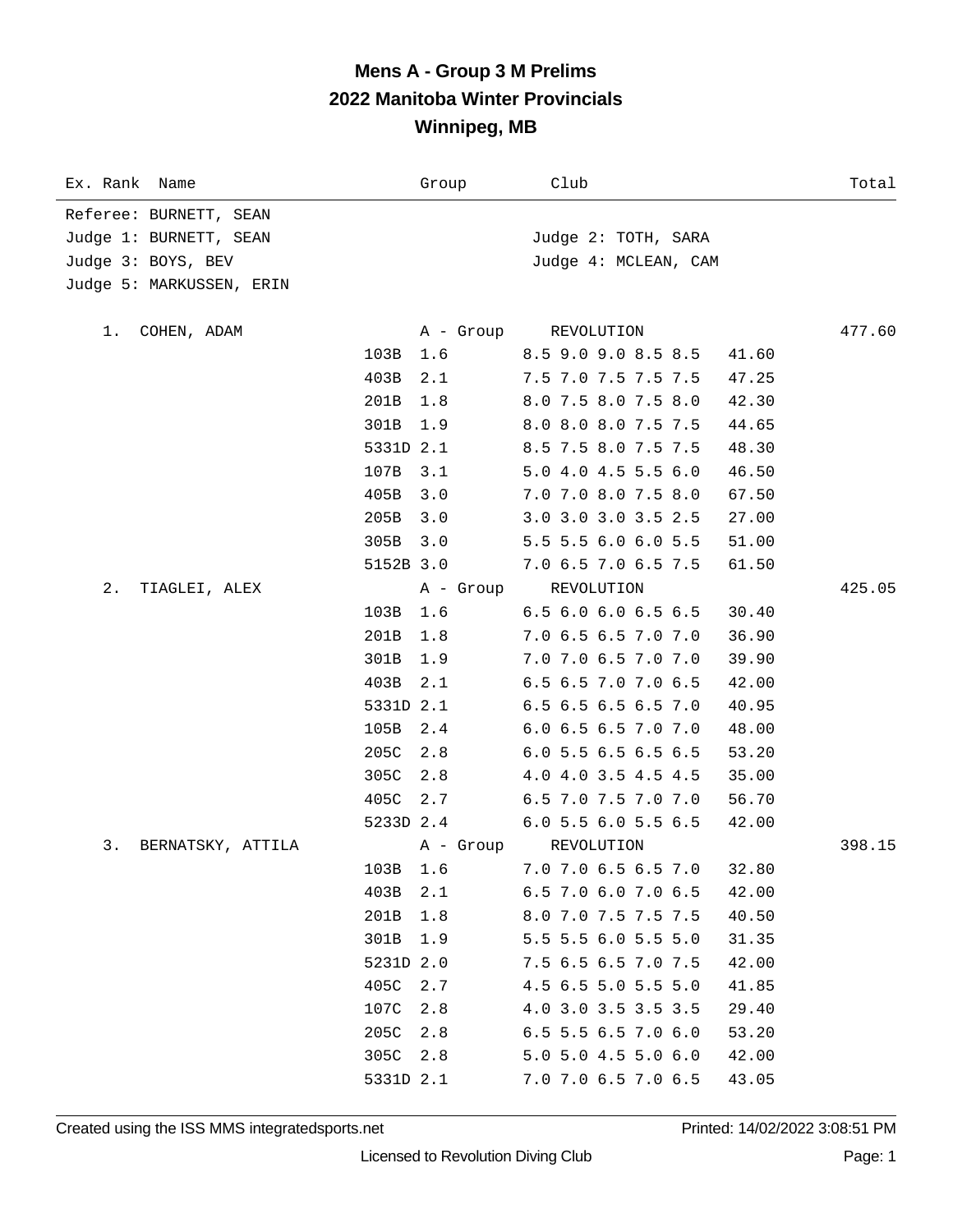# Mens A - Group 3 M Prelims
## 2022 Manitoba Winter Provincials
## Winnipeg, MB

| Ex. Rank | Name | | Group | Club | | Total |
|---|---|---|---|---|---|---|

Referee: BURNETT, SEAN
Judge 1: BURNETT, SEAN — Judge 2: TOTH, SARA
Judge 3: BOYS, BEV — Judge 4: MCLEAN, CAM
Judge 5: MARKUSSEN, ERIN

| Ex. Rank | Name | Dive | DD | Group / Scores | Club / Points | Total |
|---|---|---|---|---|---|---|
| 1. | COHEN, ADAM | | | A - Group | REVOLUTION | 477.60 |
| | | 103B | 1.6 | 8.5 9.0 9.0 8.5 8.5 | 41.60 | |
| | | 403B | 2.1 | 7.5 7.0 7.5 7.5 7.5 | 47.25 | |
| | | 201B | 1.8 | 8.0 7.5 8.0 7.5 8.0 | 42.30 | |
| | | 301B | 1.9 | 8.0 8.0 8.0 7.5 7.5 | 44.65 | |
| | | 5331D | 2.1 | 8.5 7.5 8.0 7.5 7.5 | 48.30 | |
| | | 107B | 3.1 | 5.0 4.0 4.5 5.5 6.0 | 46.50 | |
| | | 405B | 3.0 | 7.0 7.0 8.0 7.5 8.0 | 67.50 | |
| | | 205B | 3.0 | 3.0 3.0 3.0 3.5 2.5 | 27.00 | |
| | | 305B | 3.0 | 5.5 5.5 6.0 6.0 5.5 | 51.00 | |
| | | 5152B | 3.0 | 7.0 6.5 7.0 6.5 7.5 | 61.50 | |
| 2. | TIAGLEI, ALEX | | | A - Group | REVOLUTION | 425.05 |
| | | 103B | 1.6 | 6.5 6.0 6.0 6.5 6.5 | 30.40 | |
| | | 201B | 1.8 | 7.0 6.5 6.5 7.0 7.0 | 36.90 | |
| | | 301B | 1.9 | 7.0 7.0 6.5 7.0 7.0 | 39.90 | |
| | | 403B | 2.1 | 6.5 6.5 7.0 7.0 6.5 | 42.00 | |
| | | 5331D | 2.1 | 6.5 6.5 6.5 6.5 7.0 | 40.95 | |
| | | 105B | 2.4 | 6.0 6.5 6.5 7.0 7.0 | 48.00 | |
| | | 205C | 2.8 | 6.0 5.5 6.5 6.5 6.5 | 53.20 | |
| | | 305C | 2.8 | 4.0 4.0 3.5 4.5 4.5 | 35.00 | |
| | | 405C | 2.7 | 6.5 7.0 7.5 7.0 7.0 | 56.70 | |
| | | 5233D | 2.4 | 6.0 5.5 6.0 5.5 6.5 | 42.00 | |
| 3. | BERNATSKY, ATTILA | | | A - Group | REVOLUTION | 398.15 |
| | | 103B | 1.6 | 7.0 7.0 6.5 6.5 7.0 | 32.80 | |
| | | 403B | 2.1 | 6.5 7.0 6.0 7.0 6.5 | 42.00 | |
| | | 201B | 1.8 | 8.0 7.0 7.5 7.5 7.5 | 40.50 | |
| | | 301B | 1.9 | 5.5 5.5 6.0 5.5 5.0 | 31.35 | |
| | | 5231D | 2.0 | 7.5 6.5 6.5 7.0 7.5 | 42.00 | |
| | | 405C | 2.7 | 4.5 6.5 5.0 5.5 5.0 | 41.85 | |
| | | 107C | 2.8 | 4.0 3.0 3.5 3.5 3.5 | 29.40 | |
| | | 205C | 2.8 | 6.5 5.5 6.5 7.0 6.0 | 53.20 | |
| | | 305C | 2.8 | 5.0 5.0 4.5 5.0 6.0 | 42.00 | |
| | | 5331D | 2.1 | 7.0 7.0 6.5 7.0 6.5 | 43.05 | |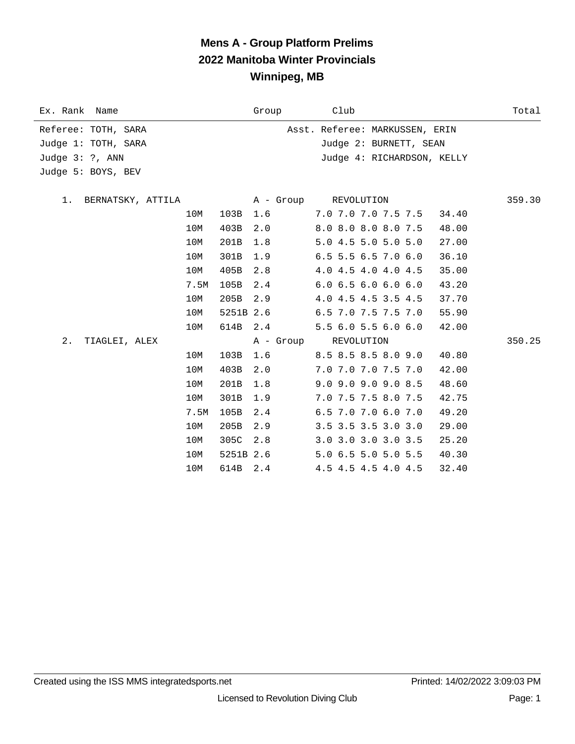# Mens A - Group Platform Prelims
## 2022 Manitoba Winter Provincials
## Winnipeg, MB

| Ex. Rank | Name | Group | Club | Total |
|---|---|---|---|---|

Referee: TOTH, SARA — Asst. Referee: MARKUSSEN, ERIN
Judge 1: TOTH, SARA — Judge 2: BURNETT, SEAN
Judge 3: ?, ANN — Judge 4: RICHARDSON, KELLY
Judge 5: BOYS, BEV

| Rank | Name | Height | Dive | DD | Scores | Points | Total |
|---|---|---|---|---|---|---|---|
| 1. | BERNATSKY, ATTILA | A - Group | REVOLUTION | | | | 359.30 |
| | | 10M | 103B | 1.6 | 7.0 7.0 7.0 7.5 7.5 | 34.40 | |
| | | 10M | 403B | 2.0 | 8.0 8.0 8.0 8.0 7.5 | 48.00 | |
| | | 10M | 201B | 1.8 | 5.0 4.5 5.0 5.0 5.0 | 27.00 | |
| | | 10M | 301B | 1.9 | 6.5 5.5 6.5 7.0 6.0 | 36.10 | |
| | | 10M | 405B | 2.8 | 4.0 4.5 4.0 4.0 4.5 | 35.00 | |
| | | 7.5M | 105B | 2.4 | 6.0 6.5 6.0 6.0 6.0 | 43.20 | |
| | | 10M | 205B | 2.9 | 4.0 4.5 4.5 3.5 4.5 | 37.70 | |
| | | 10M | 5251B | 2.6 | 6.5 7.0 7.5 7.5 7.0 | 55.90 | |
| | | 10M | 614B | 2.4 | 5.5 6.0 5.5 6.0 6.0 | 42.00 | |
| 2. | TIAGLEI, ALEX | A - Group | REVOLUTION | | | | 350.25 |
| | | 10M | 103B | 1.6 | 8.5 8.5 8.5 8.0 9.0 | 40.80 | |
| | | 10M | 403B | 2.0 | 7.0 7.0 7.0 7.5 7.0 | 42.00 | |
| | | 10M | 201B | 1.8 | 9.0 9.0 9.0 9.0 8.5 | 48.60 | |
| | | 10M | 301B | 1.9 | 7.0 7.5 7.5 8.0 7.5 | 42.75 | |
| | | 7.5M | 105B | 2.4 | 6.5 7.0 7.0 6.0 7.0 | 49.20 | |
| | | 10M | 205B | 2.9 | 3.5 3.5 3.5 3.0 3.0 | 29.00 | |
| | | 10M | 305C | 2.8 | 3.0 3.0 3.0 3.0 3.5 | 25.20 | |
| | | 10M | 5251B | 2.6 | 5.0 6.5 5.0 5.0 5.5 | 40.30 | |
| | | 10M | 614B | 2.4 | 4.5 4.5 4.5 4.0 4.5 | 32.40 | |

Created using the ISS MMS integratedsports.net — Printed: 14/02/2022 3:09:03 PM

Licensed to Revolution Diving Club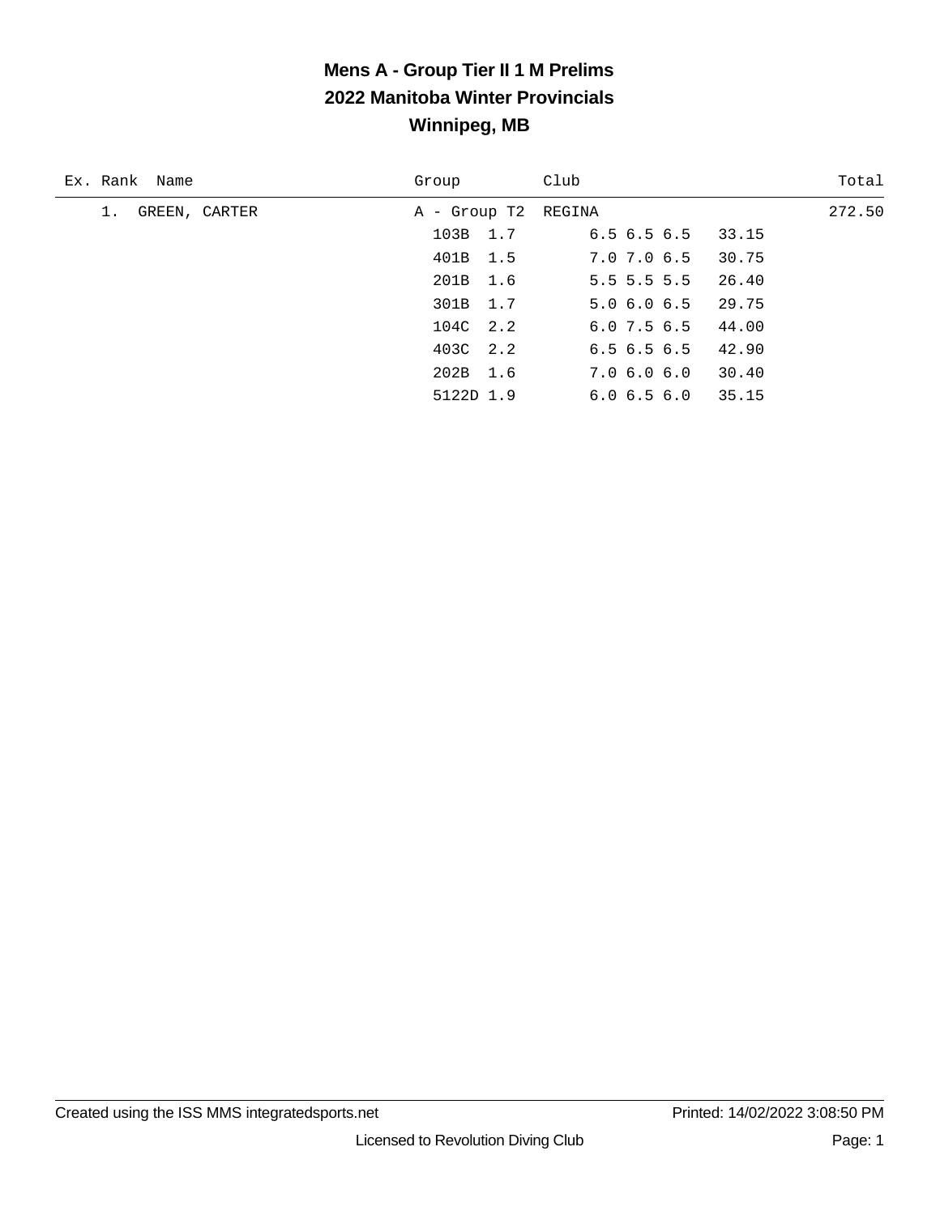# Mens A - Group Tier II 1 M Prelims
## 2022 Manitoba Winter Provincials
## Winnipeg, MB

| Ex. | Rank | Name | Group | Club | Total |
|---|---|---|---|---|---|
| | 1. | GREEN, CARTER | A - Group T2 | REGINA | 272.50 |

| Dive | DD | Scores | Points |
|---|---|---|---|
| 103B | 1.7 | 6.5 6.5 6.5 | 33.15 |
| 401B | 1.5 | 7.0 7.0 6.5 | 30.75 |
| 201B | 1.6 | 5.5 5.5 5.5 | 26.40 |
| 301B | 1.7 | 5.0 6.0 6.5 | 29.75 |
| 104C | 2.2 | 6.0 7.5 6.5 | 44.00 |
| 403C | 2.2 | 6.5 6.5 6.5 | 42.90 |
| 202B | 1.6 | 7.0 6.0 6.0 | 30.40 |
| 5122D | 1.9 | 6.0 6.5 6.0 | 35.15 |

Created using the ISS MMS integratedsports.net — Printed: 14/02/2022 3:08:50 PM

Licensed to Revolution Diving Club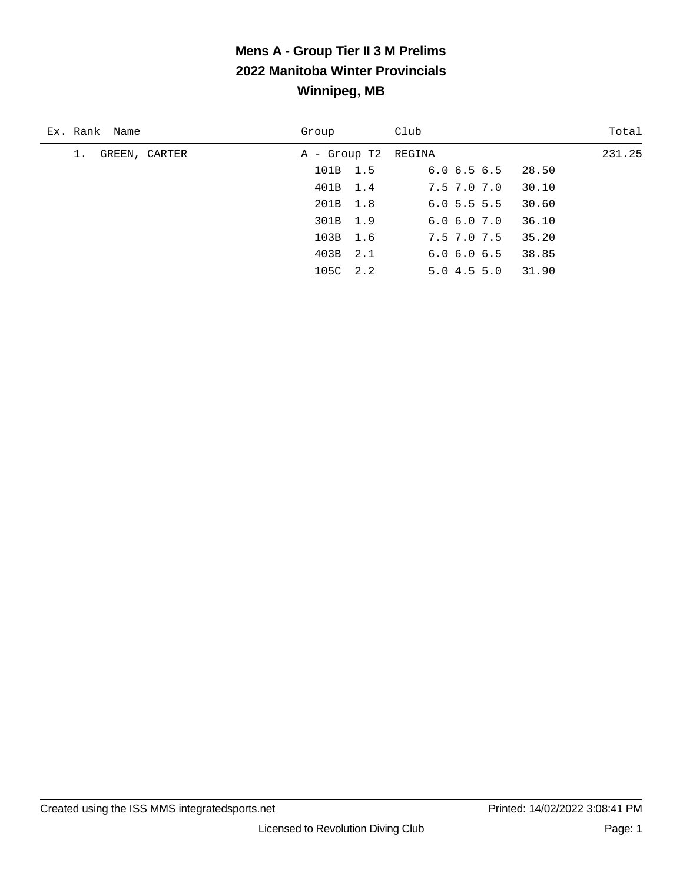# Mens A - Group Tier II 3 M Prelims
## 2022 Manitoba Winter Provincials
## Winnipeg, MB

| Ex. | Rank | Name | Group | Club | Total |
|---|---|---|---|---|---|
| | 1. | GREEN, CARTER | A - Group T2 | REGINA | 231.25 |

| Dive | DD | Scores | Points |
|---|---|---|---|
| 101B | 1.5 | 6.0 6.5 6.5 | 28.50 |
| 401B | 1.4 | 7.5 7.0 7.0 | 30.10 |
| 201B | 1.8 | 6.0 5.5 5.5 | 30.60 |
| 301B | 1.9 | 6.0 6.0 7.0 | 36.10 |
| 103B | 1.6 | 7.5 7.0 7.5 | 35.20 |
| 403B | 2.1 | 6.0 6.0 6.5 | 38.85 |
| 105C | 2.2 | 5.0 4.5 5.0 | 31.90 |

Created using the ISS MMS integratedsports.net — Printed: 14/02/2022 3:08:41 PM

Licensed to Revolution Diving Club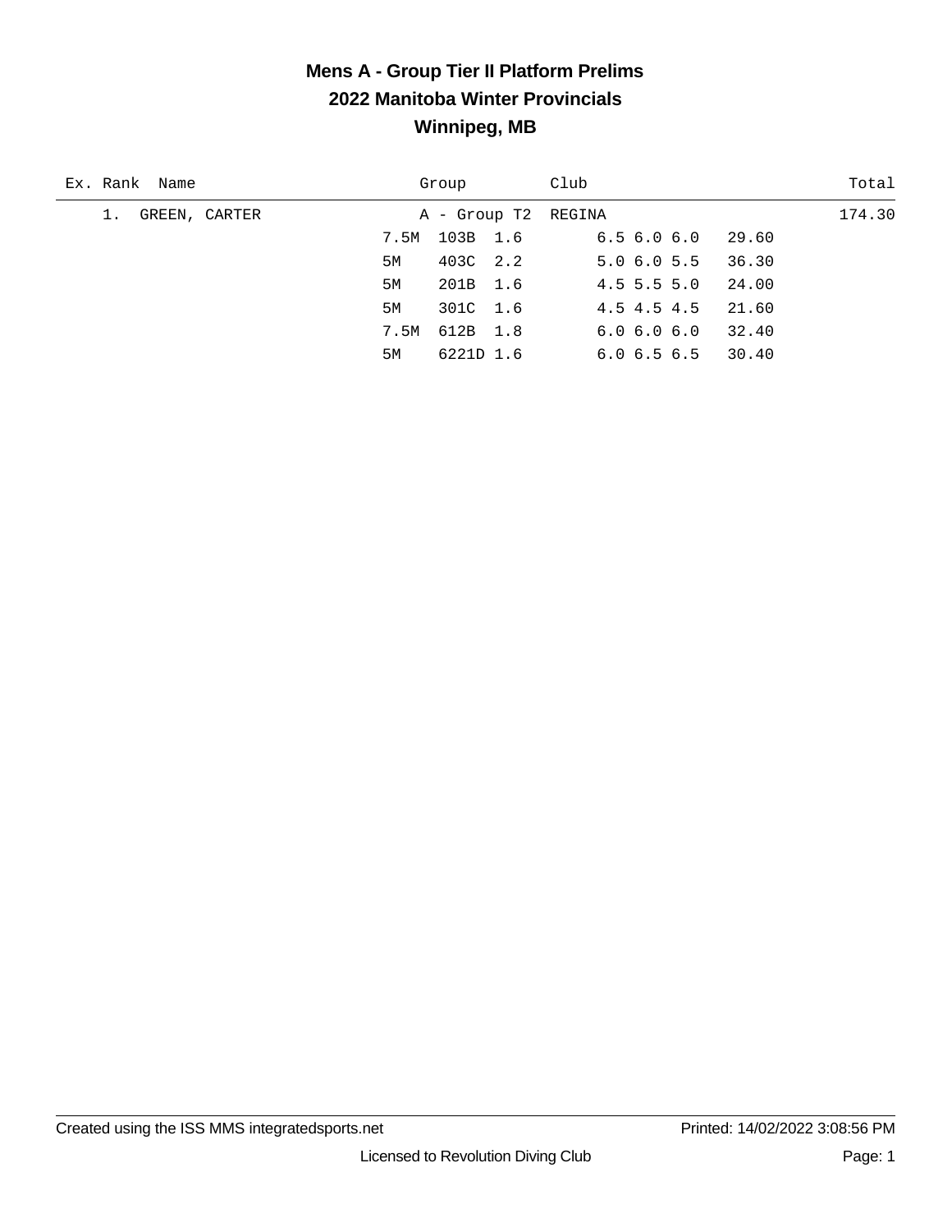# Mens A - Group Tier II Platform Prelims
## 2022 Manitoba Winter Provincials
## Winnipeg, MB

| Ex. | Rank | Name | Group | Club | Total |
|---|---|---|---|---|---|
| | 1. | GREEN, CARTER | A - Group T2 | REGINA | 174.30 |

| Height | Dive | DD | Scores | Points |
|---|---|---|---|---|
| 7.5M | 103B | 1.6 | 6.5 6.0 6.0 | 29.60 |
| 5M | 403C | 2.2 | 5.0 6.0 5.5 | 36.30 |
| 5M | 201B | 1.6 | 4.5 5.5 5.0 | 24.00 |
| 5M | 301C | 1.6 | 4.5 4.5 4.5 | 21.60 |
| 7.5M | 612B | 1.8 | 6.0 6.0 6.0 | 32.40 |
| 5M | 6221D | 1.6 | 6.0 6.5 6.5 | 30.40 |

Created using the ISS MMS integratedsports.net

Printed: 14/02/2022 3:08:56 PM

Licensed to Revolution Diving Club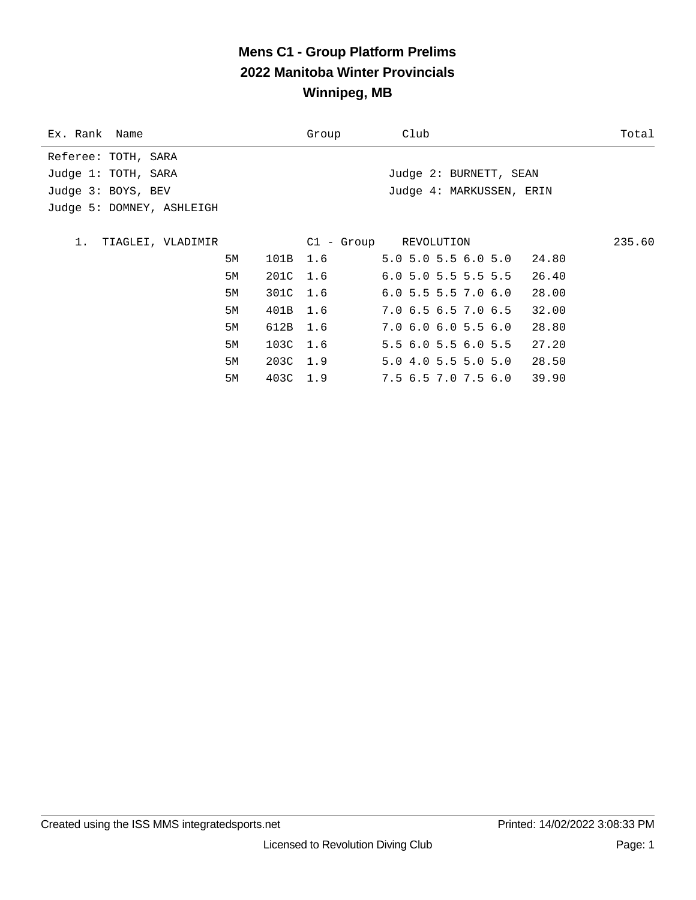# Mens C1 - Group Platform Prelims
## 2022 Manitoba Winter Provincials
## Winnipeg, MB

| Ex. Rank | Name | Group | Club | Total |
|---|---|---|---|---|

Referee: TOTH, SARA

Judge 1: TOTH, SARA — Judge 2: BURNETT, SEAN

Judge 3: BOYS, BEV — Judge 4: MARKUSSEN, ERIN

Judge 5: DOMNEY, ASHLEIGH

**1. TIAGLEI, VLADIMIR** — C1 - Group — REVOLUTION — **235.60**

| Height | Dive | DD | Scores | Points |
|---|---|---|---|---|
| 5M | 101B | 1.6 | 5.0 5.0 5.5 6.0 5.0 | 24.80 |
| 5M | 201C | 1.6 | 6.0 5.0 5.5 5.5 5.5 | 26.40 |
| 5M | 301C | 1.6 | 6.0 5.5 5.5 7.0 6.0 | 28.00 |
| 5M | 401B | 1.6 | 7.0 6.5 6.5 7.0 6.5 | 32.00 |
| 5M | 612B | 1.6 | 7.0 6.0 6.0 5.5 6.0 | 28.80 |
| 5M | 103C | 1.6 | 5.5 6.0 5.5 6.0 5.5 | 27.20 |
| 5M | 203C | 1.9 | 5.0 4.0 5.5 5.0 5.0 | 28.50 |
| 5M | 403C | 1.9 | 7.5 6.5 7.0 7.5 6.0 | 39.90 |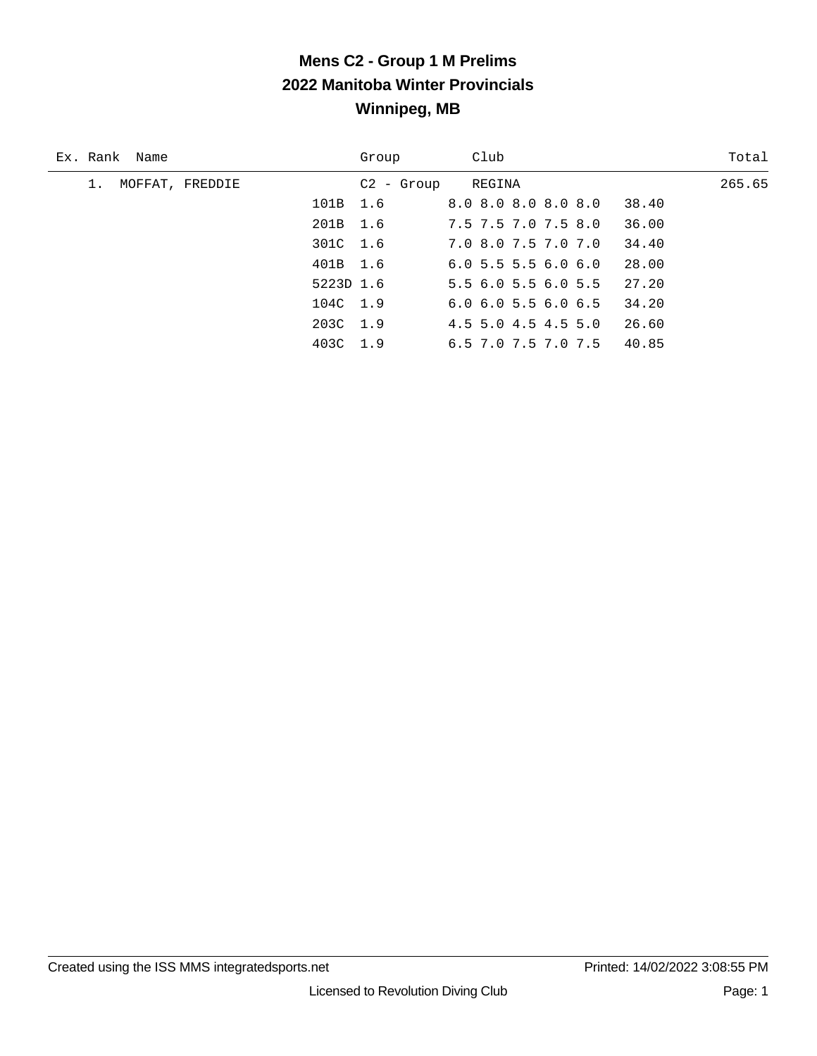# Mens C2 - Group 1 M Prelims
## 2022 Manitoba Winter Provincials
## Winnipeg, MB

| Ex. | Rank | Name | Group | Club | | | Total |
|---|---|---|---|---|---|---|---|
| | 1. | MOFFAT, FREDDIE | C2 - Group | REGINA | | | 265.65 |
| | | | 101B | 1.6 | 8.0 8.0 8.0 8.0 8.0 | 38.40 | |
| | | | 201B | 1.6 | 7.5 7.5 7.0 7.5 8.0 | 36.00 | |
| | | | 301C | 1.6 | 7.0 8.0 7.5 7.0 7.0 | 34.40 | |
| | | | 401B | 1.6 | 6.0 5.5 5.5 6.0 6.0 | 28.00 | |
| | | | 5223D | 1.6 | 5.5 6.0 5.5 6.0 5.5 | 27.20 | |
| | | | 104C | 1.9 | 6.0 6.0 5.5 6.0 6.5 | 34.20 | |
| | | | 203C | 1.9 | 4.5 5.0 4.5 4.5 5.0 | 26.60 | |
| | | | 403C | 1.9 | 6.5 7.0 7.5 7.0 7.5 | 40.85 | |

Created using the ISS MMS integratedsports.net

Printed: 14/02/2022 3:08:55 PM

Licensed to Revolution Diving Club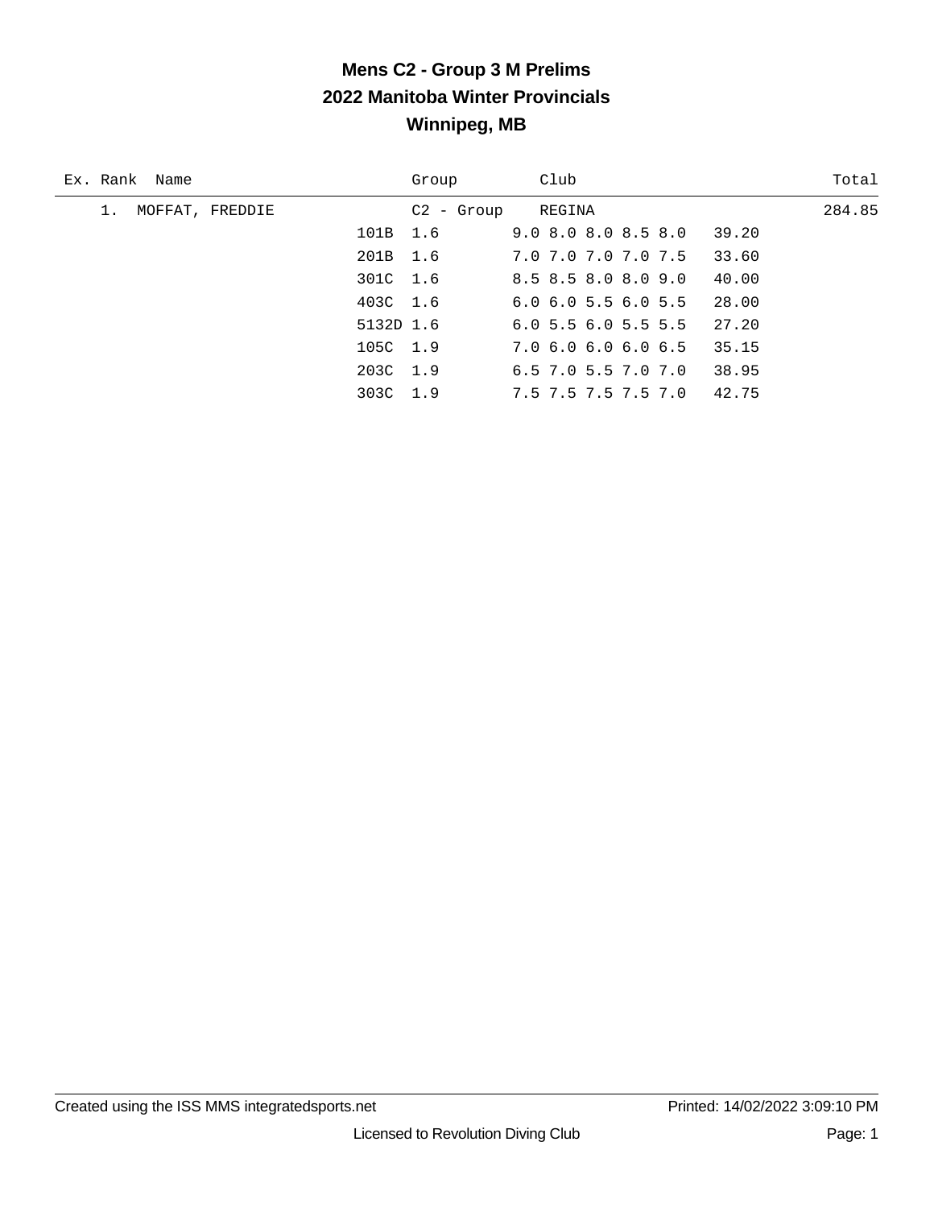# Mens C2 - Group 3 M Prelims

## 2022 Manitoba Winter Provincials

## Winnipeg, MB

| Ex. | Rank | Name | Group | Club | Total |
|---|---|---|---|---|---|
| | 1. | MOFFAT, FREDDIE | C2 - Group | REGINA | 284.85 |

| Dive | DD | Scores | Points |
|---|---|---|---|
| 101B | 1.6 | 9.0 8.0 8.0 8.5 8.0 | 39.20 |
| 201B | 1.6 | 7.0 7.0 7.0 7.0 7.5 | 33.60 |
| 301C | 1.6 | 8.5 8.5 8.0 8.0 9.0 | 40.00 |
| 403C | 1.6 | 6.0 6.0 5.5 6.0 5.5 | 28.00 |
| 5132D | 1.6 | 6.0 5.5 6.0 5.5 5.5 | 27.20 |
| 105C | 1.9 | 7.0 6.0 6.0 6.0 6.5 | 35.15 |
| 203C | 1.9 | 6.5 7.0 5.5 7.0 7.0 | 38.95 |
| 303C | 1.9 | 7.5 7.5 7.5 7.5 7.0 | 42.75 |

Created using the ISS MMS integratedsports.net

Printed: 14/02/2022 3:09:10 PM

Licensed to Revolution Diving Club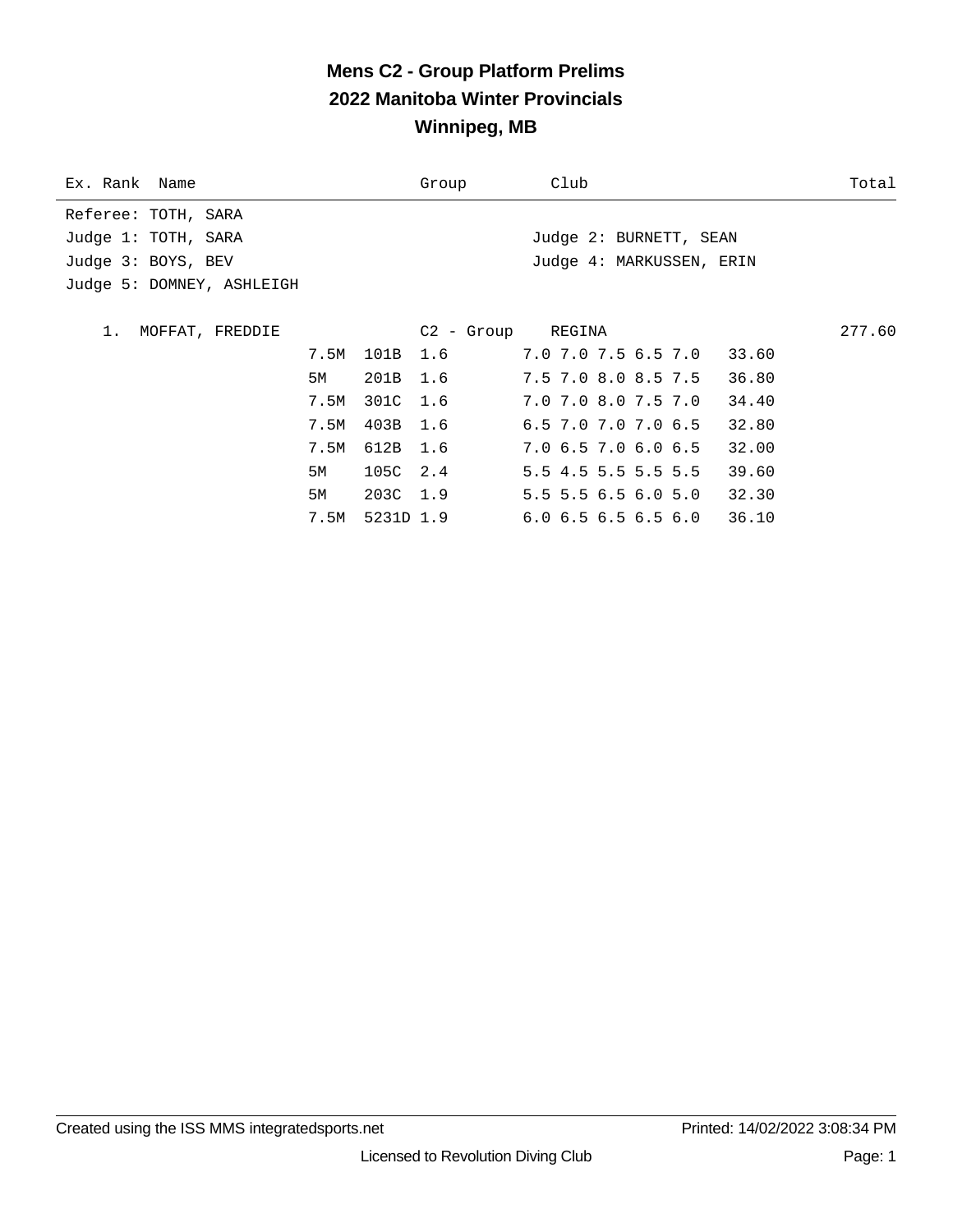# Mens C2 - Group Platform Prelims
## 2022 Manitoba Winter Provincials
## Winnipeg, MB

| Ex. Rank | Name | Group | Club | Total |
|---|---|---|---|---|

Referee: TOTH, SARA
Judge 1: TOTH, SARA
Judge 2: BURNETT, SEAN
Judge 3: BOYS, BEV
Judge 4: MARKUSSEN, ERIN
Judge 5: DOMNEY, ASHLEIGH

| Ex. Rank | Name | Group | Club | Total |
|---|---|---|---|---|
| 1. | MOFFAT, FREDDIE | C2 - Group | REGINA | 277.60 |

| Height | Dive | DD | Scores | Points |
|---|---|---|---|---|
| 7.5M | 101B | 1.6 | 7.0 7.0 7.5 6.5 7.0 | 33.60 |
| 5M | 201B | 1.6 | 7.5 7.0 8.0 8.5 7.5 | 36.80 |
| 7.5M | 301C | 1.6 | 7.0 7.0 8.0 7.5 7.0 | 34.40 |
| 7.5M | 403B | 1.6 | 6.5 7.0 7.0 7.0 6.5 | 32.80 |
| 7.5M | 612B | 1.6 | 7.0 6.5 7.0 6.0 6.5 | 32.00 |
| 5M | 105C | 2.4 | 5.5 4.5 5.5 5.5 5.5 | 39.60 |
| 5M | 203C | 1.9 | 5.5 5.5 6.5 6.0 5.0 | 32.30 |
| 7.5M | 5231D | 1.9 | 6.0 6.5 6.5 6.5 6.0 | 36.10 |

Created using the ISS MMS integratedsports.net
Printed: 14/02/2022 3:08:34 PM
Licensed to Revolution Diving Club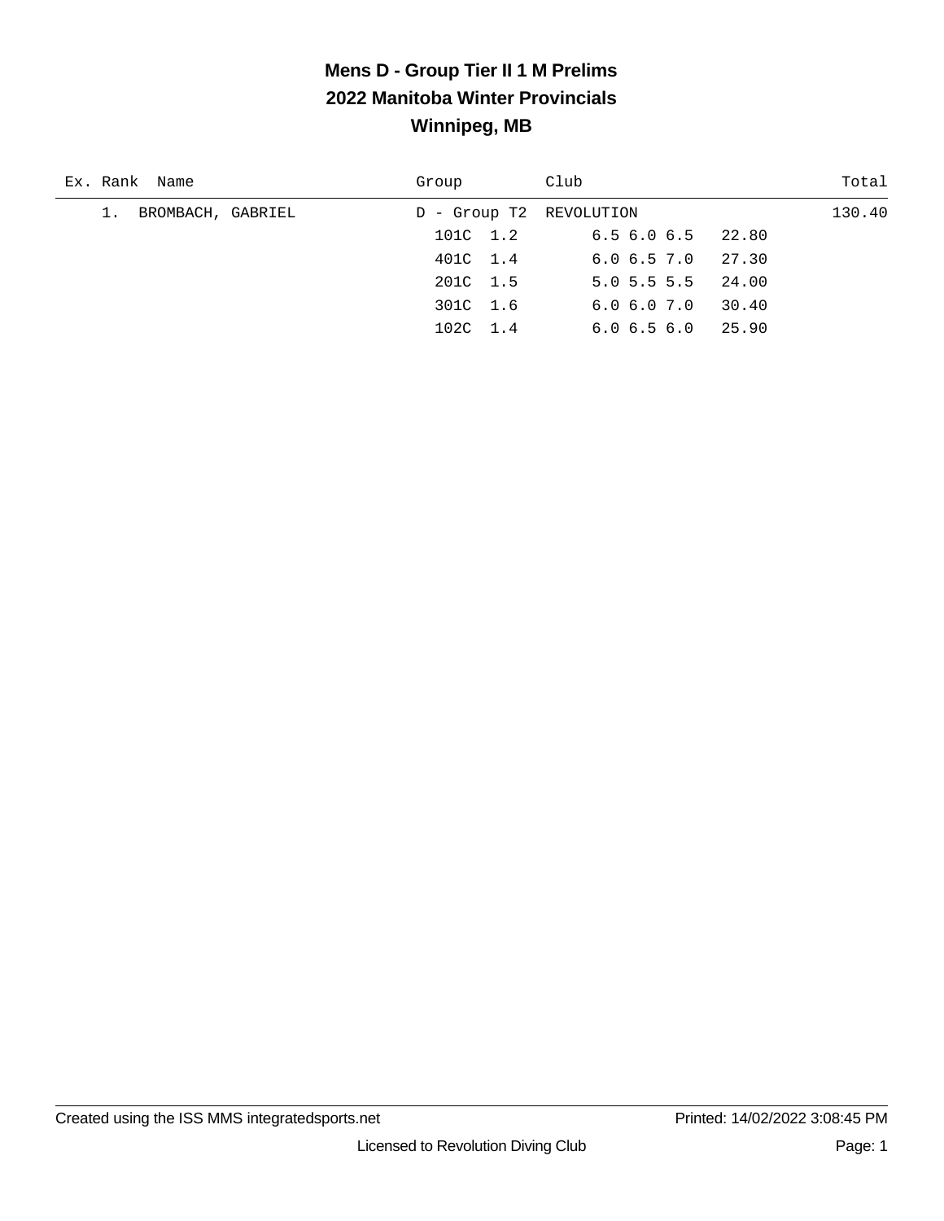# Mens D - Group Tier II 1 M Prelims
## 2022 Manitoba Winter Provincials
## Winnipeg, MB

| Ex. | Rank | Name | Group | Club | | Total |
|---|---|---|---|---|---|---|
| | 1. | BROMBACH, GABRIEL | D - Group T2 | REVOLUTION | | 130.40 |
| | | | 101C 1.2 | 6.5 6.0 6.5 | 22.80 | |
| | | | 401C 1.4 | 6.0 6.5 7.0 | 27.30 | |
| | | | 201C 1.5 | 5.0 5.5 5.5 | 24.00 | |
| | | | 301C 1.6 | 6.0 6.0 7.0 | 30.40 | |
| | | | 102C 1.4 | 6.0 6.5 6.0 | 25.90 | |

Created using the ISS MMS integratedsports.net

Printed: 14/02/2022 3:08:45 PM

Licensed to Revolution Diving Club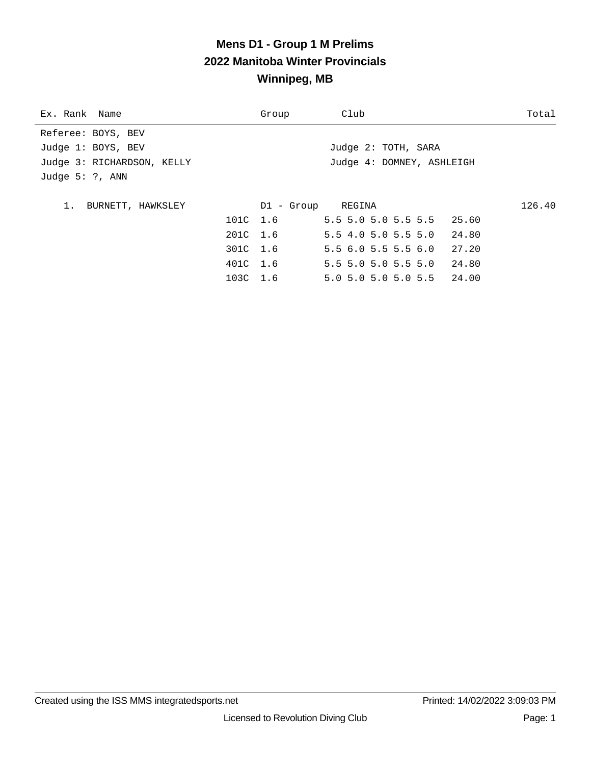# Mens D1 - Group 1 M Prelims
## 2022 Manitoba Winter Provincials
### Winnipeg, MB

| Ex. Rank | Name | Group | Club | Total |
|---|---|---|---|---|

Referee: BOYS, BEV
Judge 1: BOYS, BEV
Judge 2: TOTH, SARA
Judge 3: RICHARDSON, KELLY
Judge 4: DOMNEY, ASHLEIGH
Judge 5: ?, ANN

| Rank | Name | Dive | DD | Group | Club | Scores | Points | Total |
|---|---|---|---|---|---|---|---|---|
| 1. | BURNETT, HAWKSLEY | | | D1 - Group | REGINA | | | 126.40 |
| | | 101C | 1.6 | | | 5.5 5.0 5.0 5.5 5.5 | 25.60 | |
| | | 201C | 1.6 | | | 5.5 4.0 5.0 5.5 5.0 | 24.80 | |
| | | 301C | 1.6 | | | 5.5 6.0 5.5 5.5 6.0 | 27.20 | |
| | | 401C | 1.6 | | | 5.5 5.0 5.0 5.5 5.0 | 24.80 | |
| | | 103C | 1.6 | | | 5.0 5.0 5.0 5.0 5.5 | 24.00 | |

Created using the ISS MMS integratedsports.net
Printed: 14/02/2022 3:09:03 PM
Licensed to Revolution Diving Club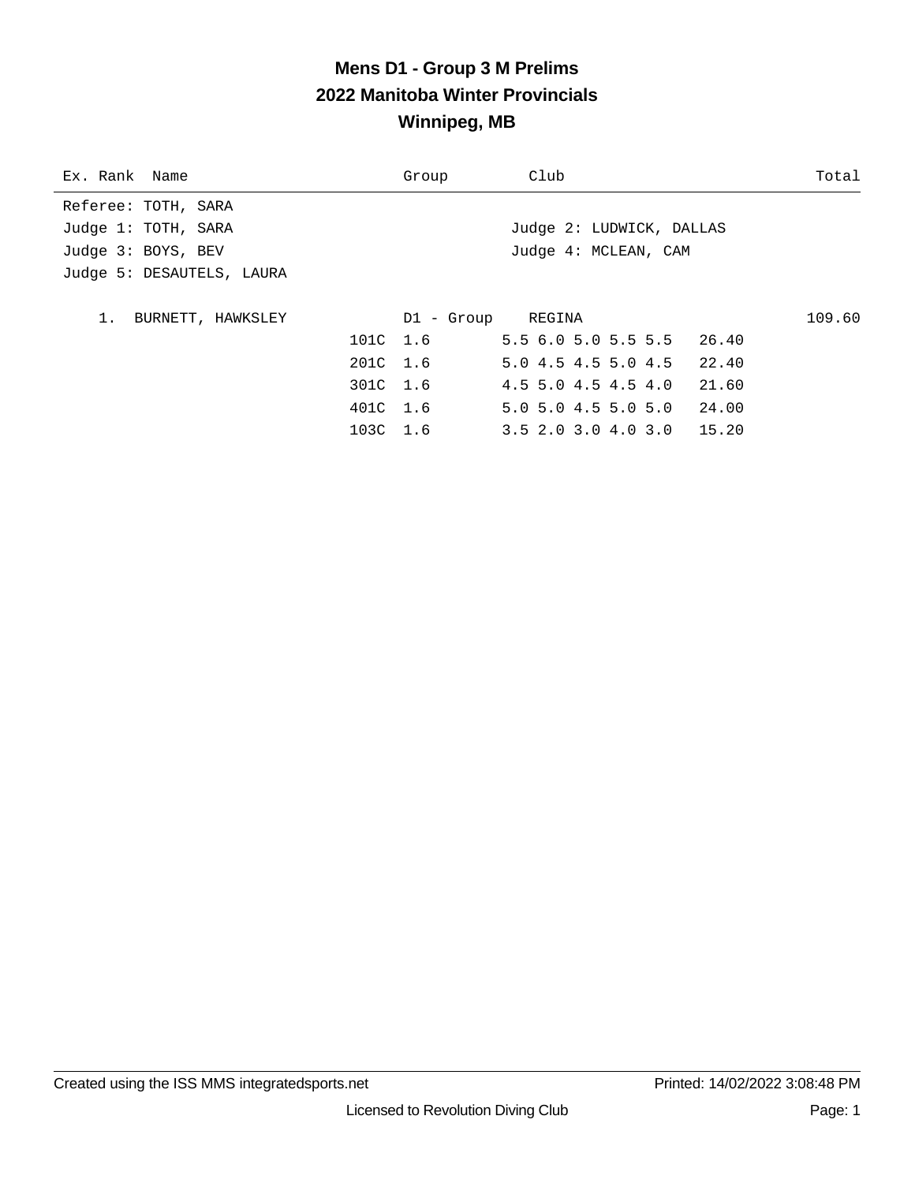# Mens D1 - Group 3 M Prelims
## 2022 Manitoba Winter Provincials
## Winnipeg, MB

| Ex. Rank | Name | | Group | Club | | Total |
|---|---|---|---|---|---|---|
| Referee: TOTH, SARA | | | | | | |
| Judge 1: TOTH, SARA | | | | Judge 2: LUDWICK, DALLAS | | |
| Judge 3: BOYS, BEV | | | | Judge 4: MCLEAN, CAM | | |
| Judge 5: DESAUTELS, LAURA | | | | | | |
| 1. | BURNETT, HAWKSLEY | | D1 - Group | REGINA | | 109.60 |
| | | 101C | 1.6 | 5.5 6.0 5.0 5.5 5.5 | 26.40 | |
| | | 201C | 1.6 | 5.0 4.5 4.5 5.0 4.5 | 22.40 | |
| | | 301C | 1.6 | 4.5 5.0 4.5 4.5 4.0 | 21.60 | |
| | | 401C | 1.6 | 5.0 5.0 4.5 5.0 5.0 | 24.00 | |
| | | 103C | 1.6 | 3.5 2.0 3.0 4.0 3.0 | 15.20 | |

Created using the ISS MMS integratedsports.net — Printed: 14/02/2022 3:08:48 PM

Licensed to Revolution Diving Club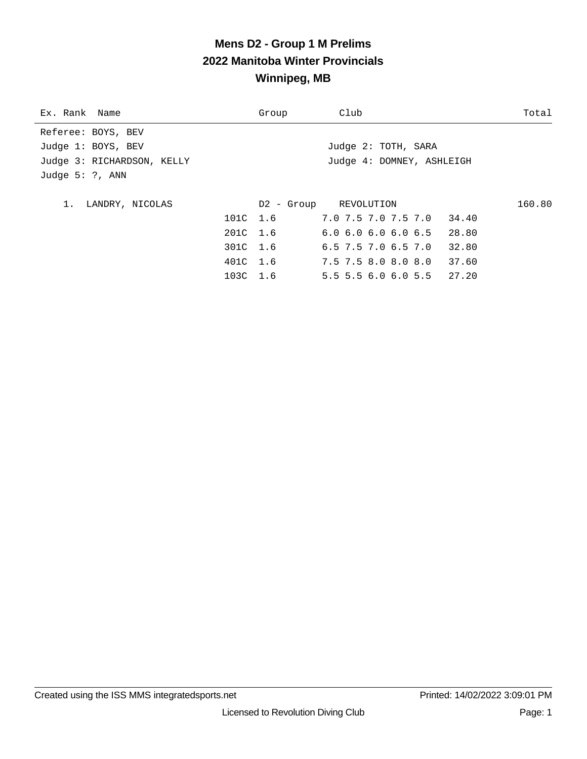# Mens D2 - Group 1 M Prelims
## 2022 Manitoba Winter Provincials
## Winnipeg, MB

| Ex. Rank | Name | Group | Club | Total |
|---|---|---|---|---|

Referee: BOYS, BEV
Judge 1: BOYS, BEV | Judge 2: TOTH, SARA
Judge 3: RICHARDSON, KELLY | Judge 4: DOMNEY, ASHLEIGH
Judge 5: ?, ANN

| Rank | Name | Dive | DD | Group / Scores | Club | Points | Total |
|---|---|---|---|---|---|---|---|
| 1. | LANDRY, NICOLAS | | | D2 - Group | REVOLUTION | | 160.80 |
| | | 101C | 1.6 | 7.0 7.5 7.0 7.5 7.0 | | 34.40 | |
| | | 201C | 1.6 | 6.0 6.0 6.0 6.0 6.5 | | 28.80 | |
| | | 301C | 1.6 | 6.5 7.5 7.0 6.5 7.0 | | 32.80 | |
| | | 401C | 1.6 | 7.5 7.5 8.0 8.0 8.0 | | 37.60 | |
| | | 103C | 1.6 | 5.5 5.5 6.0 6.0 5.5 | | 27.20 | |

Created using the ISS MMS integratedsports.net | Printed: 14/02/2022 3:09:01 PM

Licensed to Revolution Diving Club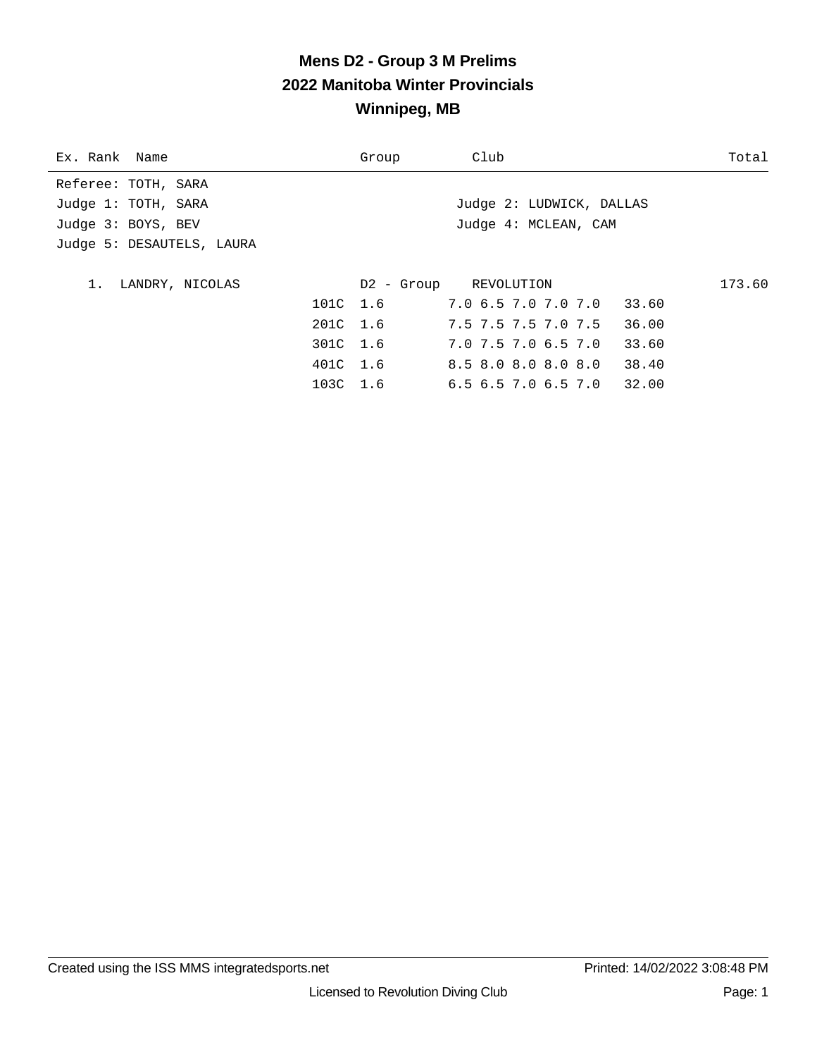# Mens D2 - Group 3 M Prelims
## 2022 Manitoba Winter Provincials
## Winnipeg, MB

| Ex. Rank | Name | Group | Club | Total |
|---|---|---|---|---|

Referee: TOTH, SARA
Judge 1: TOTH, SARA
Judge 2: LUDWICK, DALLAS
Judge 3: BOYS, BEV
Judge 4: MCLEAN, CAM
Judge 5: DESAUTELS, LAURA

| Rank | Name | Dive | DD | Scores | Points | Group | Club | Total |
|---|---|---|---|---|---|---|---|---|
| 1. | LANDRY, NICOLAS | | | | | D2 - Group | REVOLUTION | 173.60 |
| | | 101C | 1.6 | 7.0 6.5 7.0 7.0 7.0 | 33.60 | | | |
| | | 201C | 1.6 | 7.5 7.5 7.5 7.0 7.5 | 36.00 | | | |
| | | 301C | 1.6 | 7.0 7.5 7.0 6.5 7.0 | 33.60 | | | |
| | | 401C | 1.6 | 8.5 8.0 8.0 8.0 8.0 | 38.40 | | | |
| | | 103C | 1.6 | 6.5 6.5 7.0 6.5 7.0 | 32.00 | | | |

Created using the ISS MMS integratedsports.net
Printed: 14/02/2022 3:08:48 PM
Licensed to Revolution Diving Club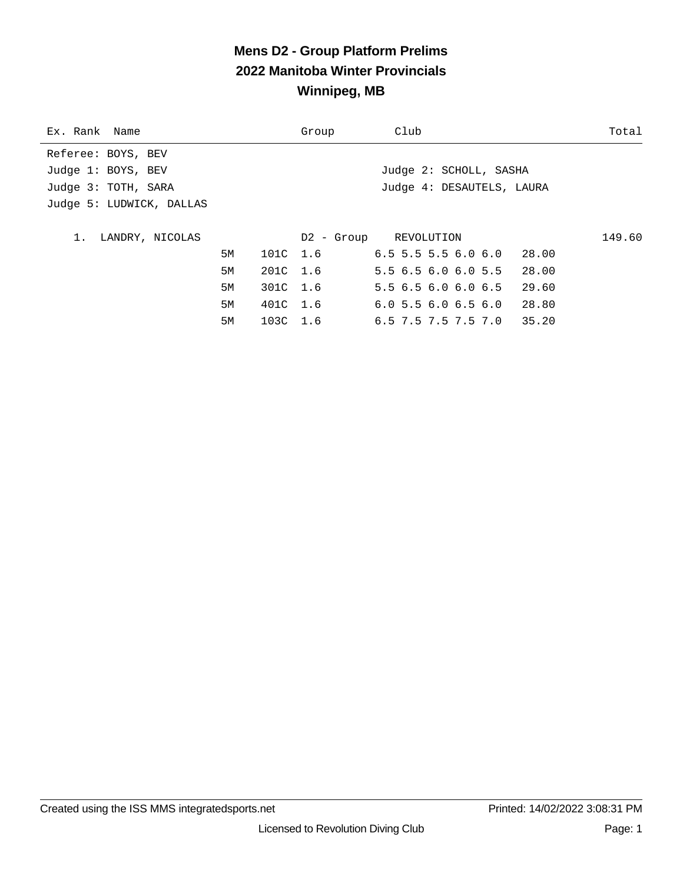# Mens D2 - Group Platform Prelims
## 2022 Manitoba Winter Provincials
## Winnipeg, MB

| Ex. Rank | Name | Group | Club | Total |
|---|---|---|---|---|

Referee: BOYS, BEV
Judge 1: BOYS, BEV
Judge 2: SCHOLL, SASHA
Judge 3: TOTH, SARA
Judge 4: DESAUTELS, LAURA
Judge 5: LUDWICK, DALLAS

| Rank | Name | Height | Dive | DD | Group / Scores | Club / Points | Total |
|---|---|---|---|---|---|---|---|
| 1. | LANDRY, NICOLAS | | | | D2 - Group | REVOLUTION | 149.60 |
| | | 5M | 101C | 1.6 | 6.5 5.5 5.5 6.0 6.0 | 28.00 | |
| | | 5M | 201C | 1.6 | 5.5 6.5 6.0 6.0 5.5 | 28.00 | |
| | | 5M | 301C | 1.6 | 5.5 6.5 6.0 6.0 6.5 | 29.60 | |
| | | 5M | 401C | 1.6 | 6.0 5.5 6.0 6.5 6.0 | 28.80 | |
| | | 5M | 103C | 1.6 | 6.5 7.5 7.5 7.5 7.0 | 35.20 | |

Created using the ISS MMS integratedsports.net    Printed: 14/02/2022 3:08:31 PM

Licensed to Revolution Diving Club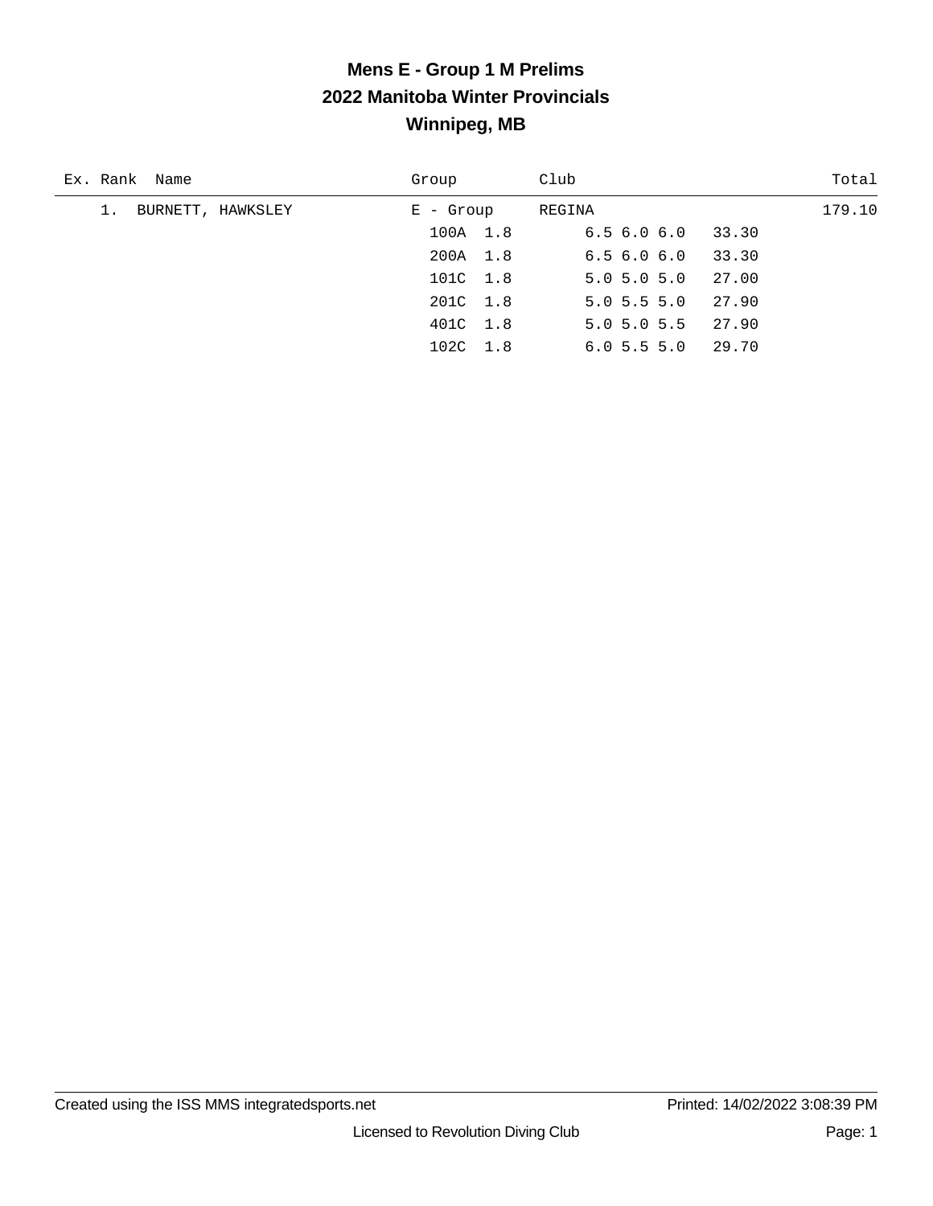# Mens E - Group 1 M Prelims
## 2022 Manitoba Winter Provincials
## Winnipeg, MB

| Ex. | Rank | Name | Group | Club | | Total |
|---|---|---|---|---|---|---|
| | 1. | BURNETT, HAWKSLEY | E - Group | REGINA | | 179.10 |
| | | | 100A 1.8 | 6.5 6.0 6.0 | 33.30 | |
| | | | 200A 1.8 | 6.5 6.0 6.0 | 33.30 | |
| | | | 101C 1.8 | 5.0 5.0 5.0 | 27.00 | |
| | | | 201C 1.8 | 5.0 5.5 5.0 | 27.90 | |
| | | | 401C 1.8 | 5.0 5.0 5.5 | 27.90 | |
| | | | 102C 1.8 | 6.0 5.5 5.0 | 29.70 | |

Created using the ISS MMS integratedsports.net | Printed: 14/02/2022 3:08:39 PM

Licensed to Revolution Diving Club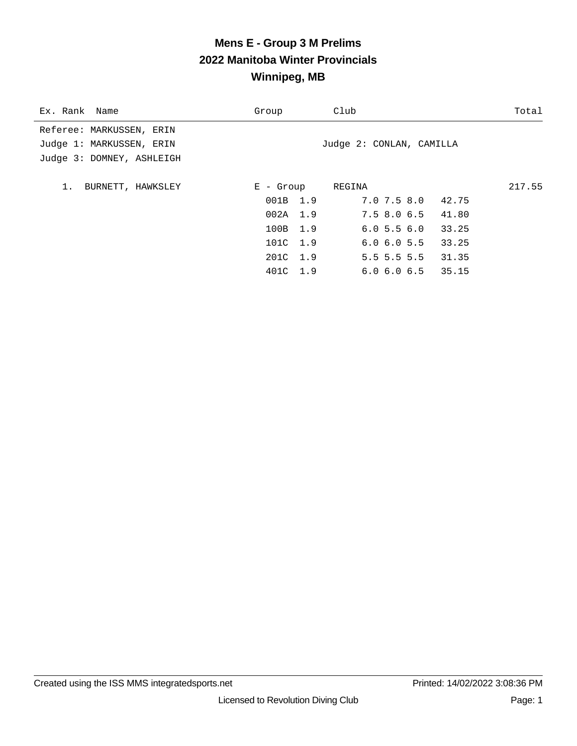# Mens E - Group 3 M Prelims
## 2022 Manitoba Winter Provincials
## Winnipeg, MB

| Ex. Rank | Name | Group | Club | Total |
|---|---|---|---|---|

Referee: MARKUSSEN, ERIN
Judge 1: MARKUSSEN, ERIN
Judge 2: CONLAN, CAMILLA
Judge 3: DOMNEY, ASHLEIGH

| Ex. Rank | Name | Group | Club | Total |
|---|---|---|---|---|
| 1. | BURNETT, HAWKSLEY | E - Group | REGINA | 217.55 |

| Dive | DD | Scores | Points |
|---|---|---|---|
| 001B | 1.9 | 7.0 7.5 8.0 | 42.75 |
| 002A | 1.9 | 7.5 8.0 6.5 | 41.80 |
| 100B | 1.9 | 6.0 5.5 6.0 | 33.25 |
| 101C | 1.9 | 6.0 6.0 5.5 | 33.25 |
| 201C | 1.9 | 5.5 5.5 5.5 | 31.35 |
| 401C | 1.9 | 6.0 6.0 6.5 | 35.15 |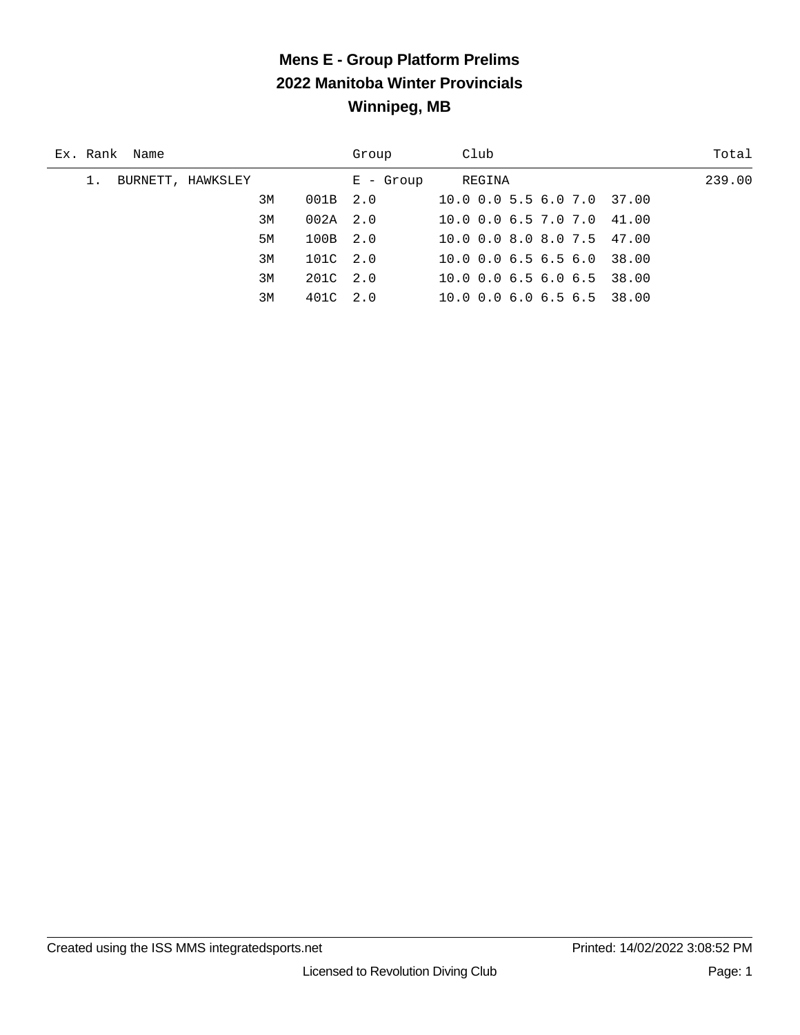# Mens E - Group Platform Prelims

## 2022 Manitoba Winter Provincials

## Winnipeg, MB

| Ex. | Rank | Name | Group | Club | Total |
|---|---|---|---|---|---|
| | 1. | BURNETT, HAWKSLEY | E - Group | REGINA | 239.00 |

| Height | Dive | DD | Scores | Points |
|---|---|---|---|---|
| 3M | 001B | 2.0 | 10.0 0.0 5.5 6.0 7.0 | 37.00 |
| 3M | 002A | 2.0 | 10.0 0.0 6.5 7.0 7.0 | 41.00 |
| 5M | 100B | 2.0 | 10.0 0.0 8.0 8.0 7.5 | 47.00 |
| 3M | 101C | 2.0 | 10.0 0.0 6.5 6.5 6.0 | 38.00 |
| 3M | 201C | 2.0 | 10.0 0.0 6.5 6.0 6.5 | 38.00 |
| 3M | 401C | 2.0 | 10.0 0.0 6.0 6.5 6.5 | 38.00 |

Created using the ISS MMS integratedsports.net | Printed: 14/02/2022 3:08:52 PM

Licensed to Revolution Diving Club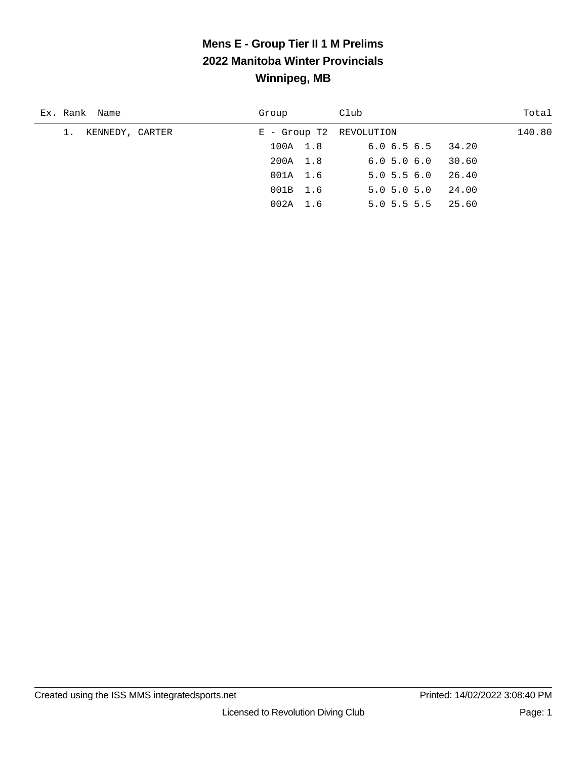# Mens E - Group Tier II 1 M Prelims
## 2022 Manitoba Winter Provincials
## Winnipeg, MB

| Ex. | Rank | Name | Group | Club | | Total |
|---|---|---|---|---|---|---|
| | 1. | KENNEDY, CARTER | E - Group T2 | REVOLUTION | | 140.80 |
| | | | 100A 1.8 | 6.0 6.5 6.5 | 34.20 | |
| | | | 200A 1.8 | 6.0 5.0 6.0 | 30.60 | |
| | | | 001A 1.6 | 5.0 5.5 6.0 | 26.40 | |
| | | | 001B 1.6 | 5.0 5.0 5.0 | 24.00 | |
| | | | 002A 1.6 | 5.0 5.5 5.5 | 25.60 | |

Created using the ISS MMS integratedsports.net — Printed: 14/02/2022 3:08:40 PM

Licensed to Revolution Diving Club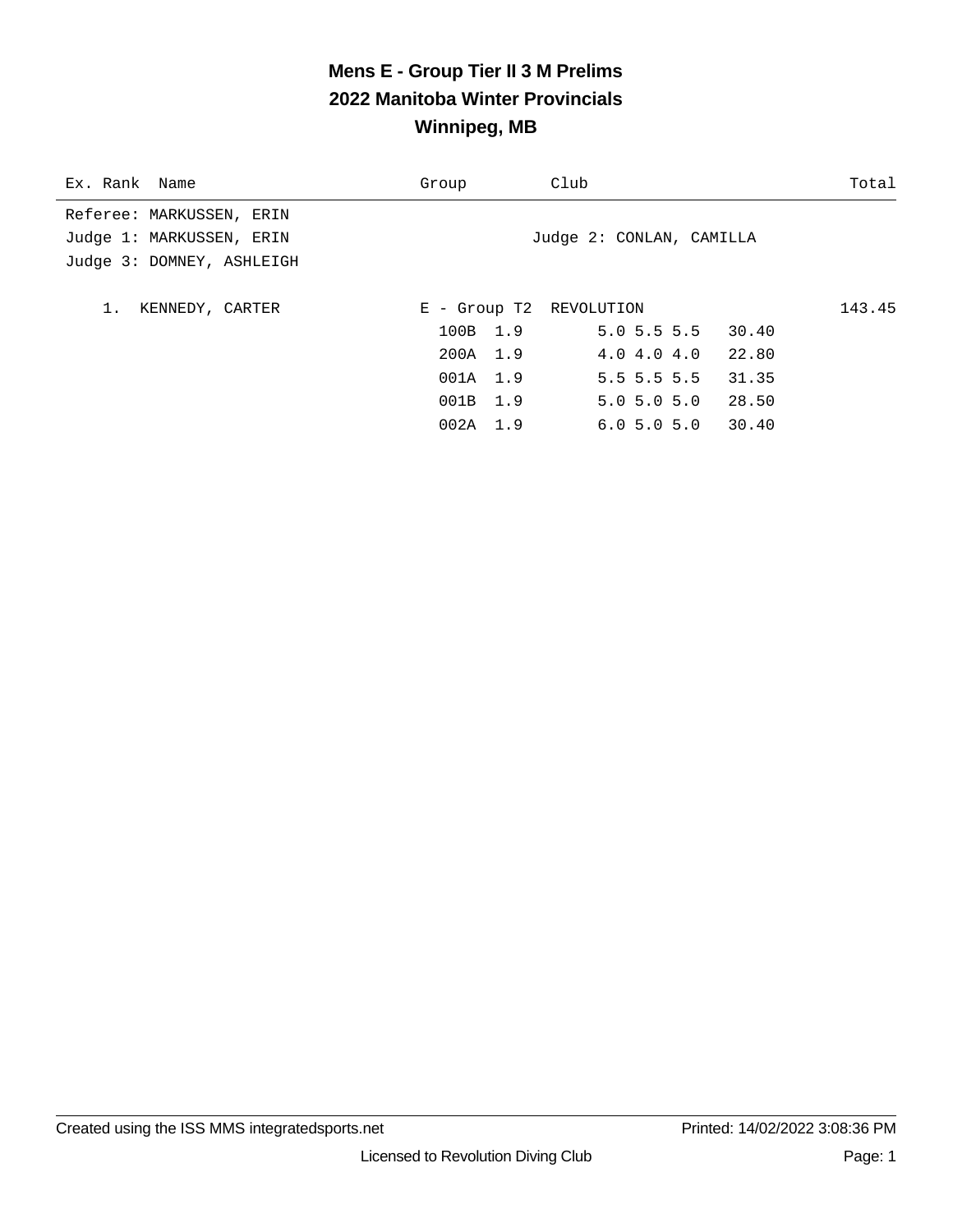# Mens E - Group Tier II 3 M Prelims
## 2022 Manitoba Winter Provincials
## Winnipeg, MB

| Ex. Rank | Name | Group | Club | Total |
|---|---|---|---|---|

Referee: MARKUSSEN, ERIN
Judge 1: MARKUSSEN, ERIN        Judge 2: CONLAN, CAMILLA
Judge 3: DOMNEY, ASHLEIGH

| Ex. Rank | Name | Group | Club | Total |
|---|---|---|---|---|
| 1. | KENNEDY, CARTER | E - Group T2 | REVOLUTION | 143.45 |

| Dive | DD | Scores | Points |
|---|---|---|---|
| 100B | 1.9 | 5.0 5.5 5.5 | 30.40 |
| 200A | 1.9 | 4.0 4.0 4.0 | 22.80 |
| 001A | 1.9 | 5.5 5.5 5.5 | 31.35 |
| 001B | 1.9 | 5.0 5.0 5.0 | 28.50 |
| 002A | 1.9 | 6.0 5.0 5.0 | 30.40 |

Created using the ISS MMS integratedsports.net    Printed: 14/02/2022 3:08:36 PM

Licensed to Revolution Diving Club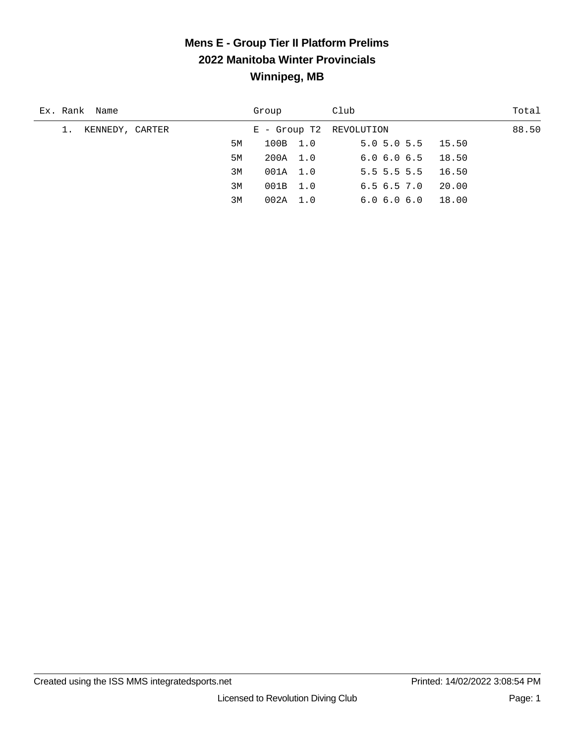# Mens E - Group Tier II Platform Prelims
## 2022 Manitoba Winter Provincials
## Winnipeg, MB

| Ex. | Rank | Name | Group | Club | Total |
|---|---|---|---|---|---|
| | 1. | KENNEDY, CARTER | E - Group T2 | REVOLUTION | 88.50 |

| Height | Dive | DD | Scores | Points |
|---|---|---|---|---|
| 5M | 100B | 1.0 | 5.0 5.0 5.5 | 15.50 |
| 5M | 200A | 1.0 | 6.0 6.0 6.5 | 18.50 |
| 3M | 001A | 1.0 | 5.5 5.5 5.5 | 16.50 |
| 3M | 001B | 1.0 | 6.5 6.5 7.0 | 20.00 |
| 3M | 002A | 1.0 | 6.0 6.0 6.0 | 18.00 |

Created using the ISS MMS integratedsports.net  Printed: 14/02/2022 3:08:54 PM

Licensed to Revolution Diving Club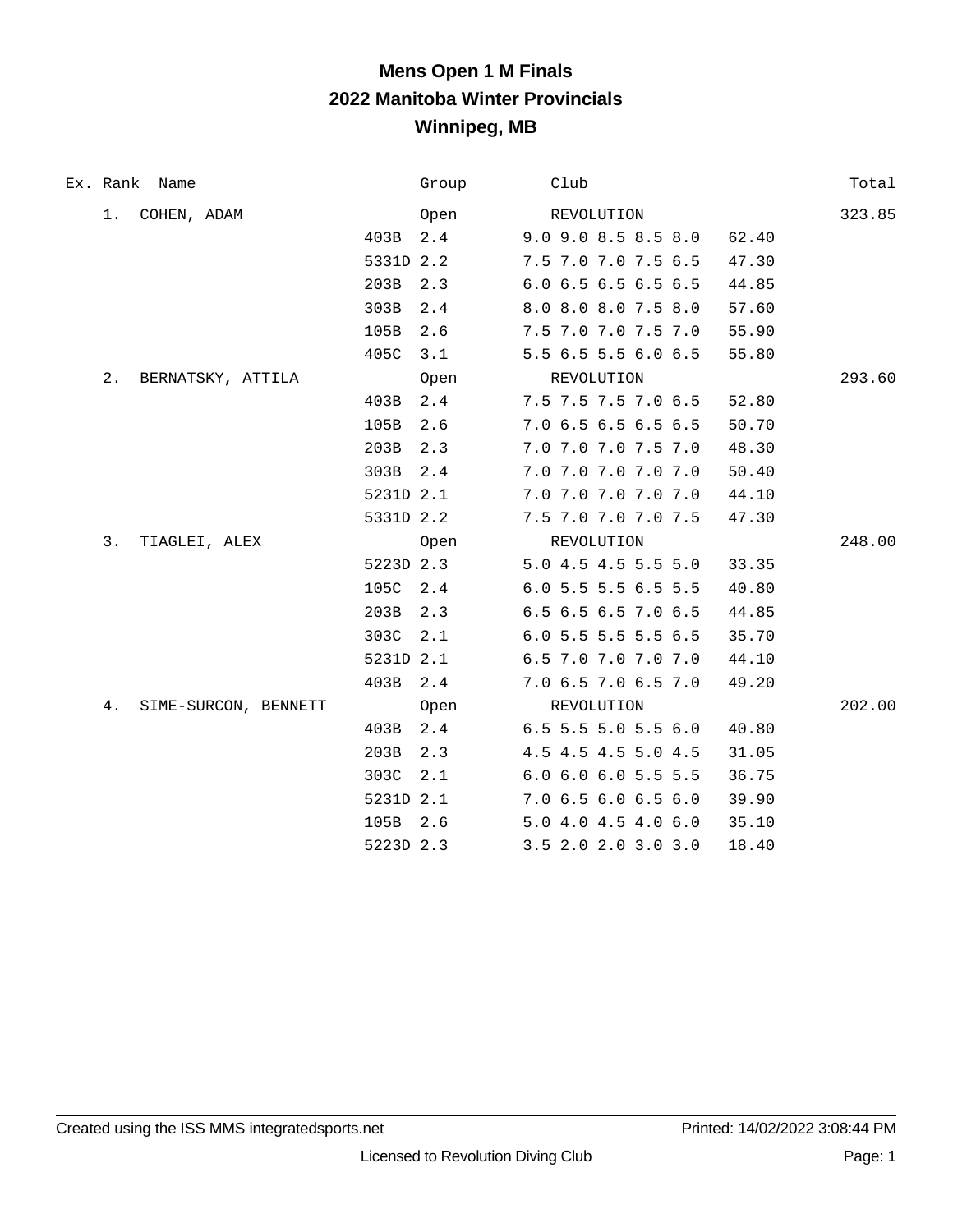# Mens Open 1 M Finals
## 2022 Manitoba Winter Provincials
## Winnipeg, MB

| Ex. | Rank | Name | Group | Club | | Total |
|---|---|---|---|---|---|---|
| | 1. | COHEN, ADAM | Open | REVOLUTION | | 323.85 |
| | | 403B | 2.4 | 9.0 9.0 8.5 8.5 8.0 | 62.40 | |
| | | 5331D | 2.2 | 7.5 7.0 7.0 7.5 6.5 | 47.30 | |
| | | 203B | 2.3 | 6.0 6.5 6.5 6.5 6.5 | 44.85 | |
| | | 303B | 2.4 | 8.0 8.0 8.0 7.5 8.0 | 57.60 | |
| | | 105B | 2.6 | 7.5 7.0 7.0 7.5 7.0 | 55.90 | |
| | | 405C | 3.1 | 5.5 6.5 5.5 6.0 6.5 | 55.80 | |
| | 2. | BERNATSKY, ATTILA | Open | REVOLUTION | | 293.60 |
| | | 403B | 2.4 | 7.5 7.5 7.5 7.0 6.5 | 52.80 | |
| | | 105B | 2.6 | 7.0 6.5 6.5 6.5 6.5 | 50.70 | |
| | | 203B | 2.3 | 7.0 7.0 7.0 7.5 7.0 | 48.30 | |
| | | 303B | 2.4 | 7.0 7.0 7.0 7.0 7.0 | 50.40 | |
| | | 5231D | 2.1 | 7.0 7.0 7.0 7.0 7.0 | 44.10 | |
| | | 5331D | 2.2 | 7.5 7.0 7.0 7.0 7.5 | 47.30 | |
| | 3. | TIAGLEI, ALEX | Open | REVOLUTION | | 248.00 |
| | | 5223D | 2.3 | 5.0 4.5 4.5 5.5 5.0 | 33.35 | |
| | | 105C | 2.4 | 6.0 5.5 5.5 6.5 5.5 | 40.80 | |
| | | 203B | 2.3 | 6.5 6.5 6.5 7.0 6.5 | 44.85 | |
| | | 303C | 2.1 | 6.0 5.5 5.5 5.5 6.5 | 35.70 | |
| | | 5231D | 2.1 | 6.5 7.0 7.0 7.0 7.0 | 44.10 | |
| | | 403B | 2.4 | 7.0 6.5 7.0 6.5 7.0 | 49.20 | |
| | 4. | SIME-SURCON, BENNETT | Open | REVOLUTION | | 202.00 |
| | | 403B | 2.4 | 6.5 5.5 5.0 5.5 6.0 | 40.80 | |
| | | 203B | 2.3 | 4.5 4.5 4.5 5.0 4.5 | 31.05 | |
| | | 303C | 2.1 | 6.0 6.0 6.0 5.5 5.5 | 36.75 | |
| | | 5231D | 2.1 | 7.0 6.5 6.0 6.5 6.0 | 39.90 | |
| | | 105B | 2.6 | 5.0 4.0 4.5 4.0 6.0 | 35.10 | |
| | | 5223D | 2.3 | 3.5 2.0 2.0 3.0 3.0 | 18.40 | |

Created using the ISS MMS integratedsports.net Printed: 14/02/2022 3:08:44 PM

Licensed to Revolution Diving Club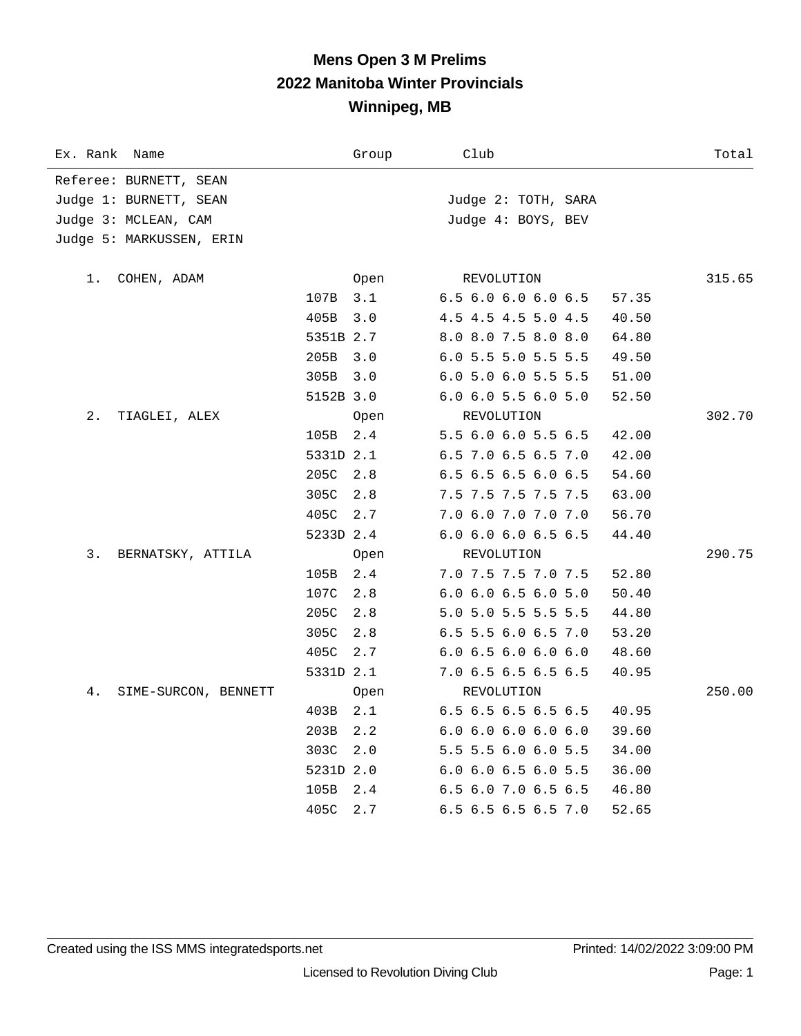# Mens Open 3 M Prelims
## 2022 Manitoba Winter Provincials
## Winnipeg, MB

| Ex. Rank | Name | Group | Club | | | Total |
|---|---|---|---|---|---|---|
| Referee: BURNETT, SEAN | | | | | | |
| Judge 1: BURNETT, SEAN | | | Judge 2: TOTH, SARA | | | |
| Judge 3: MCLEAN, CAM | | | Judge 4: BOYS, BEV | | | |
| Judge 5: MARKUSSEN, ERIN | | | | | | |
| 1. | COHEN, ADAM | Open | REVOLUTION | | | 315.65 |
| | | 107B 3.1 | | 6.5 6.0 6.0 6.0 6.5 | 57.35 | |
| | | 405B 3.0 | | 4.5 4.5 4.5 5.0 4.5 | 40.50 | |
| | | 5351B 2.7 | | 8.0 8.0 7.5 8.0 8.0 | 64.80 | |
| | | 205B 3.0 | | 6.0 5.5 5.0 5.5 5.5 | 49.50 | |
| | | 305B 3.0 | | 6.0 5.0 6.0 5.5 5.5 | 51.00 | |
| | | 5152B 3.0 | | 6.0 6.0 5.5 6.0 5.0 | 52.50 | |
| 2. | TIAGLEI, ALEX | Open | REVOLUTION | | | 302.70 |
| | | 105B 2.4 | | 5.5 6.0 6.0 5.5 6.5 | 42.00 | |
| | | 5331D 2.1 | | 6.5 7.0 6.5 6.5 7.0 | 42.00 | |
| | | 205C 2.8 | | 6.5 6.5 6.5 6.0 6.5 | 54.60 | |
| | | 305C 2.8 | | 7.5 7.5 7.5 7.5 7.5 | 63.00 | |
| | | 405C 2.7 | | 7.0 6.0 7.0 7.0 7.0 | 56.70 | |
| | | 5233D 2.4 | | 6.0 6.0 6.0 6.5 6.5 | 44.40 | |
| 3. | BERNATSKY, ATTILA | Open | REVOLUTION | | | 290.75 |
| | | 105B 2.4 | | 7.0 7.5 7.5 7.0 7.5 | 52.80 | |
| | | 107C 2.8 | | 6.0 6.0 6.5 6.0 5.0 | 50.40 | |
| | | 205C 2.8 | | 5.0 5.0 5.5 5.5 5.5 | 44.80 | |
| | | 305C 2.8 | | 6.5 5.5 6.0 6.5 7.0 | 53.20 | |
| | | 405C 2.7 | | 6.0 6.5 6.0 6.0 6.0 | 48.60 | |
| | | 5331D 2.1 | | 7.0 6.5 6.5 6.5 6.5 | 40.95 | |
| 4. | SIME-SURCON, BENNETT | Open | REVOLUTION | | | 250.00 |
| | | 403B 2.1 | | 6.5 6.5 6.5 6.5 6.5 | 40.95 | |
| | | 203B 2.2 | | 6.0 6.0 6.0 6.0 6.0 | 39.60 | |
| | | 303C 2.0 | | 5.5 5.5 6.0 6.0 5.5 | 34.00 | |
| | | 5231D 2.0 | | 6.0 6.0 6.5 6.0 5.5 | 36.00 | |
| | | 105B 2.4 | | 6.5 6.0 7.0 6.5 6.5 | 46.80 | |
| | | 405C 2.7 | | 6.5 6.5 6.5 6.5 7.0 | 52.65 | |

Created using the ISS MMS integratedsports.net — Printed: 14/02/2022 3:09:00 PM

Licensed to Revolution Diving Club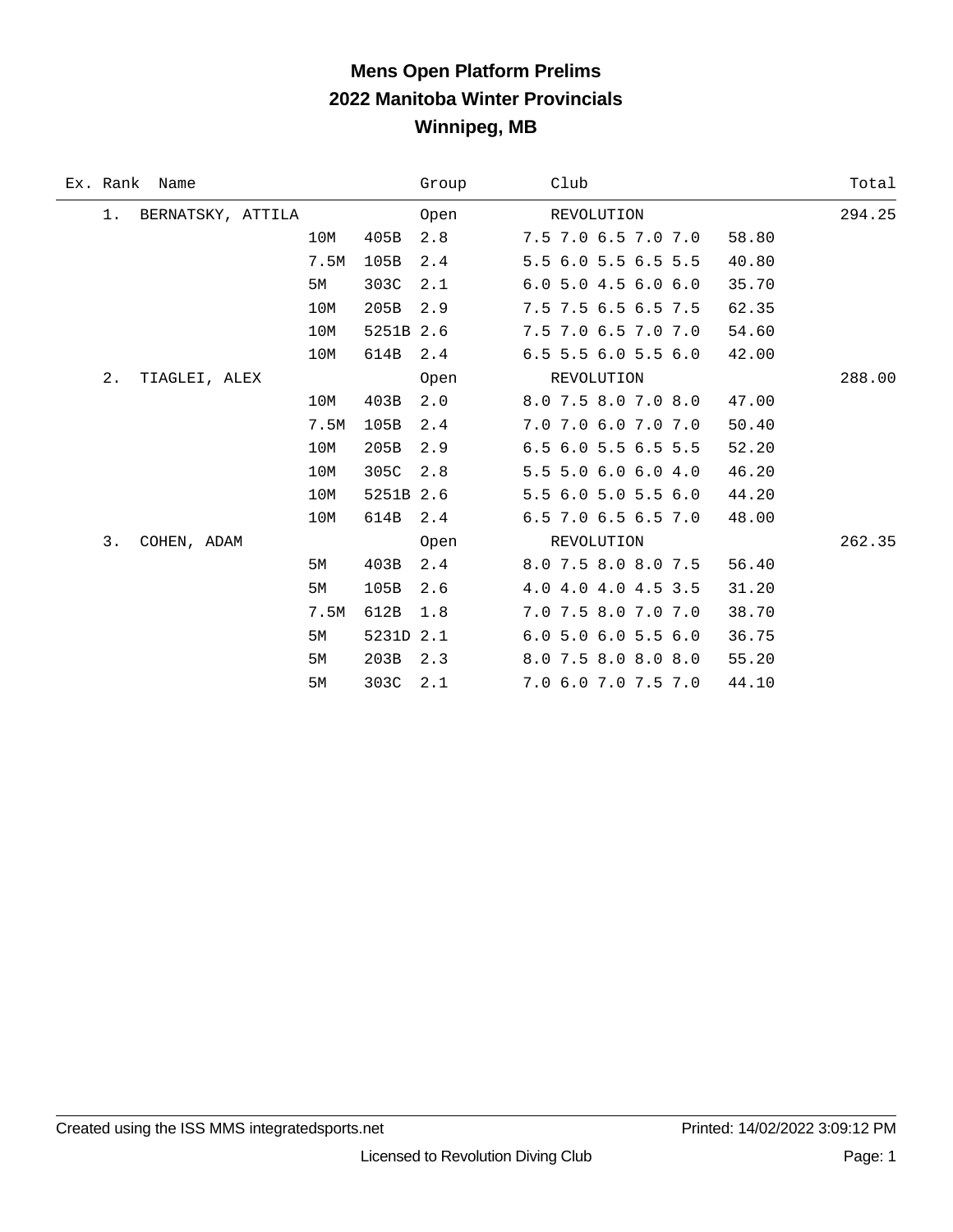# Mens Open Platform Prelims

## 2022 Manitoba Winter Provincials

## Winnipeg, MB

| Ex. | Rank | Name | Height | Dive | DD | Group | Scores | Points | Club | Total |
|---|---|---|---|---|---|---|---|---|---|---|
| | 1. | BERNATSKY, ATTILA | | | | Open | | | REVOLUTION | 294.25 |
| | | | 10M | 405B | 2.8 | | 7.5 7.0 6.5 7.0 7.0 | 58.80 | | |
| | | | 7.5M | 105B | 2.4 | | 5.5 6.0 5.5 6.5 5.5 | 40.80 | | |
| | | | 5M | 303C | 2.1 | | 6.0 5.0 4.5 6.0 6.0 | 35.70 | | |
| | | | 10M | 205B | 2.9 | | 7.5 7.5 6.5 6.5 7.5 | 62.35 | | |
| | | | 10M | 5251B | 2.6 | | 7.5 7.0 6.5 7.0 7.0 | 54.60 | | |
| | | | 10M | 614B | 2.4 | | 6.5 5.5 6.0 5.5 6.0 | 42.00 | | |
| | 2. | TIAGLEI, ALEX | | | | Open | | | REVOLUTION | 288.00 |
| | | | 10M | 403B | 2.0 | | 8.0 7.5 8.0 7.0 8.0 | 47.00 | | |
| | | | 7.5M | 105B | 2.4 | | 7.0 7.0 6.0 7.0 7.0 | 50.40 | | |
| | | | 10M | 205B | 2.9 | | 6.5 6.0 5.5 6.5 5.5 | 52.20 | | |
| | | | 10M | 305C | 2.8 | | 5.5 5.0 6.0 6.0 4.0 | 46.20 | | |
| | | | 10M | 5251B | 2.6 | | 5.5 6.0 5.0 5.5 6.0 | 44.20 | | |
| | | | 10M | 614B | 2.4 | | 6.5 7.0 6.5 6.5 7.0 | 48.00 | | |
| | 3. | COHEN, ADAM | | | | Open | | | REVOLUTION | 262.35 |
| | | | 5M | 403B | 2.4 | | 8.0 7.5 8.0 8.0 7.5 | 56.40 | | |
| | | | 5M | 105B | 2.6 | | 4.0 4.0 4.0 4.5 3.5 | 31.20 | | |
| | | | 7.5M | 612B | 1.8 | | 7.0 7.5 8.0 7.0 7.0 | 38.70 | | |
| | | | 5M | 5231D | 2.1 | | 6.0 5.0 6.0 5.5 6.0 | 36.75 | | |
| | | | 5M | 203B | 2.3 | | 8.0 7.5 8.0 8.0 8.0 | 55.20 | | |
| | | | 5M | 303C | 2.1 | | 7.0 6.0 7.0 7.5 7.0 | 44.10 | | |

Created using the ISS MMS integratedsports.net &nbsp;&nbsp;&nbsp; Printed: 14/02/2022 3:09:12 PM

Licensed to Revolution Diving Club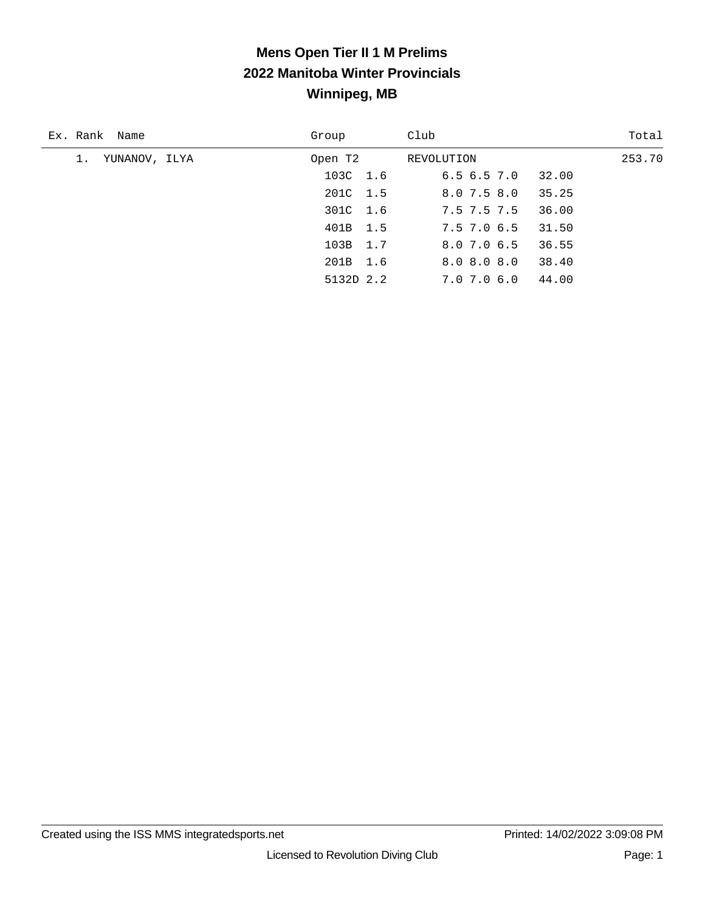# Mens Open Tier II 1 M Prelims
## 2022 Manitoba Winter Provincials
## Winnipeg, MB

| Ex. | Rank | Name | Group | Club | | Total |
|---|---|---|---|---|---|---|
| | 1. | YUNANOV, ILYA | Open T2 | REVOLUTION | | 253.70 |
| | | | 103C 1.6 | 6.5 6.5 7.0 | 32.00 | |
| | | | 201C 1.5 | 8.0 7.5 8.0 | 35.25 | |
| | | | 301C 1.6 | 7.5 7.5 7.5 | 36.00 | |
| | | | 401B 1.5 | 7.5 7.0 6.5 | 31.50 | |
| | | | 103B 1.7 | 8.0 7.0 6.5 | 36.55 | |
| | | | 201B 1.6 | 8.0 8.0 8.0 | 38.40 | |
| | | | 5132D 2.2 | 7.0 7.0 6.0 | 44.00 | |

Created using the ISS MMS integratedsports.net — Printed: 14/02/2022 3:09:08 PM

Licensed to Revolution Diving Club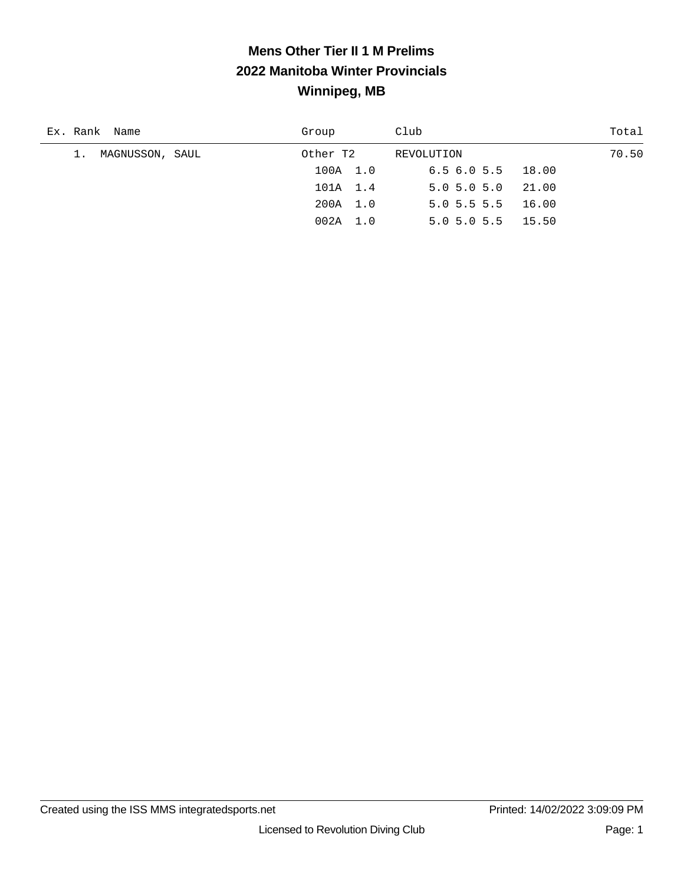# Mens Other Tier II 1 M Prelims

## 2022 Manitoba Winter Provincials

## Winnipeg, MB

| Ex. | Rank | Name | Group | Club | Total |
|---|---|---|---|---|---|
| | 1. | MAGNUSSON, SAUL | Other T2 | REVOLUTION | 70.50 |
| | | | 100A 1.0 | 6.5 6.0 5.5 18.00 | |
| | | | 101A 1.4 | 5.0 5.0 5.0 21.00 | |
| | | | 200A 1.0 | 5.0 5.5 5.5 16.00 | |
| | | | 002A 1.0 | 5.0 5.0 5.5 15.50 | |

Created using the ISS MMS integratedsports.net | Printed: 14/02/2022 3:09:09 PM

Licensed to Revolution Diving Club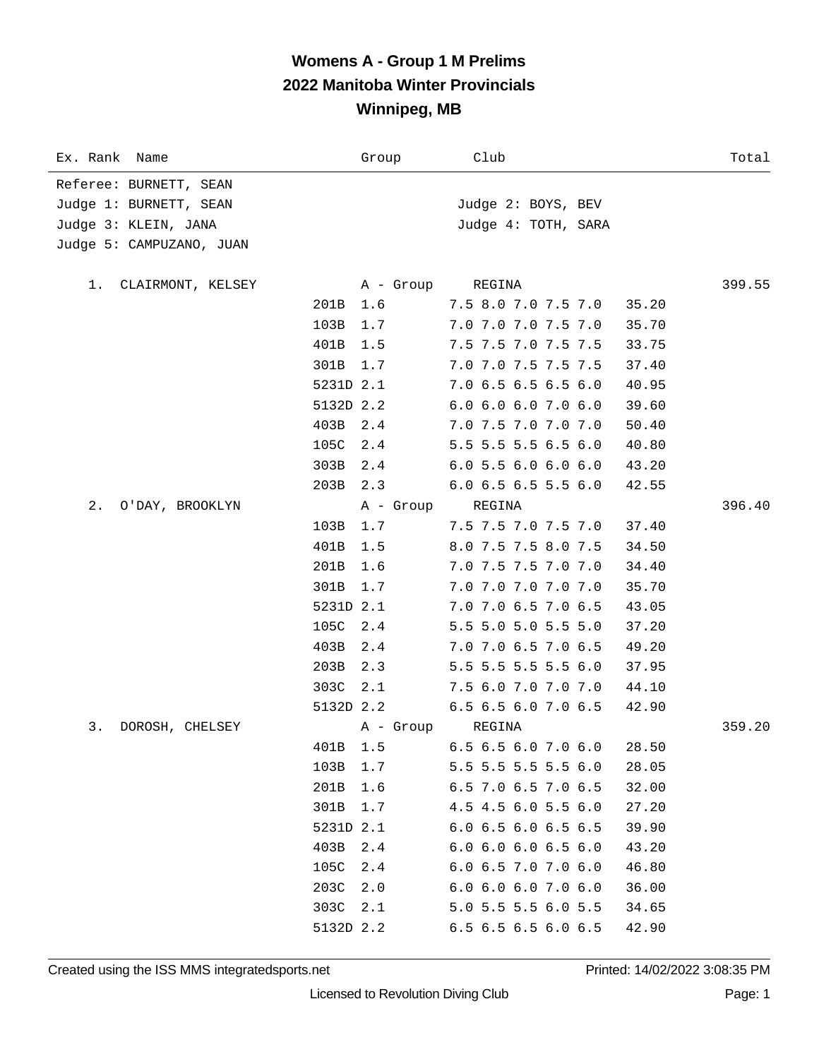# Womens A - Group 1 M Prelims
## 2022 Manitoba Winter Provincials
## Winnipeg, MB

| Ex. Rank | Name | Group | Club | | Total |
|---|---|---|---|---|---|

Referee: BURNETT, SEAN
Judge 1: BURNETT, SEAN
Judge 2: BOYS, BEV
Judge 3: KLEIN, JANA
Judge 4: TOTH, SARA
Judge 5: CAMPUZANO, JUAN

| Ex. Rank | Name | Dive | DD | Scores | Points | Total |
|---|---|---|---|---|---|---|
| 1. | CLAIRMONT, KELSEY | A - Group | | REGINA | | 399.55 |
| | | 201B | 1.6 | 7.5 8.0 7.0 7.5 7.0 | 35.20 | |
| | | 103B | 1.7 | 7.0 7.0 7.0 7.5 7.0 | 35.70 | |
| | | 401B | 1.5 | 7.5 7.5 7.0 7.5 7.5 | 33.75 | |
| | | 301B | 1.7 | 7.0 7.0 7.5 7.5 7.5 | 37.40 | |
| | | 5231D | 2.1 | 7.0 6.5 6.5 6.5 6.0 | 40.95 | |
| | | 5132D | 2.2 | 6.0 6.0 6.0 7.0 6.0 | 39.60 | |
| | | 403B | 2.4 | 7.0 7.5 7.0 7.0 7.0 | 50.40 | |
| | | 105C | 2.4 | 5.5 5.5 5.5 6.5 6.0 | 40.80 | |
| | | 303B | 2.4 | 6.0 5.5 6.0 6.0 6.0 | 43.20 | |
| | | 203B | 2.3 | 6.0 6.5 6.5 5.5 6.0 | 42.55 | |
| 2. | O'DAY, BROOKLYN | A - Group | | REGINA | | 396.40 |
| | | 103B | 1.7 | 7.5 7.5 7.0 7.5 7.0 | 37.40 | |
| | | 401B | 1.5 | 8.0 7.5 7.5 8.0 7.5 | 34.50 | |
| | | 201B | 1.6 | 7.0 7.5 7.5 7.0 7.0 | 34.40 | |
| | | 301B | 1.7 | 7.0 7.0 7.0 7.0 7.0 | 35.70 | |
| | | 5231D | 2.1 | 7.0 7.0 6.5 7.0 6.5 | 43.05 | |
| | | 105C | 2.4 | 5.5 5.0 5.0 5.5 5.0 | 37.20 | |
| | | 403B | 2.4 | 7.0 7.0 6.5 7.0 6.5 | 49.20 | |
| | | 203B | 2.3 | 5.5 5.5 5.5 5.5 6.0 | 37.95 | |
| | | 303C | 2.1 | 7.5 6.0 7.0 7.0 7.0 | 44.10 | |
| | | 5132D | 2.2 | 6.5 6.5 6.0 7.0 6.5 | 42.90 | |
| 3. | DOROSH, CHELSEY | A - Group | | REGINA | | 359.20 |
| | | 401B | 1.5 | 6.5 6.5 6.0 7.0 6.0 | 28.50 | |
| | | 103B | 1.7 | 5.5 5.5 5.5 5.5 6.0 | 28.05 | |
| | | 201B | 1.6 | 6.5 7.0 6.5 7.0 6.5 | 32.00 | |
| | | 301B | 1.7 | 4.5 4.5 6.0 5.5 6.0 | 27.20 | |
| | | 5231D | 2.1 | 6.0 6.5 6.0 6.5 6.5 | 39.90 | |
| | | 403B | 2.4 | 6.0 6.0 6.0 6.5 6.0 | 43.20 | |
| | | 105C | 2.4 | 6.0 6.5 7.0 7.0 6.0 | 46.80 | |
| | | 203C | 2.0 | 6.0 6.0 6.0 7.0 6.0 | 36.00 | |
| | | 303C | 2.1 | 5.0 5.5 5.5 6.0 5.5 | 34.65 | |
| | | 5132D | 2.2 | 6.5 6.5 6.5 6.0 6.5 | 42.90 | |

Created using the ISS MMS integratedsports.net — Printed: 14/02/2022 3:08:35 PM

Licensed to Revolution Diving Club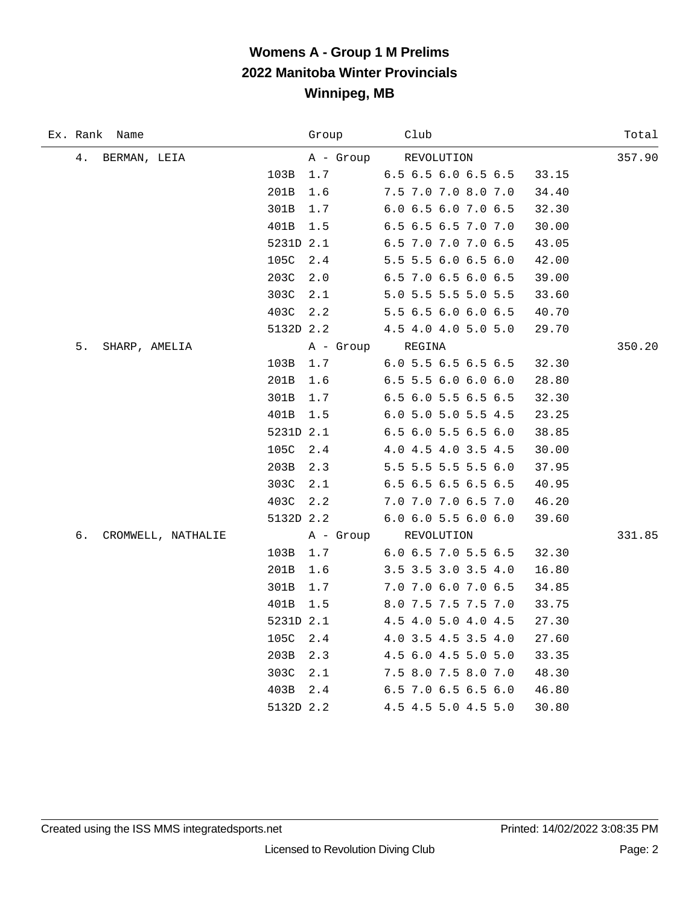# Womens A - Group 1 M Prelims
## 2022 Manitoba Winter Provincials
## Winnipeg, MB

| Ex. | Rank | Name | Group | Club | | Total |
|---|---|---|---|---|---|---|
| | 4. | BERMAN, LEIA | A - Group | REVOLUTION | | 357.90 |
| | | 103B | 1.7 | 6.5 6.5 6.0 6.5 6.5 | 33.15 | |
| | | 201B | 1.6 | 7.5 7.0 7.0 8.0 7.0 | 34.40 | |
| | | 301B | 1.7 | 6.0 6.5 6.0 7.0 6.5 | 32.30 | |
| | | 401B | 1.5 | 6.5 6.5 6.5 7.0 7.0 | 30.00 | |
| | | 5231D | 2.1 | 6.5 7.0 7.0 7.0 6.5 | 43.05 | |
| | | 105C | 2.4 | 5.5 5.5 6.0 6.5 6.0 | 42.00 | |
| | | 203C | 2.0 | 6.5 7.0 6.5 6.0 6.5 | 39.00 | |
| | | 303C | 2.1 | 5.0 5.5 5.5 5.0 5.5 | 33.60 | |
| | | 403C | 2.2 | 5.5 6.5 6.0 6.0 6.5 | 40.70 | |
| | | 5132D | 2.2 | 4.5 4.0 4.0 5.0 5.0 | 29.70 | |
| | 5. | SHARP, AMELIA | A - Group | REGINA | | 350.20 |
| | | 103B | 1.7 | 6.0 5.5 6.5 6.5 6.5 | 32.30 | |
| | | 201B | 1.6 | 6.5 5.5 6.0 6.0 6.0 | 28.80 | |
| | | 301B | 1.7 | 6.5 6.0 5.5 6.5 6.5 | 32.30 | |
| | | 401B | 1.5 | 6.0 5.0 5.0 5.5 4.5 | 23.25 | |
| | | 5231D | 2.1 | 6.5 6.0 5.5 6.5 6.0 | 38.85 | |
| | | 105C | 2.4 | 4.0 4.5 4.0 3.5 4.5 | 30.00 | |
| | | 203B | 2.3 | 5.5 5.5 5.5 5.5 6.0 | 37.95 | |
| | | 303C | 2.1 | 6.5 6.5 6.5 6.5 6.5 | 40.95 | |
| | | 403C | 2.2 | 7.0 7.0 7.0 6.5 7.0 | 46.20 | |
| | | 5132D | 2.2 | 6.0 6.0 5.5 6.0 6.0 | 39.60 | |
| | 6. | CROMWELL, NATHALIE | A - Group | REVOLUTION | | 331.85 |
| | | 103B | 1.7 | 6.0 6.5 7.0 5.5 6.5 | 32.30 | |
| | | 201B | 1.6 | 3.5 3.5 3.0 3.5 4.0 | 16.80 | |
| | | 301B | 1.7 | 7.0 7.0 6.0 7.0 6.5 | 34.85 | |
| | | 401B | 1.5 | 8.0 7.5 7.5 7.5 7.0 | 33.75 | |
| | | 5231D | 2.1 | 4.5 4.0 5.0 4.0 4.5 | 27.30 | |
| | | 105C | 2.4 | 4.0 3.5 4.5 3.5 4.0 | 27.60 | |
| | | 203B | 2.3 | 4.5 6.0 4.5 5.0 5.0 | 33.35 | |
| | | 303C | 2.1 | 7.5 8.0 7.5 8.0 7.0 | 48.30 | |
| | | 403B | 2.4 | 6.5 7.0 6.5 6.5 6.0 | 46.80 | |
| | | 5132D | 2.2 | 4.5 4.5 5.0 4.5 5.0 | 30.80 | |

Created using the ISS MMS integratedsports.net    Printed: 14/02/2022 3:08:35 PM

Licensed to Revolution Diving Club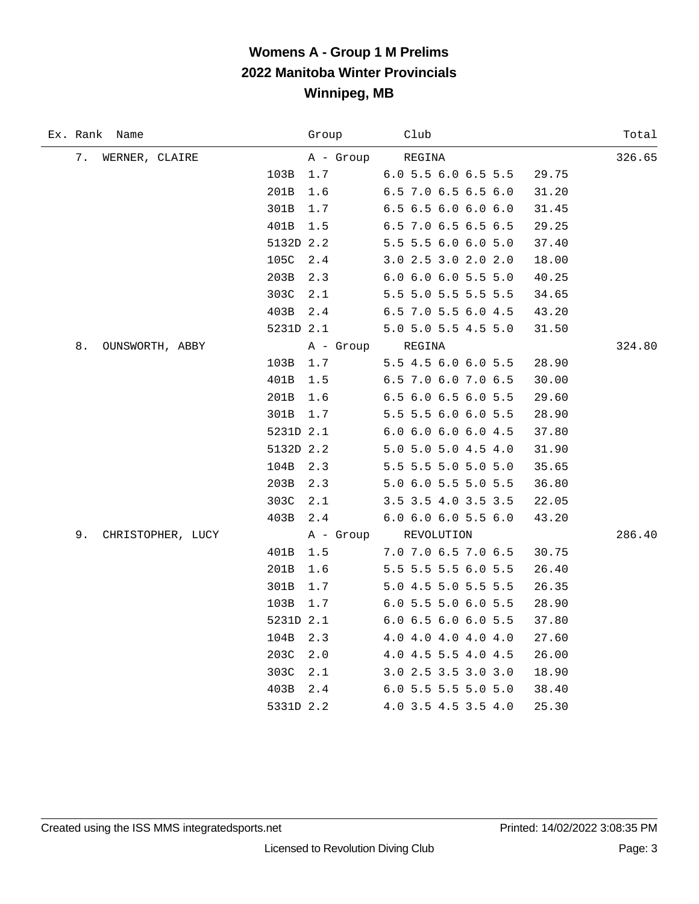# Womens A - Group 1 M Prelims
## 2022 Manitoba Winter Provincials
## Winnipeg, MB

| Ex. | Rank | Name | Dive | DD | Group / Scores | Club | Points | Total |
|---|---|---|---|---|---|---|---|---|
| | 7. | WERNER, CLAIRE | | | A - Group | REGINA | | 326.65 |
| | | | 103B | 1.7 | 6.0 5.5 6.0 6.5 5.5 | | 29.75 | |
| | | | 201B | 1.6 | 6.5 7.0 6.5 6.5 6.0 | | 31.20 | |
| | | | 301B | 1.7 | 6.5 6.5 6.0 6.0 6.0 | | 31.45 | |
| | | | 401B | 1.5 | 6.5 7.0 6.5 6.5 6.5 | | 29.25 | |
| | | | 5132D | 2.2 | 5.5 5.5 6.0 6.0 5.0 | | 37.40 | |
| | | | 105C | 2.4 | 3.0 2.5 3.0 2.0 2.0 | | 18.00 | |
| | | | 203B | 2.3 | 6.0 6.0 6.0 5.5 5.0 | | 40.25 | |
| | | | 303C | 2.1 | 5.5 5.0 5.5 5.5 5.5 | | 34.65 | |
| | | | 403B | 2.4 | 6.5 7.0 5.5 6.0 4.5 | | 43.20 | |
| | | | 5231D | 2.1 | 5.0 5.0 5.5 4.5 5.0 | | 31.50 | |
| | 8. | OUNSWORTH, ABBY | | | A - Group | REGINA | | 324.80 |
| | | | 103B | 1.7 | 5.5 4.5 6.0 6.0 5.5 | | 28.90 | |
| | | | 401B | 1.5 | 6.5 7.0 6.0 7.0 6.5 | | 30.00 | |
| | | | 201B | 1.6 | 6.5 6.0 6.5 6.0 5.5 | | 29.60 | |
| | | | 301B | 1.7 | 5.5 5.5 6.0 6.0 5.5 | | 28.90 | |
| | | | 5231D | 2.1 | 6.0 6.0 6.0 6.0 4.5 | | 37.80 | |
| | | | 5132D | 2.2 | 5.0 5.0 5.0 4.5 4.0 | | 31.90 | |
| | | | 104B | 2.3 | 5.5 5.5 5.0 5.0 5.0 | | 35.65 | |
| | | | 203B | 2.3 | 5.0 6.0 5.5 5.0 5.5 | | 36.80 | |
| | | | 303C | 2.1 | 3.5 3.5 4.0 3.5 3.5 | | 22.05 | |
| | | | 403B | 2.4 | 6.0 6.0 6.0 5.5 6.0 | | 43.20 | |
| | 9. | CHRISTOPHER, LUCY | | | A - Group | REVOLUTION | | 286.40 |
| | | | 401B | 1.5 | 7.0 7.0 6.5 7.0 6.5 | | 30.75 | |
| | | | 201B | 1.6 | 5.5 5.5 5.5 6.0 5.5 | | 26.40 | |
| | | | 301B | 1.7 | 5.0 4.5 5.0 5.5 5.5 | | 26.35 | |
| | | | 103B | 1.7 | 6.0 5.5 5.0 6.0 5.5 | | 28.90 | |
| | | | 5231D | 2.1 | 6.0 6.5 6.0 6.0 5.5 | | 37.80 | |
| | | | 104B | 2.3 | 4.0 4.0 4.0 4.0 4.0 | | 27.60 | |
| | | | 203C | 2.0 | 4.0 4.5 5.5 4.0 4.5 | | 26.00 | |
| | | | 303C | 2.1 | 3.0 2.5 3.5 3.0 3.0 | | 18.90 | |
| | | | 403B | 2.4 | 6.0 5.5 5.5 5.0 5.0 | | 38.40 | |
| | | | 5331D | 2.2 | 4.0 3.5 4.5 3.5 4.0 | | 25.30 | |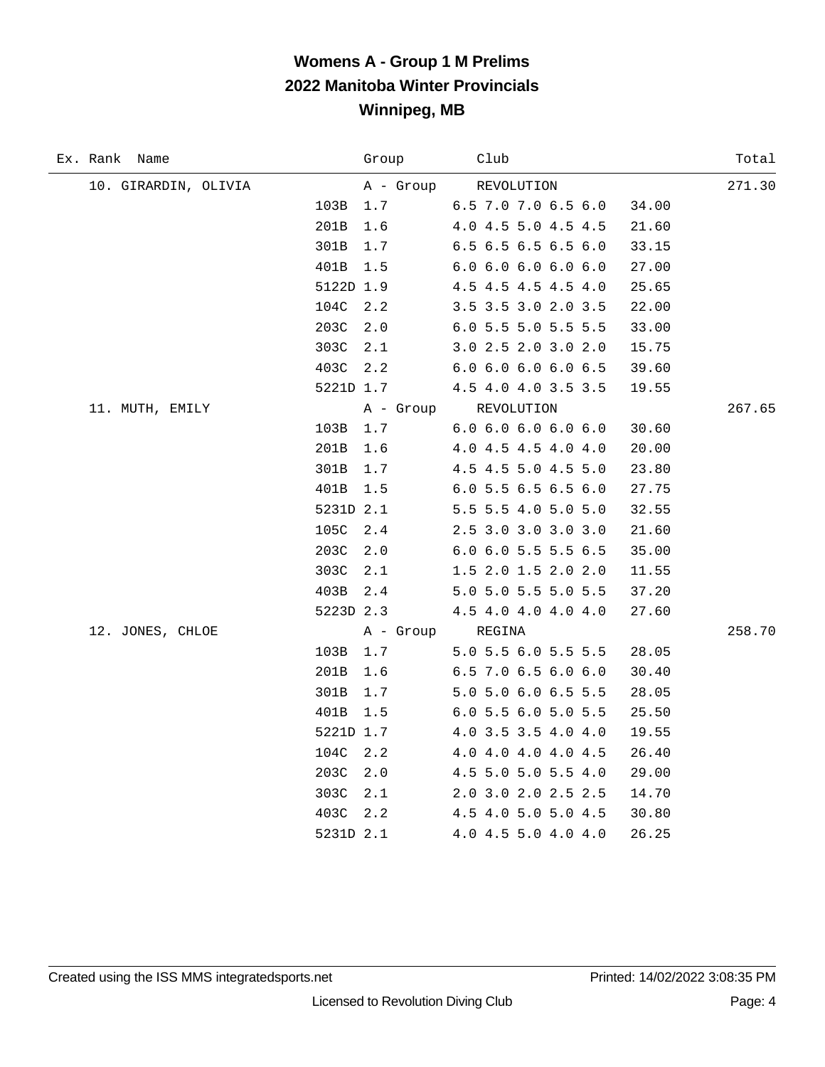# Womens A - Group 1 M Prelims
## 2022 Manitoba Winter Provincials
## Winnipeg, MB

| Ex. | Rank | Name | Group | Club | Total |
|---|---|---|---|---|---|
| | 10. | GIRARDIN, OLIVIA | A - Group | REVOLUTION | 271.30 |
| | | 103B 1.7 | 6.5 7.0 7.0 6.5 6.0 | 34.00 | |
| | | 201B 1.6 | 4.0 4.5 5.0 4.5 4.5 | 21.60 | |
| | | 301B 1.7 | 6.5 6.5 6.5 6.5 6.0 | 33.15 | |
| | | 401B 1.5 | 6.0 6.0 6.0 6.0 6.0 | 27.00 | |
| | | 5122D 1.9 | 4.5 4.5 4.5 4.5 4.0 | 25.65 | |
| | | 104C 2.2 | 3.5 3.5 3.0 2.0 3.5 | 22.00 | |
| | | 203C 2.0 | 6.0 5.5 5.0 5.5 5.5 | 33.00 | |
| | | 303C 2.1 | 3.0 2.5 2.0 3.0 2.0 | 15.75 | |
| | | 403C 2.2 | 6.0 6.0 6.0 6.0 6.5 | 39.60 | |
| | | 5221D 1.7 | 4.5 4.0 4.0 3.5 3.5 | 19.55 | |
| | 11. | MUTH, EMILY | A - Group | REVOLUTION | 267.65 |
| | | 103B 1.7 | 6.0 6.0 6.0 6.0 6.0 | 30.60 | |
| | | 201B 1.6 | 4.0 4.5 4.5 4.0 4.0 | 20.00 | |
| | | 301B 1.7 | 4.5 4.5 5.0 4.5 5.0 | 23.80 | |
| | | 401B 1.5 | 6.0 5.5 6.5 6.5 6.0 | 27.75 | |
| | | 5231D 2.1 | 5.5 5.5 4.0 5.0 5.0 | 32.55 | |
| | | 105C 2.4 | 2.5 3.0 3.0 3.0 3.0 | 21.60 | |
| | | 203C 2.0 | 6.0 6.0 5.5 5.5 6.5 | 35.00 | |
| | | 303C 2.1 | 1.5 2.0 1.5 2.0 2.0 | 11.55 | |
| | | 403B 2.4 | 5.0 5.0 5.5 5.0 5.5 | 37.20 | |
| | | 5223D 2.3 | 4.5 4.0 4.0 4.0 4.0 | 27.60 | |
| | 12. | JONES, CHLOE | A - Group | REGINA | 258.70 |
| | | 103B 1.7 | 5.0 5.5 6.0 5.5 5.5 | 28.05 | |
| | | 201B 1.6 | 6.5 7.0 6.5 6.0 6.0 | 30.40 | |
| | | 301B 1.7 | 5.0 5.0 6.0 6.5 5.5 | 28.05 | |
| | | 401B 1.5 | 6.0 5.5 6.0 5.0 5.5 | 25.50 | |
| | | 5221D 1.7 | 4.0 3.5 3.5 4.0 4.0 | 19.55 | |
| | | 104C 2.2 | 4.0 4.0 4.0 4.0 4.5 | 26.40 | |
| | | 203C 2.0 | 4.5 5.0 5.0 5.5 4.0 | 29.00 | |
| | | 303C 2.1 | 2.0 3.0 2.0 2.5 2.5 | 14.70 | |
| | | 403C 2.2 | 4.5 4.0 5.0 5.0 4.5 | 30.80 | |
| | | 5231D 2.1 | 4.0 4.5 5.0 4.0 4.0 | 26.25 | |

Created using the ISS MMS integratedsports.net — Printed: 14/02/2022 3:08:35 PM

Licensed to Revolution Diving Club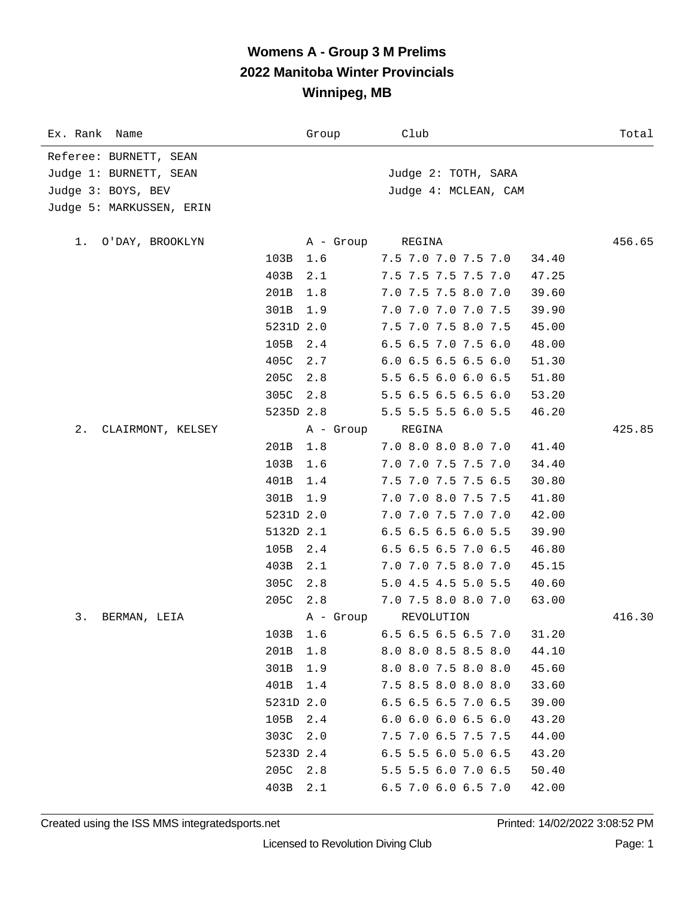# Womens A - Group 3 M Prelims
## 2022 Manitoba Winter Provincials
## Winnipeg, MB

| Ex. Rank | Name | Dive | DD | Group / Scores | Club | Score | Total |
|---|---|---|---|---|---|---|---|

Referee: BURNETT, SEAN
Judge 1: BURNETT, SEAN
Judge 2: TOTH, SARA
Judge 3: BOYS, BEV
Judge 4: MCLEAN, CAM
Judge 5: MARKUSSEN, ERIN

| Ex. Rank | Name | Dive | DD | Group / Scores | Club | Score | Total |
|---|---|---|---|---|---|---|---|
| 1. | O'DAY, BROOKLYN | | | A - Group | REGINA | | 456.65 |
| | | 103B | 1.6 | 7.5 7.0 7.0 7.5 7.0 | | 34.40 | |
| | | 403B | 2.1 | 7.5 7.5 7.5 7.5 7.0 | | 47.25 | |
| | | 201B | 1.8 | 7.0 7.5 7.5 8.0 7.0 | | 39.60 | |
| | | 301B | 1.9 | 7.0 7.0 7.0 7.0 7.5 | | 39.90 | |
| | | 5231D | 2.0 | 7.5 7.0 7.5 8.0 7.5 | | 45.00 | |
| | | 105B | 2.4 | 6.5 6.5 7.0 7.5 6.0 | | 48.00 | |
| | | 405C | 2.7 | 6.0 6.5 6.5 6.5 6.0 | | 51.30 | |
| | | 205C | 2.8 | 5.5 6.5 6.0 6.0 6.5 | | 51.80 | |
| | | 305C | 2.8 | 5.5 6.5 6.5 6.5 6.0 | | 53.20 | |
| | | 5235D | 2.8 | 5.5 5.5 5.5 6.0 5.5 | | 46.20 | |
| 2. | CLAIRMONT, KELSEY | | | A - Group | REGINA | | 425.85 |
| | | 201B | 1.8 | 7.0 8.0 8.0 8.0 7.0 | | 41.40 | |
| | | 103B | 1.6 | 7.0 7.0 7.5 7.5 7.0 | | 34.40 | |
| | | 401B | 1.4 | 7.5 7.0 7.5 7.5 6.5 | | 30.80 | |
| | | 301B | 1.9 | 7.0 7.0 8.0 7.5 7.5 | | 41.80 | |
| | | 5231D | 2.0 | 7.0 7.0 7.5 7.0 7.0 | | 42.00 | |
| | | 5132D | 2.1 | 6.5 6.5 6.5 6.0 5.5 | | 39.90 | |
| | | 105B | 2.4 | 6.5 6.5 6.5 7.0 6.5 | | 46.80 | |
| | | 403B | 2.1 | 7.0 7.0 7.5 8.0 7.0 | | 45.15 | |
| | | 305C | 2.8 | 5.0 4.5 4.5 5.0 5.5 | | 40.60 | |
| | | 205C | 2.8 | 7.0 7.5 8.0 8.0 7.0 | | 63.00 | |
| 3. | BERMAN, LEIA | | | A - Group | REVOLUTION | | 416.30 |
| | | 103B | 1.6 | 6.5 6.5 6.5 6.5 7.0 | | 31.20 | |
| | | 201B | 1.8 | 8.0 8.0 8.5 8.5 8.0 | | 44.10 | |
| | | 301B | 1.9 | 8.0 8.0 7.5 8.0 8.0 | | 45.60 | |
| | | 401B | 1.4 | 7.5 8.5 8.0 8.0 8.0 | | 33.60 | |
| | | 5231D | 2.0 | 6.5 6.5 6.5 7.0 6.5 | | 39.00 | |
| | | 105B | 2.4 | 6.0 6.0 6.0 6.5 6.0 | | 43.20 | |
| | | 303C | 2.0 | 7.5 7.0 6.5 7.5 7.5 | | 44.00 | |
| | | 5233D | 2.4 | 6.5 5.5 6.0 5.0 6.5 | | 43.20 | |
| | | 205C | 2.8 | 5.5 5.5 6.0 7.0 6.5 | | 50.40 | |
| | | 403B | 2.1 | 6.5 7.0 6.0 6.5 7.0 | | 42.00 | |

Created using the ISS MMS integratedsports.net    Printed: 14/02/2022 3:08:52 PM

Licensed to Revolution Diving Club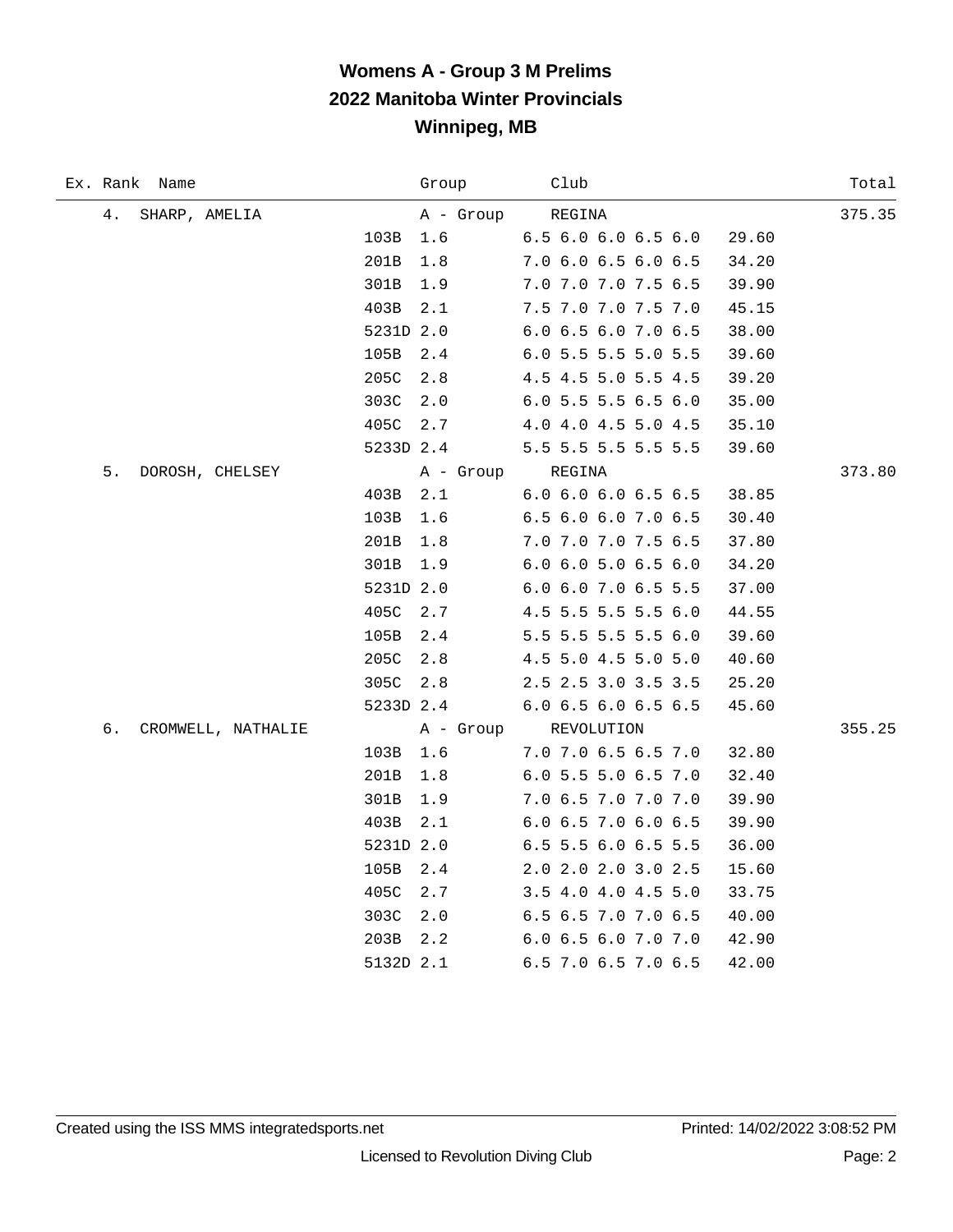# Womens A - Group 3 M Prelims
## 2022 Manitoba Winter Provincials
## Winnipeg, MB

| Ex. | Rank | Name | Dive | DD | Group | Scores | Points | Club | Total |
|---|---|---|---|---|---|---|---|---|---|
| | 4. | SHARP, AMELIA | | | A - Group | | | REGINA | 375.35 |
| | | | 103B | 1.6 | | 6.5 6.0 6.0 6.5 6.0 | 29.60 | | |
| | | | 201B | 1.8 | | 7.0 6.0 6.5 6.0 6.5 | 34.20 | | |
| | | | 301B | 1.9 | | 7.0 7.0 7.0 7.5 6.5 | 39.90 | | |
| | | | 403B | 2.1 | | 7.5 7.0 7.0 7.5 7.0 | 45.15 | | |
| | | | 5231D | 2.0 | | 6.0 6.5 6.0 7.0 6.5 | 38.00 | | |
| | | | 105B | 2.4 | | 6.0 5.5 5.5 5.0 5.5 | 39.60 | | |
| | | | 205C | 2.8 | | 4.5 4.5 5.0 5.5 4.5 | 39.20 | | |
| | | | 303C | 2.0 | | 6.0 5.5 5.5 6.5 6.0 | 35.00 | | |
| | | | 405C | 2.7 | | 4.0 4.0 4.5 5.0 4.5 | 35.10 | | |
| | | | 5233D | 2.4 | | 5.5 5.5 5.5 5.5 5.5 | 39.60 | | |
| | 5. | DOROSH, CHELSEY | | | A - Group | | | REGINA | 373.80 |
| | | | 403B | 2.1 | | 6.0 6.0 6.0 6.5 6.5 | 38.85 | | |
| | | | 103B | 1.6 | | 6.5 6.0 6.0 7.0 6.5 | 30.40 | | |
| | | | 201B | 1.8 | | 7.0 7.0 7.0 7.5 6.5 | 37.80 | | |
| | | | 301B | 1.9 | | 6.0 6.0 5.0 6.5 6.0 | 34.20 | | |
| | | | 5231D | 2.0 | | 6.0 6.0 7.0 6.5 5.5 | 37.00 | | |
| | | | 405C | 2.7 | | 4.5 5.5 5.5 5.5 6.0 | 44.55 | | |
| | | | 105B | 2.4 | | 5.5 5.5 5.5 5.5 6.0 | 39.60 | | |
| | | | 205C | 2.8 | | 4.5 5.0 4.5 5.0 5.0 | 40.60 | | |
| | | | 305C | 2.8 | | 2.5 2.5 3.0 3.5 3.5 | 25.20 | | |
| | | | 5233D | 2.4 | | 6.0 6.5 6.0 6.5 6.5 | 45.60 | | |
| | 6. | CROMWELL, NATHALIE | | | A - Group | | | REVOLUTION | 355.25 |
| | | | 103B | 1.6 | | 7.0 7.0 6.5 6.5 7.0 | 32.80 | | |
| | | | 201B | 1.8 | | 6.0 5.5 5.0 6.5 7.0 | 32.40 | | |
| | | | 301B | 1.9 | | 7.0 6.5 7.0 7.0 7.0 | 39.90 | | |
| | | | 403B | 2.1 | | 6.0 6.5 7.0 6.0 6.5 | 39.90 | | |
| | | | 5231D | 2.0 | | 6.5 5.5 6.0 6.5 5.5 | 36.00 | | |
| | | | 105B | 2.4 | | 2.0 2.0 2.0 3.0 2.5 | 15.60 | | |
| | | | 405C | 2.7 | | 3.5 4.0 4.0 4.5 5.0 | 33.75 | | |
| | | | 303C | 2.0 | | 6.5 6.5 7.0 7.0 6.5 | 40.00 | | |
| | | | 203B | 2.2 | | 6.0 6.5 6.0 7.0 7.0 | 42.90 | | |
| | | | 5132D | 2.1 | | 6.5 7.0 6.5 7.0 6.5 | 42.00 | | |

Created using the ISS MMS integratedsports.net — Printed: 14/02/2022 3:08:52 PM

Licensed to Revolution Diving Club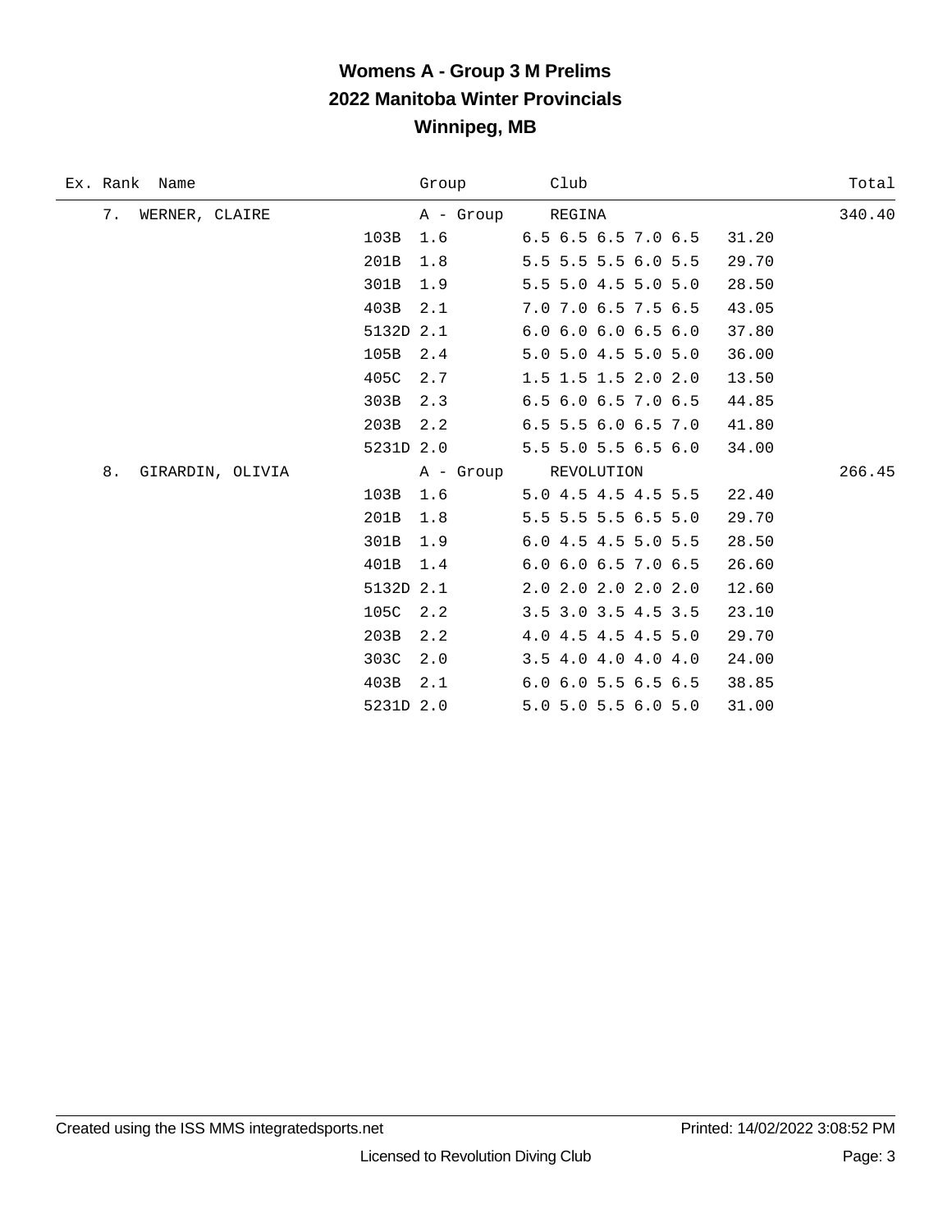# Womens A - Group 3 M Prelims
## 2022 Manitoba Winter Provincials
## Winnipeg, MB

| Ex. Rank | Name | Dive | DD | Group / Scores | Club / Points | Total |
|---|---|---|---|---|---|---|
| 7. | WERNER, CLAIRE | | | A - Group | REGINA | 340.40 |
| | | 103B | 1.6 | 6.5 6.5 6.5 7.0 6.5 | 31.20 | |
| | | 201B | 1.8 | 5.5 5.5 5.5 6.0 5.5 | 29.70 | |
| | | 301B | 1.9 | 5.5 5.0 4.5 5.0 5.0 | 28.50 | |
| | | 403B | 2.1 | 7.0 7.0 6.5 7.5 6.5 | 43.05 | |
| | | 5132D | 2.1 | 6.0 6.0 6.0 6.5 6.0 | 37.80 | |
| | | 105B | 2.4 | 5.0 5.0 4.5 5.0 5.0 | 36.00 | |
| | | 405C | 2.7 | 1.5 1.5 1.5 2.0 2.0 | 13.50 | |
| | | 303B | 2.3 | 6.5 6.0 6.5 7.0 6.5 | 44.85 | |
| | | 203B | 2.2 | 6.5 5.5 6.0 6.5 7.0 | 41.80 | |
| | | 5231D | 2.0 | 5.5 5.0 5.5 6.5 6.0 | 34.00 | |
| 8. | GIRARDIN, OLIVIA | | | A - Group | REVOLUTION | 266.45 |
| | | 103B | 1.6 | 5.0 4.5 4.5 4.5 5.5 | 22.40 | |
| | | 201B | 1.8 | 5.5 5.5 5.5 6.5 5.0 | 29.70 | |
| | | 301B | 1.9 | 6.0 4.5 4.5 5.0 5.5 | 28.50 | |
| | | 401B | 1.4 | 6.0 6.0 6.5 7.0 6.5 | 26.60 | |
| | | 5132D | 2.1 | 2.0 2.0 2.0 2.0 2.0 | 12.60 | |
| | | 105C | 2.2 | 3.5 3.0 3.5 4.5 3.5 | 23.10 | |
| | | 203B | 2.2 | 4.0 4.5 4.5 4.5 5.0 | 29.70 | |
| | | 303C | 2.0 | 3.5 4.0 4.0 4.0 4.0 | 24.00 | |
| | | 403B | 2.1 | 6.0 6.0 5.5 6.5 6.5 | 38.85 | |
| | | 5231D | 2.0 | 5.0 5.0 5.5 6.0 5.0 | 31.00 | |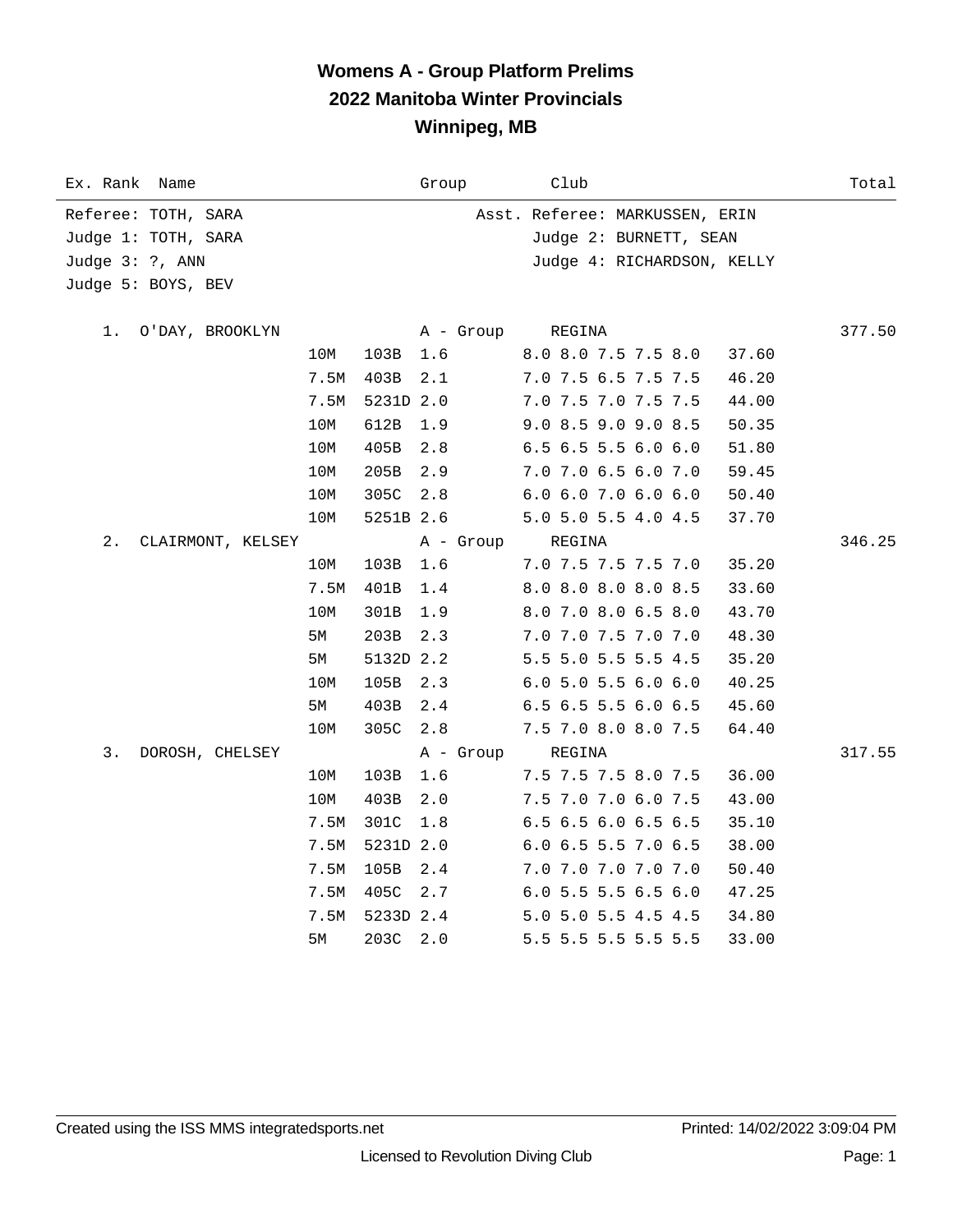# Womens A - Group Platform Prelims
## 2022 Manitoba Winter Provincials
## Winnipeg, MB

| Ex. Rank | Name | | | | Group | Club | | Total |
|---|---|---|---|---|---|---|---|---|
| Referee: TOTH, SARA | | | | | Asst. Referee: MARKUSSEN, ERIN | | | |
| Judge 1: TOTH, SARA | | | | | Judge 2: BURNETT, SEAN | | | |
| Judge 3: ?, ANN | | | | | Judge 4: RICHARDSON, KELLY | | | |
| Judge 5: BOYS, BEV | | | | | | | | |
| 1. | O'DAY, BROOKLYN | | | | A - Group | REGINA | | 377.50 |
| | | 10M | 103B | 1.6 | | 8.0 8.0 7.5 7.5 8.0 | 37.60 | |
| | | 7.5M | 403B | 2.1 | | 7.0 7.5 6.5 7.5 7.5 | 46.20 | |
| | | 7.5M | 5231D | 2.0 | | 7.0 7.5 7.0 7.5 7.5 | 44.00 | |
| | | 10M | 612B | 1.9 | | 9.0 8.5 9.0 9.0 8.5 | 50.35 | |
| | | 10M | 405B | 2.8 | | 6.5 6.5 5.5 6.0 6.0 | 51.80 | |
| | | 10M | 205B | 2.9 | | 7.0 7.0 6.5 6.0 7.0 | 59.45 | |
| | | 10M | 305C | 2.8 | | 6.0 6.0 7.0 6.0 6.0 | 50.40 | |
| | | 10M | 5251B | 2.6 | | 5.0 5.0 5.5 4.0 4.5 | 37.70 | |
| 2. | CLAIRMONT, KELSEY | | | | A - Group | REGINA | | 346.25 |
| | | 10M | 103B | 1.6 | | 7.0 7.5 7.5 7.5 7.0 | 35.20 | |
| | | 7.5M | 401B | 1.4 | | 8.0 8.0 8.0 8.0 8.5 | 33.60 | |
| | | 10M | 301B | 1.9 | | 8.0 7.0 8.0 6.5 8.0 | 43.70 | |
| | | 5M | 203B | 2.3 | | 7.0 7.0 7.5 7.0 7.0 | 48.30 | |
| | | 5M | 5132D | 2.2 | | 5.5 5.0 5.5 5.5 4.5 | 35.20 | |
| | | 10M | 105B | 2.3 | | 6.0 5.0 5.5 6.0 6.0 | 40.25 | |
| | | 5M | 403B | 2.4 | | 6.5 6.5 5.5 6.0 6.5 | 45.60 | |
| | | 10M | 305C | 2.8 | | 7.5 7.0 8.0 8.0 7.5 | 64.40 | |
| 3. | DOROSH, CHELSEY | | | | A - Group | REGINA | | 317.55 |
| | | 10M | 103B | 1.6 | | 7.5 7.5 7.5 8.0 7.5 | 36.00 | |
| | | 10M | 403B | 2.0 | | 7.5 7.0 7.0 6.0 7.5 | 43.00 | |
| | | 7.5M | 301C | 1.8 | | 6.5 6.5 6.0 6.5 6.5 | 35.10 | |
| | | 7.5M | 5231D | 2.0 | | 6.0 6.5 5.5 7.0 6.5 | 38.00 | |
| | | 7.5M | 105B | 2.4 | | 7.0 7.0 7.0 7.0 7.0 | 50.40 | |
| | | 7.5M | 405C | 2.7 | | 6.0 5.5 5.5 6.5 6.0 | 47.25 | |
| | | 7.5M | 5233D | 2.4 | | 5.0 5.0 5.5 4.5 4.5 | 34.80 | |
| | | 5M | 203C | 2.0 | | 5.5 5.5 5.5 5.5 5.5 | 33.00 | |

Created using the ISS MMS integratedsports.net    Printed: 14/02/2022 3:09:04 PM

Licensed to Revolution Diving Club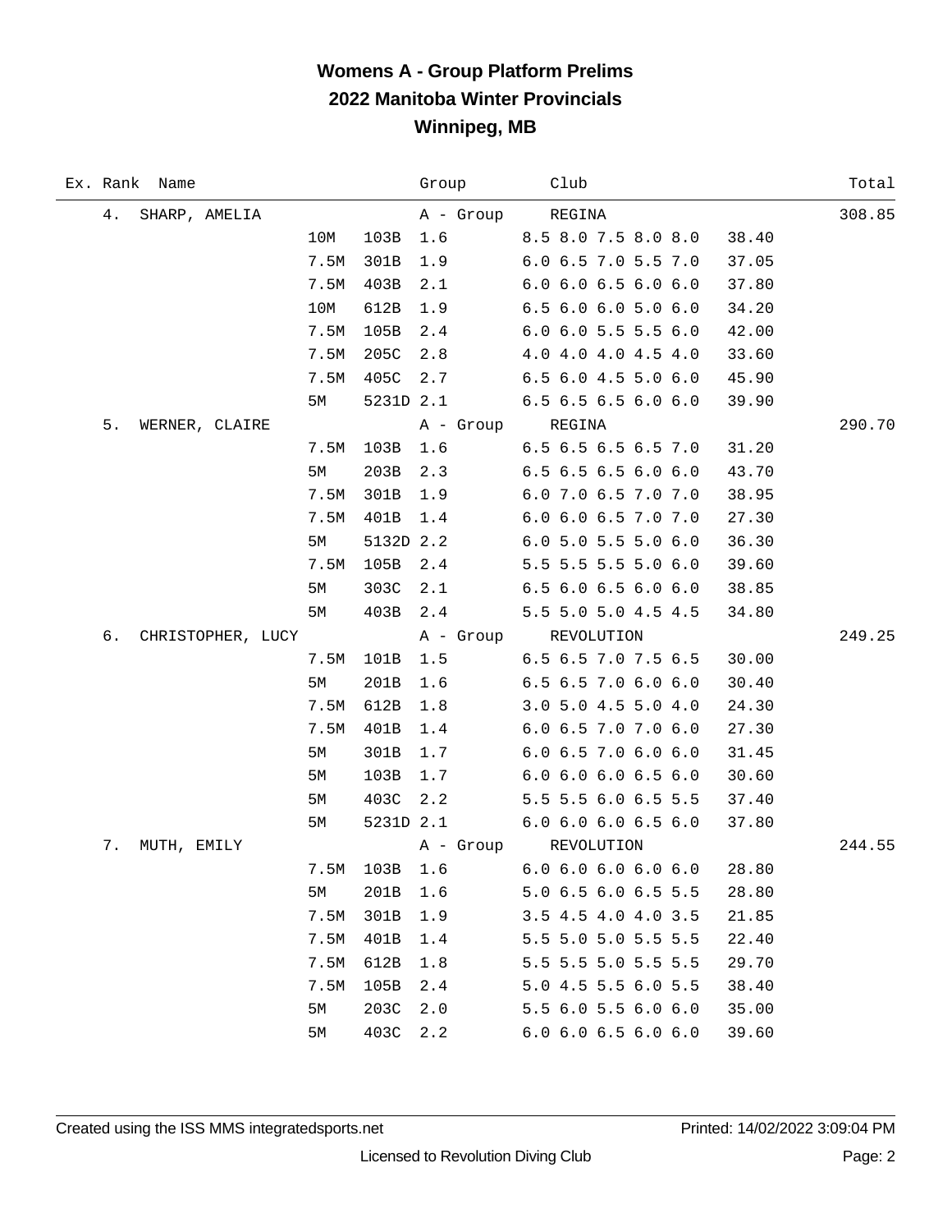# Womens A - Group Platform Prelims
## 2022 Manitoba Winter Provincials
## Winnipeg, MB

| Ex. | Rank | Name | Height | Dive | DD / Group | Club / Scores | Points | Total |
|---|---|---|---|---|---|---|---|---|
| | 4. | SHARP, AMELIA | | | A - Group | REGINA | | 308.85 |
| | | | 10M | 103B | 1.6 | 8.5 8.0 7.5 8.0 8.0 | 38.40 | |
| | | | 7.5M | 301B | 1.9 | 6.0 6.5 7.0 5.5 7.0 | 37.05 | |
| | | | 7.5M | 403B | 2.1 | 6.0 6.0 6.5 6.0 6.0 | 37.80 | |
| | | | 10M | 612B | 1.9 | 6.5 6.0 6.0 5.0 6.0 | 34.20 | |
| | | | 7.5M | 105B | 2.4 | 6.0 6.0 5.5 5.5 6.0 | 42.00 | |
| | | | 7.5M | 205C | 2.8 | 4.0 4.0 4.0 4.5 4.0 | 33.60 | |
| | | | 7.5M | 405C | 2.7 | 6.5 6.0 4.5 5.0 6.0 | 45.90 | |
| | | | 5M | 5231D | 2.1 | 6.5 6.5 6.5 6.0 6.0 | 39.90 | |
| | 5. | WERNER, CLAIRE | | | A - Group | REGINA | | 290.70 |
| | | | 7.5M | 103B | 1.6 | 6.5 6.5 6.5 6.5 7.0 | 31.20 | |
| | | | 5M | 203B | 2.3 | 6.5 6.5 6.5 6.0 6.0 | 43.70 | |
| | | | 7.5M | 301B | 1.9 | 6.0 7.0 6.5 7.0 7.0 | 38.95 | |
| | | | 7.5M | 401B | 1.4 | 6.0 6.0 6.5 7.0 7.0 | 27.30 | |
| | | | 5M | 5132D | 2.2 | 6.0 5.0 5.5 5.0 6.0 | 36.30 | |
| | | | 7.5M | 105B | 2.4 | 5.5 5.5 5.5 5.0 6.0 | 39.60 | |
| | | | 5M | 303C | 2.1 | 6.5 6.0 6.5 6.0 6.0 | 38.85 | |
| | | | 5M | 403B | 2.4 | 5.5 5.0 5.0 4.5 4.5 | 34.80 | |
| | 6. | CHRISTOPHER, LUCY | | | A - Group | REVOLUTION | | 249.25 |
| | | | 7.5M | 101B | 1.5 | 6.5 6.5 7.0 7.5 6.5 | 30.00 | |
| | | | 5M | 201B | 1.6 | 6.5 6.5 7.0 6.0 6.0 | 30.40 | |
| | | | 7.5M | 612B | 1.8 | 3.0 5.0 4.5 5.0 4.0 | 24.30 | |
| | | | 7.5M | 401B | 1.4 | 6.0 6.5 7.0 7.0 6.0 | 27.30 | |
| | | | 5M | 301B | 1.7 | 6.0 6.5 7.0 6.0 6.0 | 31.45 | |
| | | | 5M | 103B | 1.7 | 6.0 6.0 6.0 6.5 6.0 | 30.60 | |
| | | | 5M | 403C | 2.2 | 5.5 5.5 6.0 6.5 5.5 | 37.40 | |
| | | | 5M | 5231D | 2.1 | 6.0 6.0 6.0 6.5 6.0 | 37.80 | |
| | 7. | MUTH, EMILY | | | A - Group | REVOLUTION | | 244.55 |
| | | | 7.5M | 103B | 1.6 | 6.0 6.0 6.0 6.0 6.0 | 28.80 | |
| | | | 5M | 201B | 1.6 | 5.0 6.5 6.0 6.5 5.5 | 28.80 | |
| | | | 7.5M | 301B | 1.9 | 3.5 4.5 4.0 4.0 3.5 | 21.85 | |
| | | | 7.5M | 401B | 1.4 | 5.5 5.0 5.0 5.5 5.5 | 22.40 | |
| | | | 7.5M | 612B | 1.8 | 5.5 5.5 5.0 5.5 5.5 | 29.70 | |
| | | | 7.5M | 105B | 2.4 | 5.0 4.5 5.5 6.0 5.5 | 38.40 | |
| | | | 5M | 203C | 2.0 | 5.5 6.0 5.5 6.0 6.0 | 35.00 | |
| | | | 5M | 403C | 2.2 | 6.0 6.0 6.5 6.0 6.0 | 39.60 | |

Created using the ISS MMS integratedsports.net    Printed: 14/02/2022 3:09:04 PM

Licensed to Revolution Diving Club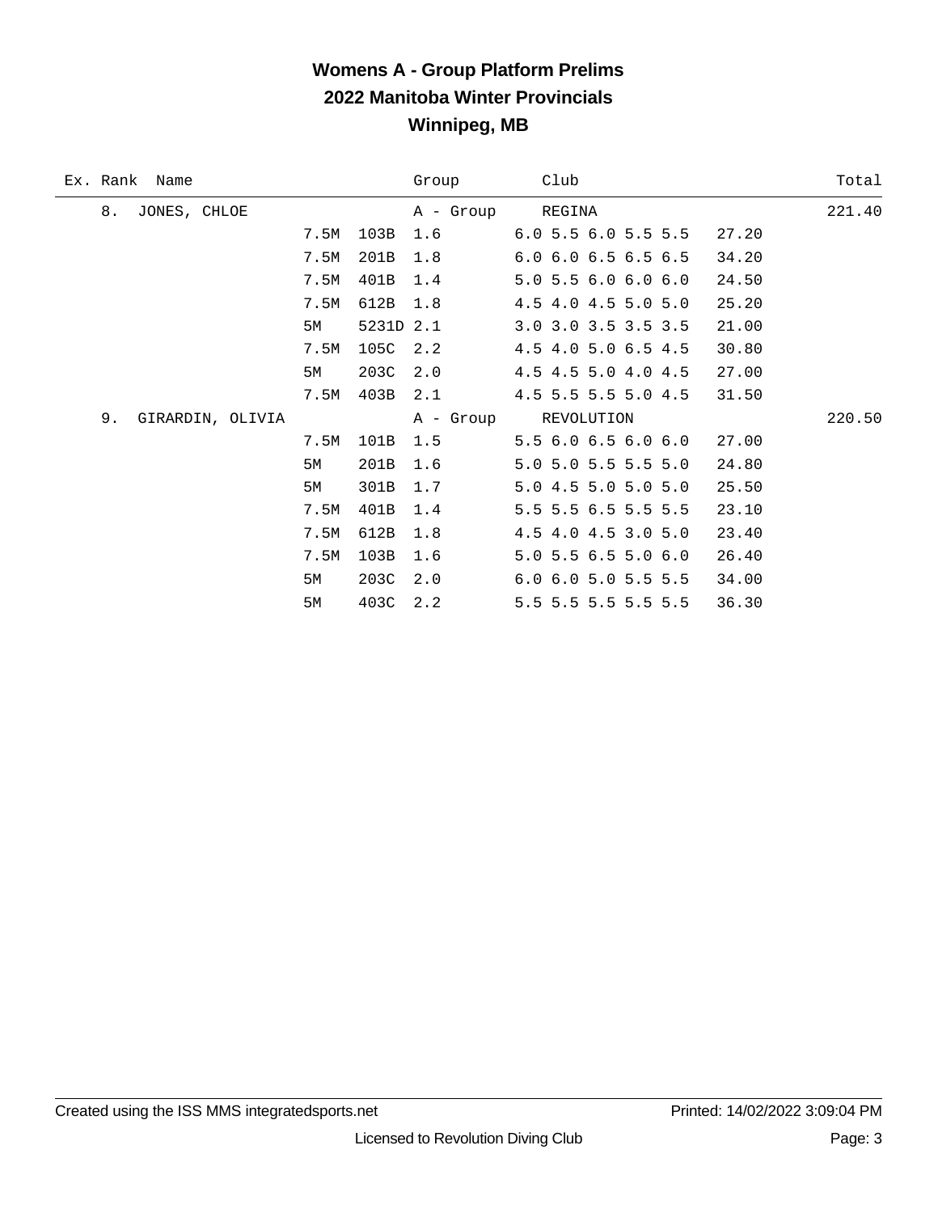# Womens A - Group Platform Prelims
## 2022 Manitoba Winter Provincials
## Winnipeg, MB

| Ex. | Rank | Name | Height | Dive | DD | Group / Scores | Club | Score | Total |
|---|---|---|---|---|---|---|---|---|---|
| | 8. | JONES, CHLOE | | | | A - Group | REGINA | | 221.40 |
| | | | 7.5M | 103B | 1.6 | 6.0 5.5 6.0 5.5 5.5 | | 27.20 | |
| | | | 7.5M | 201B | 1.8 | 6.0 6.0 6.5 6.5 6.5 | | 34.20 | |
| | | | 7.5M | 401B | 1.4 | 5.0 5.5 6.0 6.0 6.0 | | 24.50 | |
| | | | 7.5M | 612B | 1.8 | 4.5 4.0 4.5 5.0 5.0 | | 25.20 | |
| | | | 5M | 5231D | 2.1 | 3.0 3.0 3.5 3.5 3.5 | | 21.00 | |
| | | | 7.5M | 105C | 2.2 | 4.5 4.0 5.0 6.5 4.5 | | 30.80 | |
| | | | 5M | 203C | 2.0 | 4.5 4.5 5.0 4.0 4.5 | | 27.00 | |
| | | | 7.5M | 403B | 2.1 | 4.5 5.5 5.5 5.0 4.5 | | 31.50 | |
| | 9. | GIRARDIN, OLIVIA | | | | A - Group | REVOLUTION | | 220.50 |
| | | | 7.5M | 101B | 1.5 | 5.5 6.0 6.5 6.0 6.0 | | 27.00 | |
| | | | 5M | 201B | 1.6 | 5.0 5.0 5.5 5.5 5.0 | | 24.80 | |
| | | | 5M | 301B | 1.7 | 5.0 4.5 5.0 5.0 5.0 | | 25.50 | |
| | | | 7.5M | 401B | 1.4 | 5.5 5.5 6.5 5.5 5.5 | | 23.10 | |
| | | | 7.5M | 612B | 1.8 | 4.5 4.0 4.5 3.0 5.0 | | 23.40 | |
| | | | 7.5M | 103B | 1.6 | 5.0 5.5 6.5 5.0 6.0 | | 26.40 | |
| | | | 5M | 203C | 2.0 | 6.0 6.0 5.0 5.5 5.5 | | 34.00 | |
| | | | 5M | 403C | 2.2 | 5.5 5.5 5.5 5.5 5.5 | | 36.30 | |

Created using the ISS MMS integratedsports.net — Printed: 14/02/2022 3:09:04 PM

Licensed to Revolution Diving Club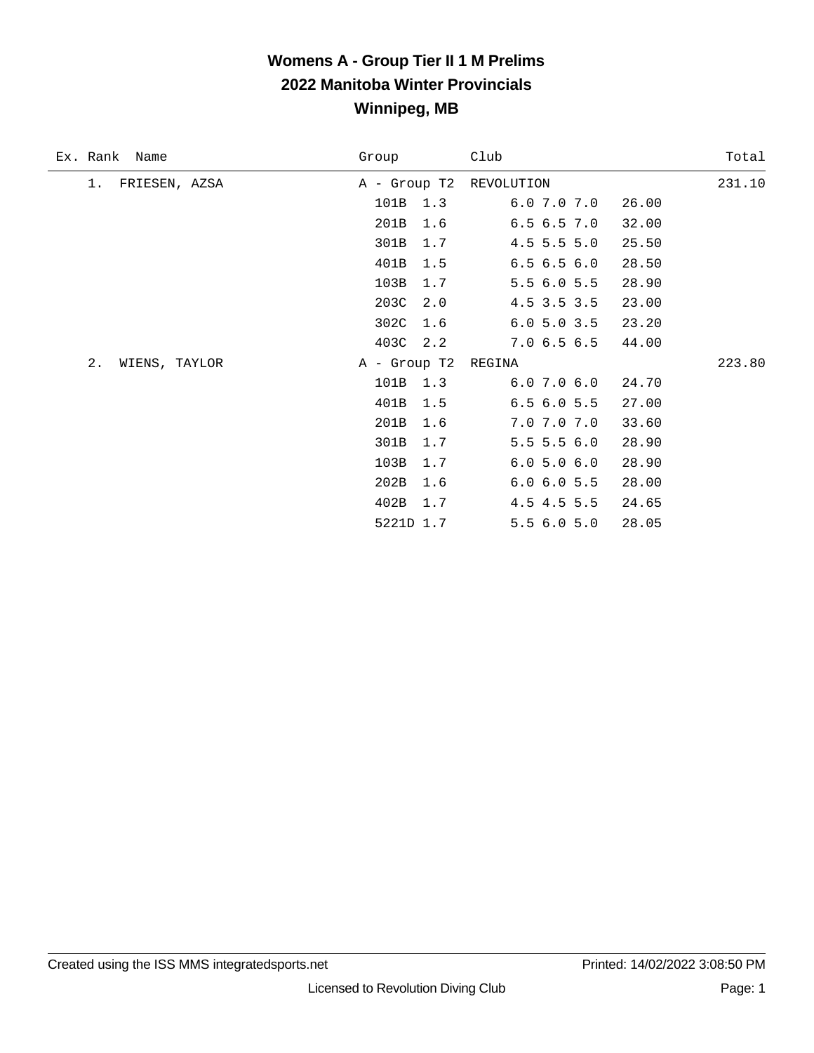# Womens A - Group Tier II 1 M Prelims
## 2022 Manitoba Winter Provincials
## Winnipeg, MB

| Ex. | Rank | Name | Group | Club | | Total |
|---|---|---|---|---|---|---|
| | 1. | FRIESEN, AZSA | A - Group T2 | REVOLUTION | | 231.10 |
| | | | 101B 1.3 | 6.0 7.0 7.0 | 26.00 | |
| | | | 201B 1.6 | 6.5 6.5 7.0 | 32.00 | |
| | | | 301B 1.7 | 4.5 5.5 5.0 | 25.50 | |
| | | | 401B 1.5 | 6.5 6.5 6.0 | 28.50 | |
| | | | 103B 1.7 | 5.5 6.0 5.5 | 28.90 | |
| | | | 203C 2.0 | 4.5 3.5 3.5 | 23.00 | |
| | | | 302C 1.6 | 6.0 5.0 3.5 | 23.20 | |
| | | | 403C 2.2 | 7.0 6.5 6.5 | 44.00 | |
| | 2. | WIENS, TAYLOR | A - Group T2 | REGINA | | 223.80 |
| | | | 101B 1.3 | 6.0 7.0 6.0 | 24.70 | |
| | | | 401B 1.5 | 6.5 6.0 5.5 | 27.00 | |
| | | | 201B 1.6 | 7.0 7.0 7.0 | 33.60 | |
| | | | 301B 1.7 | 5.5 5.5 6.0 | 28.90 | |
| | | | 103B 1.7 | 6.0 5.0 6.0 | 28.90 | |
| | | | 202B 1.6 | 6.0 6.0 5.5 | 28.00 | |
| | | | 402B 1.7 | 4.5 4.5 5.5 | 24.65 | |
| | | | 5221D 1.7 | 5.5 6.0 5.0 | 28.05 | |

Created using the ISS MMS integratedsports.net    Printed: 14/02/2022 3:08:50 PM

Licensed to Revolution Diving Club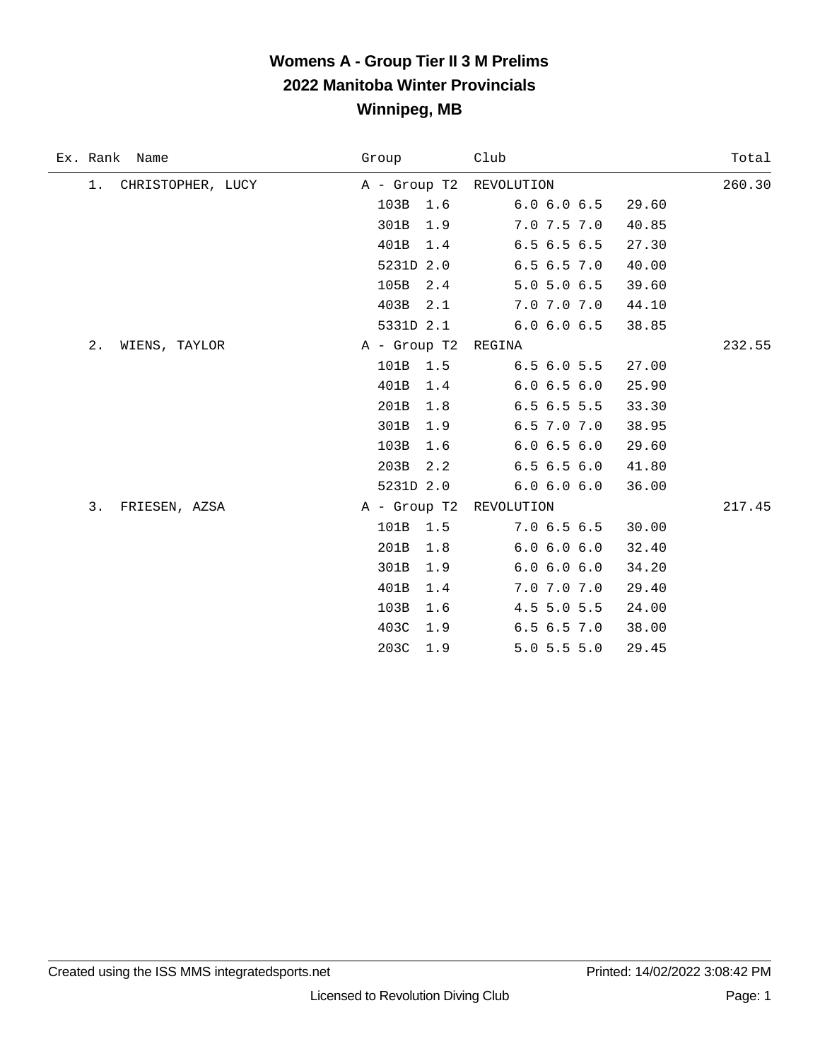# Womens A - Group Tier II 3 M Prelims

## 2022 Manitoba Winter Provincials

## Winnipeg, MB

| Ex. | Rank | Name | Group | Club | | Total |
|---|---|---|---|---|---|---|
| | 1. | CHRISTOPHER, LUCY | A - Group T2 | REVOLUTION | | 260.30 |
| | | | 103B 1.6 | 6.0 6.0 6.5 | 29.60 | |
| | | | 301B 1.9 | 7.0 7.5 7.0 | 40.85 | |
| | | | 401B 1.4 | 6.5 6.5 6.5 | 27.30 | |
| | | | 5231D 2.0 | 6.5 6.5 7.0 | 40.00 | |
| | | | 105B 2.4 | 5.0 5.0 6.5 | 39.60 | |
| | | | 403B 2.1 | 7.0 7.0 7.0 | 44.10 | |
| | | | 5331D 2.1 | 6.0 6.0 6.5 | 38.85 | |
| | 2. | WIENS, TAYLOR | A - Group T2 | REGINA | | 232.55 |
| | | | 101B 1.5 | 6.5 6.0 5.5 | 27.00 | |
| | | | 401B 1.4 | 6.0 6.5 6.0 | 25.90 | |
| | | | 201B 1.8 | 6.5 6.5 5.5 | 33.30 | |
| | | | 301B 1.9 | 6.5 7.0 7.0 | 38.95 | |
| | | | 103B 1.6 | 6.0 6.5 6.0 | 29.60 | |
| | | | 203B 2.2 | 6.5 6.5 6.0 | 41.80 | |
| | | | 5231D 2.0 | 6.0 6.0 6.0 | 36.00 | |
| | 3. | FRIESEN, AZSA | A - Group T2 | REVOLUTION | | 217.45 |
| | | | 101B 1.5 | 7.0 6.5 6.5 | 30.00 | |
| | | | 201B 1.8 | 6.0 6.0 6.0 | 32.40 | |
| | | | 301B 1.9 | 6.0 6.0 6.0 | 34.20 | |
| | | | 401B 1.4 | 7.0 7.0 7.0 | 29.40 | |
| | | | 103B 1.6 | 4.5 5.0 5.5 | 24.00 | |
| | | | 403C 1.9 | 6.5 6.5 7.0 | 38.00 | |
| | | | 203C 1.9 | 5.0 5.5 5.0 | 29.45 | |

Created using the ISS MMS integratedsports.net — Printed: 14/02/2022 3:08:42 PM

Licensed to Revolution Diving Club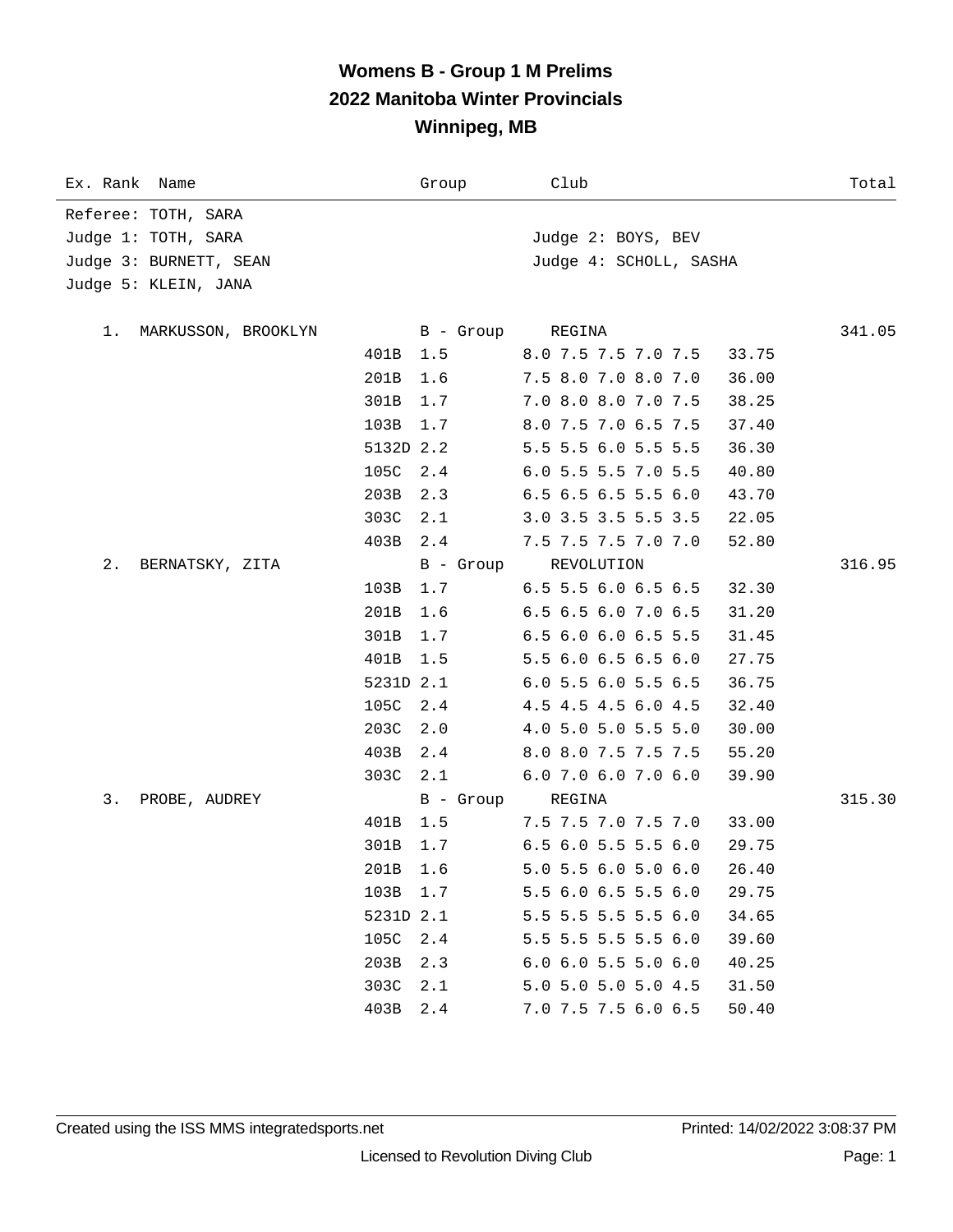# Womens B - Group 1 M Prelims
## 2022 Manitoba Winter Provincials
## Winnipeg, MB

| Ex. Rank | Name | Group | Club | Total |
|---|---|---|---|---|

Referee: TOTH, SARA
Judge 1: TOTH, SARA — Judge 2: BOYS, BEV
Judge 3: BURNETT, SEAN — Judge 4: SCHOLL, SASHA
Judge 5: KLEIN, JANA

| Ex. Rank | Name / Dive | DD / Group | Scores / Club | Points | Total |
|---|---|---|---|---|---|
| 1. | MARKUSSON, BROOKLYN | B - Group | REGINA | | 341.05 |
| | 401B | 1.5 | 8.0 7.5 7.5 7.0 7.5 | 33.75 | |
| | 201B | 1.6 | 7.5 8.0 7.0 8.0 7.0 | 36.00 | |
| | 301B | 1.7 | 7.0 8.0 8.0 7.0 7.5 | 38.25 | |
| | 103B | 1.7 | 8.0 7.5 7.0 6.5 7.5 | 37.40 | |
| | 5132D | 2.2 | 5.5 5.5 6.0 5.5 5.5 | 36.30 | |
| | 105C | 2.4 | 6.0 5.5 5.5 7.0 5.5 | 40.80 | |
| | 203B | 2.3 | 6.5 6.5 6.5 5.5 6.0 | 43.70 | |
| | 303C | 2.1 | 3.0 3.5 3.5 5.5 3.5 | 22.05 | |
| | 403B | 2.4 | 7.5 7.5 7.5 7.0 7.0 | 52.80 | |
| 2. | BERNATSKY, ZITA | B - Group | REVOLUTION | | 316.95 |
| | 103B | 1.7 | 6.5 5.5 6.0 6.5 6.5 | 32.30 | |
| | 201B | 1.6 | 6.5 6.5 6.0 7.0 6.5 | 31.20 | |
| | 301B | 1.7 | 6.5 6.0 6.0 6.5 5.5 | 31.45 | |
| | 401B | 1.5 | 5.5 6.0 6.5 6.5 6.0 | 27.75 | |
| | 5231D | 2.1 | 6.0 5.5 6.0 5.5 6.5 | 36.75 | |
| | 105C | 2.4 | 4.5 4.5 4.5 6.0 4.5 | 32.40 | |
| | 203C | 2.0 | 4.0 5.0 5.0 5.5 5.0 | 30.00 | |
| | 403B | 2.4 | 8.0 8.0 7.5 7.5 7.5 | 55.20 | |
| | 303C | 2.1 | 6.0 7.0 6.0 7.0 6.0 | 39.90 | |
| 3. | PROBE, AUDREY | B - Group | REGINA | | 315.30 |
| | 401B | 1.5 | 7.5 7.5 7.0 7.5 7.0 | 33.00 | |
| | 301B | 1.7 | 6.5 6.0 5.5 5.5 6.0 | 29.75 | |
| | 201B | 1.6 | 5.0 5.5 6.0 5.0 6.0 | 26.40 | |
| | 103B | 1.7 | 5.5 6.0 6.5 5.5 6.0 | 29.75 | |
| | 5231D | 2.1 | 5.5 5.5 5.5 5.5 6.0 | 34.65 | |
| | 105C | 2.4 | 5.5 5.5 5.5 5.5 6.0 | 39.60 | |
| | 203B | 2.3 | 6.0 6.0 5.5 5.0 6.0 | 40.25 | |
| | 303C | 2.1 | 5.0 5.0 5.0 5.0 4.5 | 31.50 | |
| | 403B | 2.4 | 7.0 7.5 7.5 6.0 6.5 | 50.40 | |

Created using the ISS MMS integratedsports.net — Printed: 14/02/2022 3:08:37 PM

Licensed to Revolution Diving Club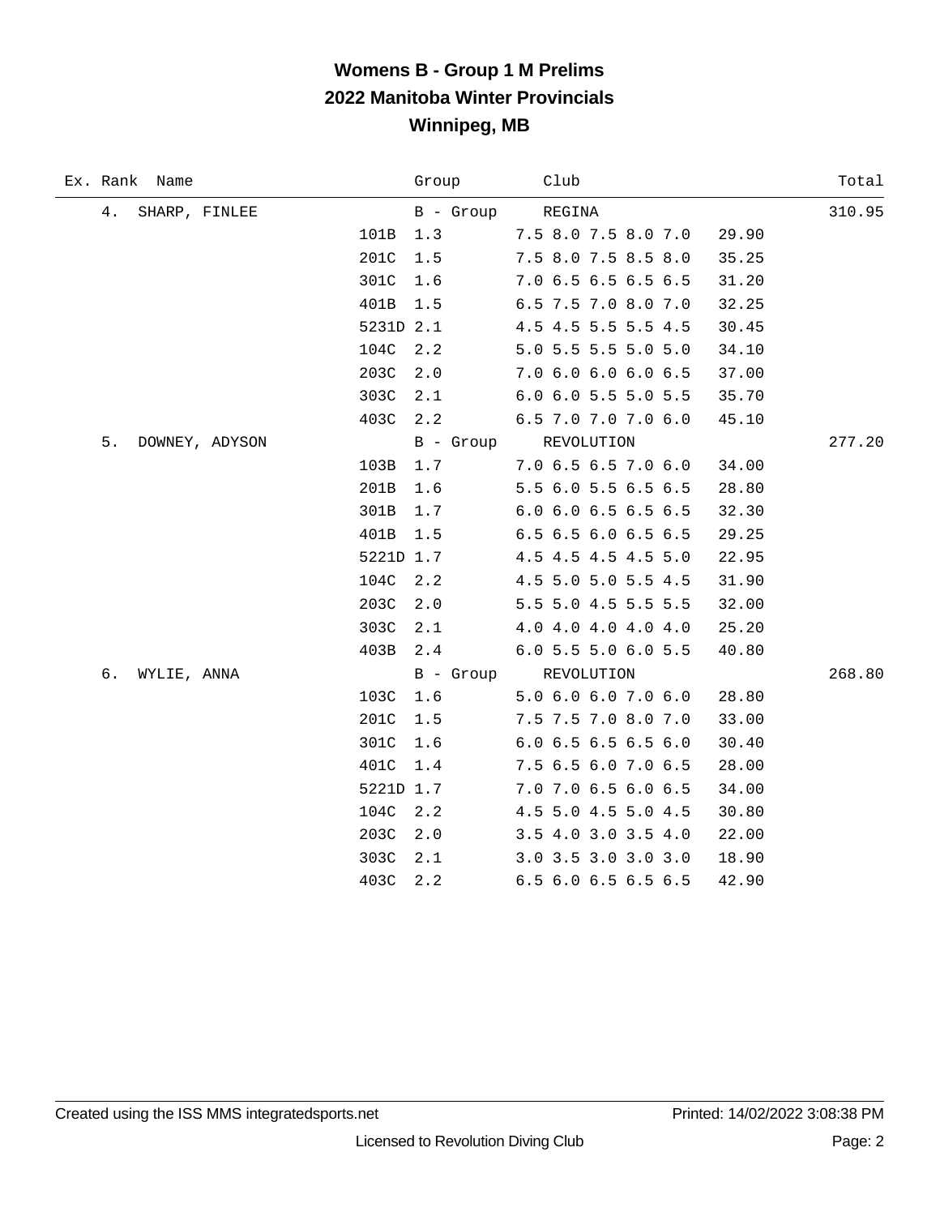# Womens B - Group 1 M Prelims
## 2022 Manitoba Winter Provincials
## Winnipeg, MB

| Ex. | Rank | Name | Dive | DD | Group / Scores | Club / Points | Total |
|---|---|---|---|---|---|---|---|
| | 4. | SHARP, FINLEE | | | B - Group | REGINA | 310.95 |
| | | | 101B | 1.3 | 7.5 8.0 7.5 8.0 7.0 | 29.90 | |
| | | | 201C | 1.5 | 7.5 8.0 7.5 8.5 8.0 | 35.25 | |
| | | | 301C | 1.6 | 7.0 6.5 6.5 6.5 6.5 | 31.20 | |
| | | | 401B | 1.5 | 6.5 7.5 7.0 8.0 7.0 | 32.25 | |
| | | | 5231D | 2.1 | 4.5 4.5 5.5 5.5 4.5 | 30.45 | |
| | | | 104C | 2.2 | 5.0 5.5 5.5 5.0 5.0 | 34.10 | |
| | | | 203C | 2.0 | 7.0 6.0 6.0 6.0 6.5 | 37.00 | |
| | | | 303C | 2.1 | 6.0 6.0 5.5 5.0 5.5 | 35.70 | |
| | | | 403C | 2.2 | 6.5 7.0 7.0 7.0 6.0 | 45.10 | |
| | 5. | DOWNEY, ADYSON | | | B - Group | REVOLUTION | 277.20 |
| | | | 103B | 1.7 | 7.0 6.5 6.5 7.0 6.0 | 34.00 | |
| | | | 201B | 1.6 | 5.5 6.0 5.5 6.5 6.5 | 28.80 | |
| | | | 301B | 1.7 | 6.0 6.0 6.5 6.5 6.5 | 32.30 | |
| | | | 401B | 1.5 | 6.5 6.5 6.0 6.5 6.5 | 29.25 | |
| | | | 5221D | 1.7 | 4.5 4.5 4.5 4.5 5.0 | 22.95 | |
| | | | 104C | 2.2 | 4.5 5.0 5.0 5.5 4.5 | 31.90 | |
| | | | 203C | 2.0 | 5.5 5.0 4.5 5.5 5.5 | 32.00 | |
| | | | 303C | 2.1 | 4.0 4.0 4.0 4.0 4.0 | 25.20 | |
| | | | 403B | 2.4 | 6.0 5.5 5.0 6.0 5.5 | 40.80 | |
| | 6. | WYLIE, ANNA | | | B - Group | REVOLUTION | 268.80 |
| | | | 103C | 1.6 | 5.0 6.0 6.0 7.0 6.0 | 28.80 | |
| | | | 201C | 1.5 | 7.5 7.5 7.0 8.0 7.0 | 33.00 | |
| | | | 301C | 1.6 | 6.0 6.5 6.5 6.5 6.0 | 30.40 | |
| | | | 401C | 1.4 | 7.5 6.5 6.0 7.0 6.5 | 28.00 | |
| | | | 5221D | 1.7 | 7.0 7.0 6.5 6.0 6.5 | 34.00 | |
| | | | 104C | 2.2 | 4.5 5.0 4.5 5.0 4.5 | 30.80 | |
| | | | 203C | 2.0 | 3.5 4.0 3.0 3.5 4.0 | 22.00 | |
| | | | 303C | 2.1 | 3.0 3.5 3.0 3.0 3.0 | 18.90 | |
| | | | 403C | 2.2 | 6.5 6.0 6.5 6.5 6.5 | 42.90 | |

Created using the ISS MMS integratedsports.net | Printed: 14/02/2022 3:08:38 PM

Licensed to Revolution Diving Club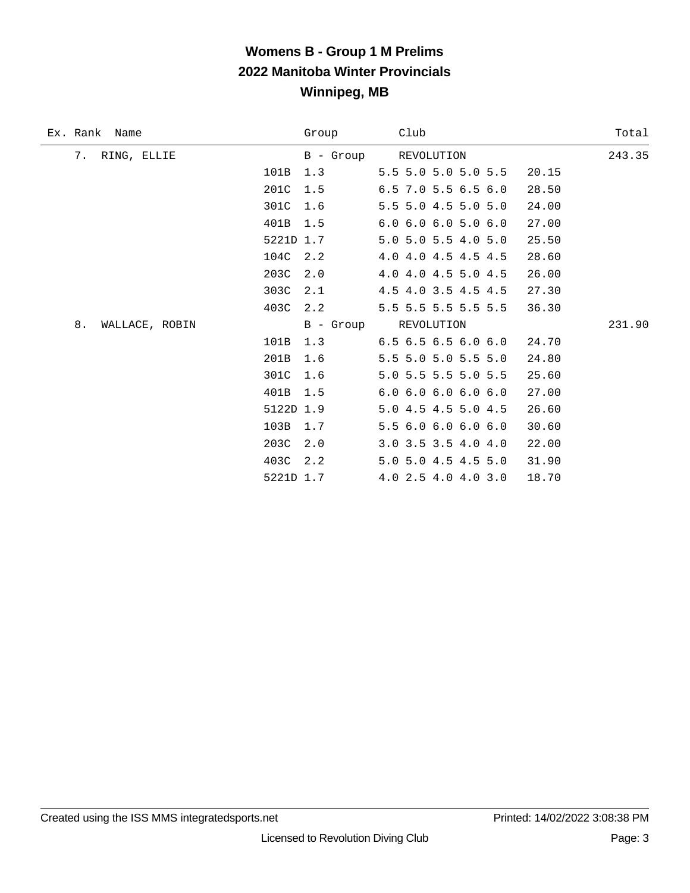# Womens B - Group 1 M Prelims
## 2022 Manitoba Winter Provincials
## Winnipeg, MB

| Ex. | Rank | Name | Dive | DD | Group / Scores | Club | Dive Score | Total |
|---|---|---|---|---|---|---|---|---|
| | 7. | RING, ELLIE | | | B - Group | REVOLUTION | | 243.35 |
| | | | 101B | 1.3 | 5.5 5.0 5.0 5.0 5.5 | | 20.15 | |
| | | | 201C | 1.5 | 6.5 7.0 5.5 6.5 6.0 | | 28.50 | |
| | | | 301C | 1.6 | 5.5 5.0 4.5 5.0 5.0 | | 24.00 | |
| | | | 401B | 1.5 | 6.0 6.0 6.0 5.0 6.0 | | 27.00 | |
| | | | 5221D | 1.7 | 5.0 5.0 5.5 4.0 5.0 | | 25.50 | |
| | | | 104C | 2.2 | 4.0 4.0 4.5 4.5 4.5 | | 28.60 | |
| | | | 203C | 2.0 | 4.0 4.0 4.5 5.0 4.5 | | 26.00 | |
| | | | 303C | 2.1 | 4.5 4.0 3.5 4.5 4.5 | | 27.30 | |
| | | | 403C | 2.2 | 5.5 5.5 5.5 5.5 5.5 | | 36.30 | |
| | 8. | WALLACE, ROBIN | | | B - Group | REVOLUTION | | 231.90 |
| | | | 101B | 1.3 | 6.5 6.5 6.5 6.0 6.0 | | 24.70 | |
| | | | 201B | 1.6 | 5.5 5.0 5.0 5.5 5.0 | | 24.80 | |
| | | | 301C | 1.6 | 5.0 5.5 5.5 5.0 5.5 | | 25.60 | |
| | | | 401B | 1.5 | 6.0 6.0 6.0 6.0 6.0 | | 27.00 | |
| | | | 5122D | 1.9 | 5.0 4.5 4.5 5.0 4.5 | | 26.60 | |
| | | | 103B | 1.7 | 5.5 6.0 6.0 6.0 6.0 | | 30.60 | |
| | | | 203C | 2.0 | 3.0 3.5 3.5 4.0 4.0 | | 22.00 | |
| | | | 403C | 2.2 | 5.0 5.0 4.5 4.5 5.0 | | 31.90 | |
| | | | 5221D | 1.7 | 4.0 2.5 4.0 4.0 3.0 | | 18.70 | |

Created using the ISS MMS integratedsports.net — Printed: 14/02/2022 3:08:38 PM

Licensed to Revolution Diving Club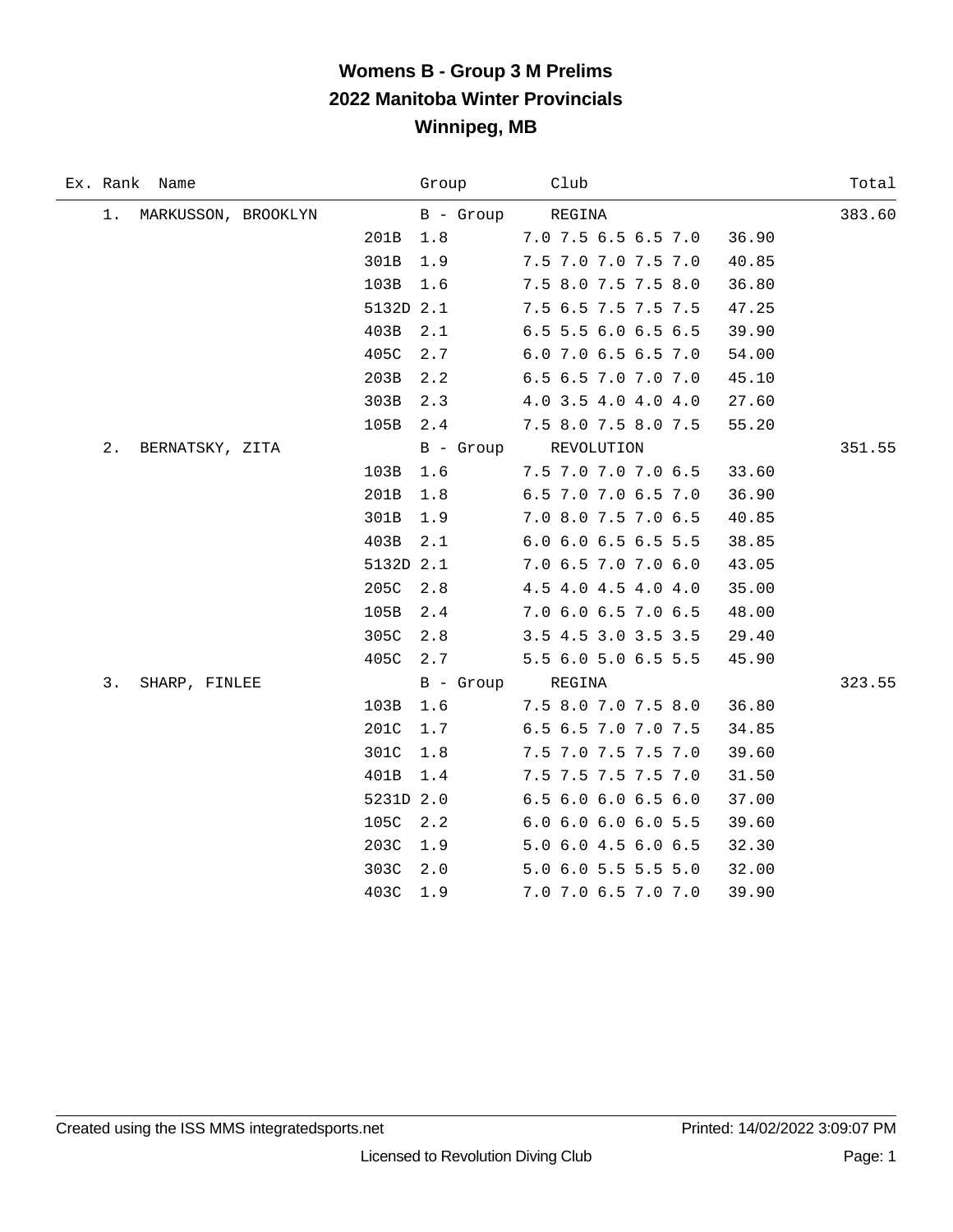# Womens B - Group 3 M Prelims

## 2022 Manitoba Winter Provincials

## Winnipeg, MB

| Ex. | Rank | Name | Dive | DD | Scores | Points | Group | Club | Total |
|---|---|---|---|---|---|---|---|---|---|
| | 1. | MARKUSSON, BROOKLYN | | | | | B - Group | REGINA | 383.60 |
| | | | 201B | 1.8 | 7.0 7.5 6.5 6.5 7.0 | 36.90 | | | |
| | | | 301B | 1.9 | 7.5 7.0 7.0 7.5 7.0 | 40.85 | | | |
| | | | 103B | 1.6 | 7.5 8.0 7.5 7.5 8.0 | 36.80 | | | |
| | | | 5132D | 2.1 | 7.5 6.5 7.5 7.5 7.5 | 47.25 | | | |
| | | | 403B | 2.1 | 6.5 5.5 6.0 6.5 6.5 | 39.90 | | | |
| | | | 405C | 2.7 | 6.0 7.0 6.5 6.5 7.0 | 54.00 | | | |
| | | | 203B | 2.2 | 6.5 6.5 7.0 7.0 7.0 | 45.10 | | | |
| | | | 303B | 2.3 | 4.0 3.5 4.0 4.0 4.0 | 27.60 | | | |
| | | | 105B | 2.4 | 7.5 8.0 7.5 8.0 7.5 | 55.20 | | | |
| | 2. | BERNATSKY, ZITA | | | | | B - Group | REVOLUTION | 351.55 |
| | | | 103B | 1.6 | 7.5 7.0 7.0 7.0 6.5 | 33.60 | | | |
| | | | 201B | 1.8 | 6.5 7.0 7.0 6.5 7.0 | 36.90 | | | |
| | | | 301B | 1.9 | 7.0 8.0 7.5 7.0 6.5 | 40.85 | | | |
| | | | 403B | 2.1 | 6.0 6.0 6.5 6.5 5.5 | 38.85 | | | |
| | | | 5132D | 2.1 | 7.0 6.5 7.0 7.0 6.0 | 43.05 | | | |
| | | | 205C | 2.8 | 4.5 4.0 4.5 4.0 4.0 | 35.00 | | | |
| | | | 105B | 2.4 | 7.0 6.0 6.5 7.0 6.5 | 48.00 | | | |
| | | | 305C | 2.8 | 3.5 4.5 3.0 3.5 3.5 | 29.40 | | | |
| | | | 405C | 2.7 | 5.5 6.0 5.0 6.5 5.5 | 45.90 | | | |
| | 3. | SHARP, FINLEE | | | | | B - Group | REGINA | 323.55 |
| | | | 103B | 1.6 | 7.5 8.0 7.0 7.5 8.0 | 36.80 | | | |
| | | | 201C | 1.7 | 6.5 6.5 7.0 7.0 7.5 | 34.85 | | | |
| | | | 301C | 1.8 | 7.5 7.0 7.5 7.5 7.0 | 39.60 | | | |
| | | | 401B | 1.4 | 7.5 7.5 7.5 7.5 7.0 | 31.50 | | | |
| | | | 5231D | 2.0 | 6.5 6.0 6.0 6.5 6.0 | 37.00 | | | |
| | | | 105C | 2.2 | 6.0 6.0 6.0 6.0 5.5 | 39.60 | | | |
| | | | 203C | 1.9 | 5.0 6.0 4.5 6.0 6.5 | 32.30 | | | |
| | | | 303C | 2.0 | 5.0 6.0 5.5 5.5 5.0 | 32.00 | | | |
| | | | 403C | 1.9 | 7.0 7.0 6.5 7.0 7.0 | 39.90 | | | |

Created using the ISS MMS integratedsports.net — Printed: 14/02/2022 3:09:07 PM

Licensed to Revolution Diving Club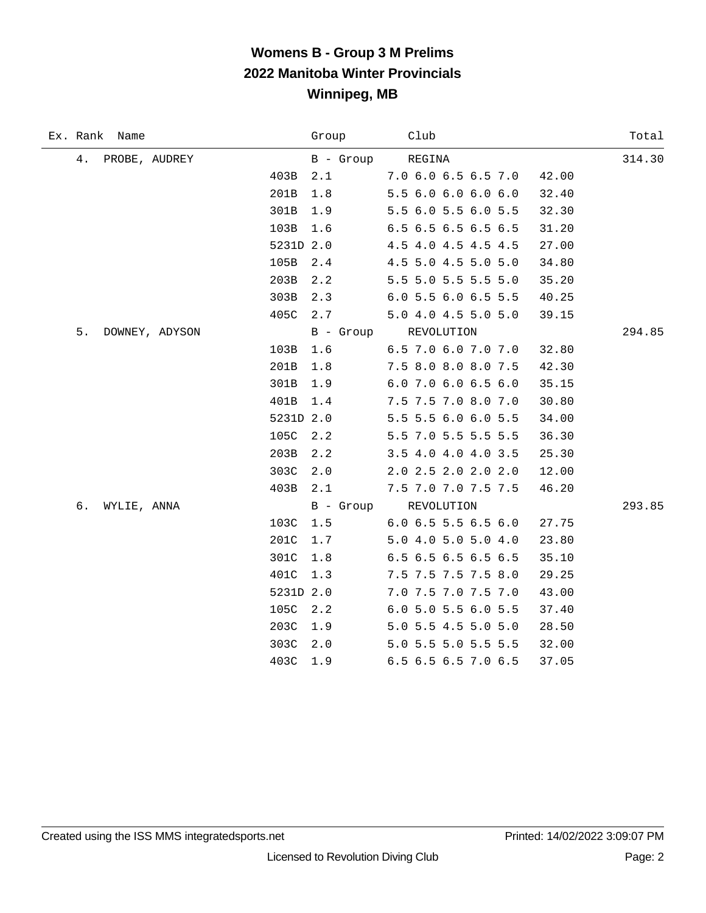# Womens B - Group 3 M Prelims
## 2022 Manitoba Winter Provincials
## Winnipeg, MB

| Ex. | Rank | Name | Dive | Group | Club | Scores | Points | Total |
|---|---|---|---|---|---|---|---|---|
| | 4. | PROBE, AUDREY | | B - Group | REGINA | | | 314.30 |
| | | | 403B | 2.1 | | 7.0 6.0 6.5 6.5 7.0 | 42.00 | |
| | | | 201B | 1.8 | | 5.5 6.0 6.0 6.0 6.0 | 32.40 | |
| | | | 301B | 1.9 | | 5.5 6.0 5.5 6.0 5.5 | 32.30 | |
| | | | 103B | 1.6 | | 6.5 6.5 6.5 6.5 6.5 | 31.20 | |
| | | | 5231D | 2.0 | | 4.5 4.0 4.5 4.5 4.5 | 27.00 | |
| | | | 105B | 2.4 | | 4.5 5.0 4.5 5.0 5.0 | 34.80 | |
| | | | 203B | 2.2 | | 5.5 5.0 5.5 5.5 5.0 | 35.20 | |
| | | | 303B | 2.3 | | 6.0 5.5 6.0 6.5 5.5 | 40.25 | |
| | | | 405C | 2.7 | | 5.0 4.0 4.5 5.0 5.0 | 39.15 | |
| | 5. | DOWNEY, ADYSON | | B - Group | REVOLUTION | | | 294.85 |
| | | | 103B | 1.6 | | 6.5 7.0 6.0 7.0 7.0 | 32.80 | |
| | | | 201B | 1.8 | | 7.5 8.0 8.0 8.0 7.5 | 42.30 | |
| | | | 301B | 1.9 | | 6.0 7.0 6.0 6.5 6.0 | 35.15 | |
| | | | 401B | 1.4 | | 7.5 7.5 7.0 8.0 7.0 | 30.80 | |
| | | | 5231D | 2.0 | | 5.5 5.5 6.0 6.0 5.5 | 34.00 | |
| | | | 105C | 2.2 | | 5.5 7.0 5.5 5.5 5.5 | 36.30 | |
| | | | 203B | 2.2 | | 3.5 4.0 4.0 4.0 3.5 | 25.30 | |
| | | | 303C | 2.0 | | 2.0 2.5 2.0 2.0 2.0 | 12.00 | |
| | | | 403B | 2.1 | | 7.5 7.0 7.0 7.5 7.5 | 46.20 | |
| | 6. | WYLIE, ANNA | | B - Group | REVOLUTION | | | 293.85 |
| | | | 103C | 1.5 | | 6.0 6.5 5.5 6.5 6.0 | 27.75 | |
| | | | 201C | 1.7 | | 5.0 4.0 5.0 5.0 4.0 | 23.80 | |
| | | | 301C | 1.8 | | 6.5 6.5 6.5 6.5 6.5 | 35.10 | |
| | | | 401C | 1.3 | | 7.5 7.5 7.5 7.5 8.0 | 29.25 | |
| | | | 5231D | 2.0 | | 7.0 7.5 7.0 7.5 7.0 | 43.00 | |
| | | | 105C | 2.2 | | 6.0 5.0 5.5 6.0 5.5 | 37.40 | |
| | | | 203C | 1.9 | | 5.0 5.5 4.5 5.0 5.0 | 28.50 | |
| | | | 303C | 2.0 | | 5.0 5.5 5.0 5.5 5.5 | 32.00 | |
| | | | 403C | 1.9 | | 6.5 6.5 6.5 7.0 6.5 | 37.05 | |

Created using the ISS MMS integratedsports.net — Printed: 14/02/2022 3:09:07 PM

Licensed to Revolution Diving Club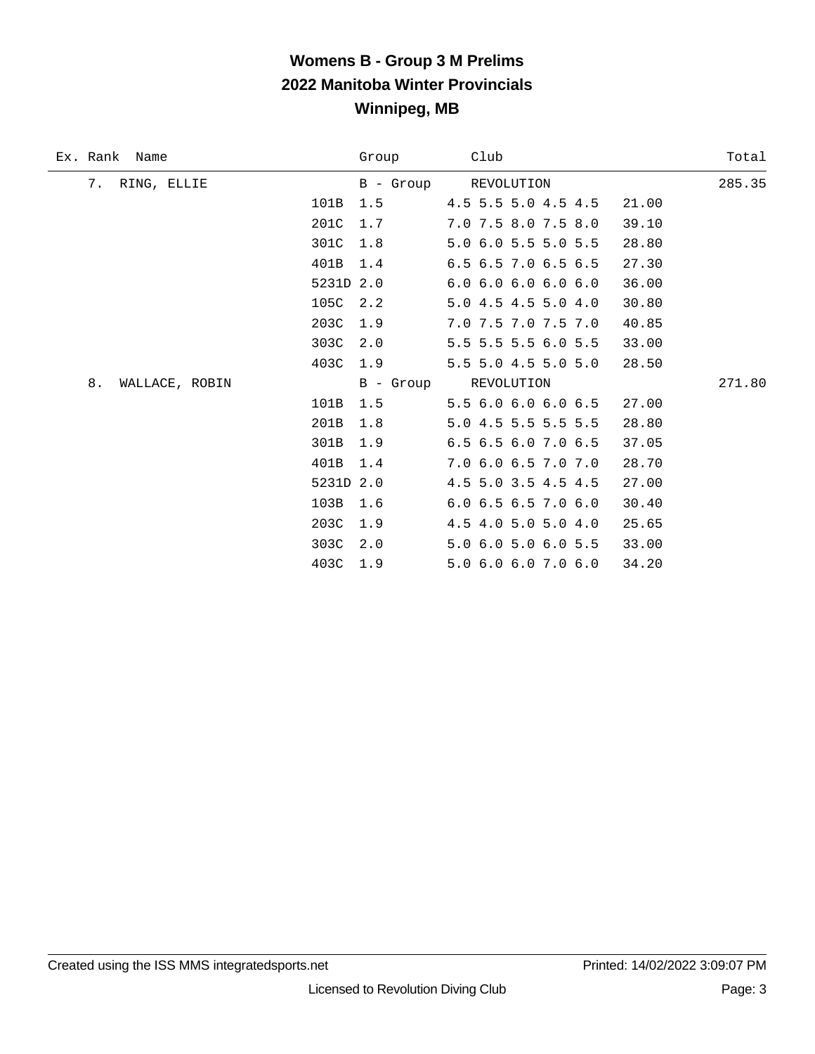# Womens B - Group 3 M Prelims
## 2022 Manitoba Winter Provincials
## Winnipeg, MB

| Ex. | Rank | Name | Dive | DD | Group / Scores | Club | Points | Total |
|---|---|---|---|---|---|---|---|---|
| | 7. | RING, ELLIE | | | B - Group | REVOLUTION | | 285.35 |
| | | | 101B | 1.5 | 4.5 5.5 5.0 4.5 4.5 | | 21.00 | |
| | | | 201C | 1.7 | 7.0 7.5 8.0 7.5 8.0 | | 39.10 | |
| | | | 301C | 1.8 | 5.0 6.0 5.5 5.0 5.5 | | 28.80 | |
| | | | 401B | 1.4 | 6.5 6.5 7.0 6.5 6.5 | | 27.30 | |
| | | | 5231D | 2.0 | 6.0 6.0 6.0 6.0 6.0 | | 36.00 | |
| | | | 105C | 2.2 | 5.0 4.5 4.5 5.0 4.0 | | 30.80 | |
| | | | 203C | 1.9 | 7.0 7.5 7.0 7.5 7.0 | | 40.85 | |
| | | | 303C | 2.0 | 5.5 5.5 5.5 6.0 5.5 | | 33.00 | |
| | | | 403C | 1.9 | 5.5 5.0 4.5 5.0 5.0 | | 28.50 | |
| | 8. | WALLACE, ROBIN | | | B - Group | REVOLUTION | | 271.80 |
| | | | 101B | 1.5 | 5.5 6.0 6.0 6.0 6.5 | | 27.00 | |
| | | | 201B | 1.8 | 5.0 4.5 5.5 5.5 5.5 | | 28.80 | |
| | | | 301B | 1.9 | 6.5 6.5 6.0 7.0 6.5 | | 37.05 | |
| | | | 401B | 1.4 | 7.0 6.0 6.5 7.0 7.0 | | 28.70 | |
| | | | 5231D | 2.0 | 4.5 5.0 3.5 4.5 4.5 | | 27.00 | |
| | | | 103B | 1.6 | 6.0 6.5 6.5 7.0 6.0 | | 30.40 | |
| | | | 203C | 1.9 | 4.5 4.0 5.0 5.0 4.0 | | 25.65 | |
| | | | 303C | 2.0 | 5.0 6.0 5.0 6.0 5.5 | | 33.00 | |
| | | | 403C | 1.9 | 5.0 6.0 6.0 7.0 6.0 | | 34.20 | |

Created using the ISS MMS integratedsports.net — Printed: 14/02/2022 3:09:07 PM

Licensed to Revolution Diving Club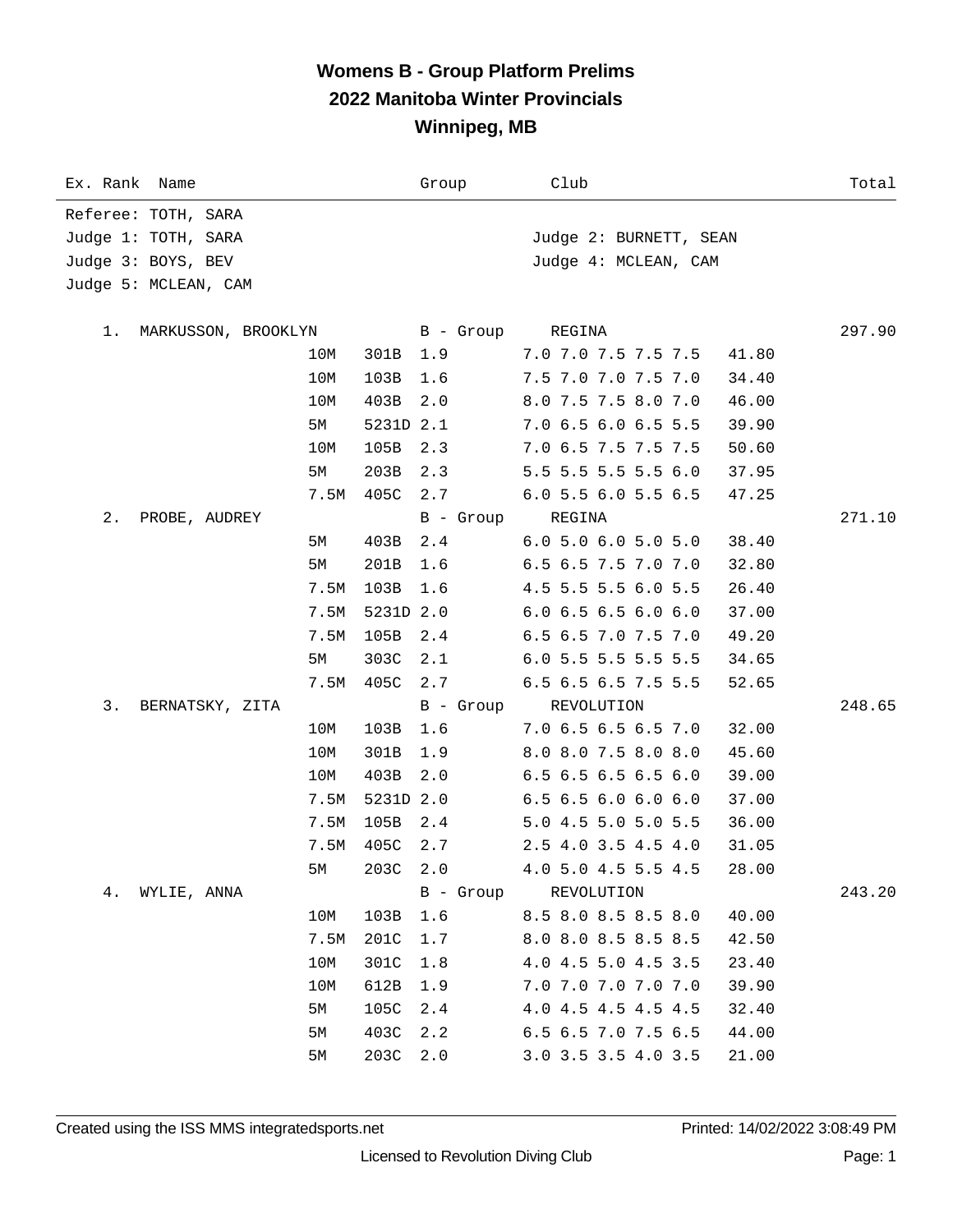# Womens B - Group Platform Prelims
## 2022 Manitoba Winter Provincials
## Winnipeg, MB

| Ex. Rank | Name | | | | Group | Club | | Total |
|---|---|---|---|---|---|---|---|---|

Referee: TOTH, SARA
Judge 1: TOTH, SARA — Judge 2: BURNETT, SEAN
Judge 3: BOYS, BEV — Judge 4: MCLEAN, CAM
Judge 5: MCLEAN, CAM

| Ex. Rank | Name | Height | Dive | DD | Group / Scores | Club | Points | Total |
|---|---|---|---|---|---|---|---|---|
| 1. | MARKUSSON, BROOKLYN | | | | B - Group | REGINA | | 297.90 |
| | | 10M | 301B | 1.9 | 7.0 7.0 7.5 7.5 7.5 | | 41.80 | |
| | | 10M | 103B | 1.6 | 7.5 7.0 7.0 7.5 7.0 | | 34.40 | |
| | | 10M | 403B | 2.0 | 8.0 7.5 7.5 8.0 7.0 | | 46.00 | |
| | | 5M | 5231D | 2.1 | 7.0 6.5 6.0 6.5 5.5 | | 39.90 | |
| | | 10M | 105B | 2.3 | 7.0 6.5 7.5 7.5 7.5 | | 50.60 | |
| | | 5M | 203B | 2.3 | 5.5 5.5 5.5 5.5 6.0 | | 37.95 | |
| | | 7.5M | 405C | 2.7 | 6.0 5.5 6.0 5.5 6.5 | | 47.25 | |
| 2. | PROBE, AUDREY | | | | B - Group | REGINA | | 271.10 |
| | | 5M | 403B | 2.4 | 6.0 5.0 6.0 5.0 5.0 | | 38.40 | |
| | | 5M | 201B | 1.6 | 6.5 6.5 7.5 7.0 7.0 | | 32.80 | |
| | | 7.5M | 103B | 1.6 | 4.5 5.5 5.5 6.0 5.5 | | 26.40 | |
| | | 7.5M | 5231D | 2.0 | 6.0 6.5 6.5 6.0 6.0 | | 37.00 | |
| | | 7.5M | 105B | 2.4 | 6.5 6.5 7.0 7.5 7.0 | | 49.20 | |
| | | 5M | 303C | 2.1 | 6.0 5.5 5.5 5.5 5.5 | | 34.65 | |
| | | 7.5M | 405C | 2.7 | 6.5 6.5 6.5 7.5 5.5 | | 52.65 | |
| 3. | BERNATSKY, ZITA | | | | B - Group | REVOLUTION | | 248.65 |
| | | 10M | 103B | 1.6 | 7.0 6.5 6.5 6.5 7.0 | | 32.00 | |
| | | 10M | 301B | 1.9 | 8.0 8.0 7.5 8.0 8.0 | | 45.60 | |
| | | 10M | 403B | 2.0 | 6.5 6.5 6.5 6.5 6.0 | | 39.00 | |
| | | 7.5M | 5231D | 2.0 | 6.5 6.5 6.0 6.0 6.0 | | 37.00 | |
| | | 7.5M | 105B | 2.4 | 5.0 4.5 5.0 5.0 5.5 | | 36.00 | |
| | | 7.5M | 405C | 2.7 | 2.5 4.0 3.5 4.5 4.0 | | 31.05 | |
| | | 5M | 203C | 2.0 | 4.0 5.0 4.5 5.5 4.5 | | 28.00 | |
| 4. | WYLIE, ANNA | | | | B - Group | REVOLUTION | | 243.20 |
| | | 10M | 103B | 1.6 | 8.5 8.0 8.5 8.5 8.0 | | 40.00 | |
| | | 7.5M | 201C | 1.7 | 8.0 8.0 8.5 8.5 8.5 | | 42.50 | |
| | | 10M | 301C | 1.8 | 4.0 4.5 5.0 4.5 3.5 | | 23.40 | |
| | | 10M | 612B | 1.9 | 7.0 7.0 7.0 7.0 7.0 | | 39.90 | |
| | | 5M | 105C | 2.4 | 4.0 4.5 4.5 4.5 4.5 | | 32.40 | |
| | | 5M | 403C | 2.2 | 6.5 6.5 7.0 7.5 6.5 | | 44.00 | |
| | | 5M | 203C | 2.0 | 3.0 3.5 3.5 4.0 3.5 | | 21.00 | |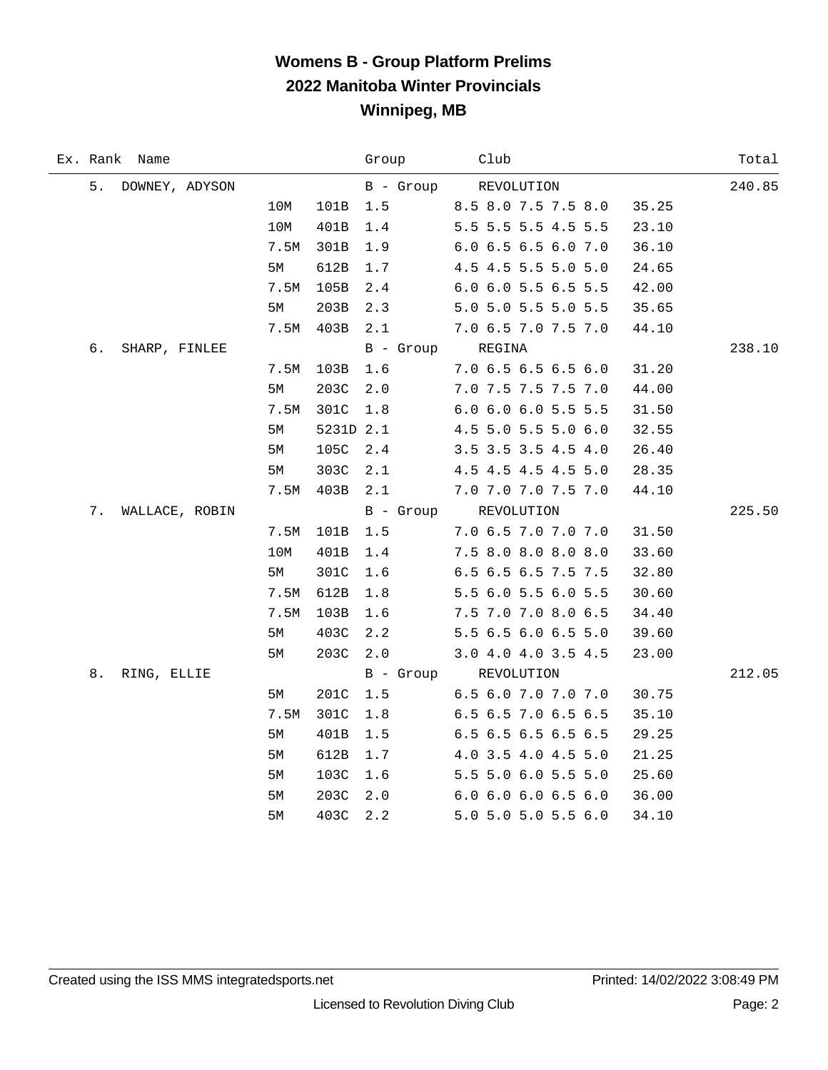# Womens B - Group Platform Prelims
## 2022 Manitoba Winter Provincials
## Winnipeg, MB

| Ex. | Rank | Name | Height | Dive | DD | Group / Scores | Club / Dive Score | Total |
|---|---|---|---|---|---|---|---|---|
| | 5. | DOWNEY, ADYSON | | | | B - Group | REVOLUTION | 240.85 |
| | | | 10M | 101B | 1.5 | 8.5 8.0 7.5 7.5 8.0 | 35.25 | |
| | | | 10M | 401B | 1.4 | 5.5 5.5 5.5 4.5 5.5 | 23.10 | |
| | | | 7.5M | 301B | 1.9 | 6.0 6.5 6.5 6.0 7.0 | 36.10 | |
| | | | 5M | 612B | 1.7 | 4.5 4.5 5.5 5.0 5.0 | 24.65 | |
| | | | 7.5M | 105B | 2.4 | 6.0 6.0 5.5 6.5 5.5 | 42.00 | |
| | | | 5M | 203B | 2.3 | 5.0 5.0 5.5 5.0 5.5 | 35.65 | |
| | | | 7.5M | 403B | 2.1 | 7.0 6.5 7.0 7.5 7.0 | 44.10 | |
| | 6. | SHARP, FINLEE | | | | B - Group | REGINA | 238.10 |
| | | | 7.5M | 103B | 1.6 | 7.0 6.5 6.5 6.5 6.0 | 31.20 | |
| | | | 5M | 203C | 2.0 | 7.0 7.5 7.5 7.5 7.0 | 44.00 | |
| | | | 7.5M | 301C | 1.8 | 6.0 6.0 6.0 5.5 5.5 | 31.50 | |
| | | | 5M | 5231D | 2.1 | 4.5 5.0 5.5 5.0 6.0 | 32.55 | |
| | | | 5M | 105C | 2.4 | 3.5 3.5 3.5 4.5 4.0 | 26.40 | |
| | | | 5M | 303C | 2.1 | 4.5 4.5 4.5 4.5 5.0 | 28.35 | |
| | | | 7.5M | 403B | 2.1 | 7.0 7.0 7.0 7.5 7.0 | 44.10 | |
| | 7. | WALLACE, ROBIN | | | | B - Group | REVOLUTION | 225.50 |
| | | | 7.5M | 101B | 1.5 | 7.0 6.5 7.0 7.0 7.0 | 31.50 | |
| | | | 10M | 401B | 1.4 | 7.5 8.0 8.0 8.0 8.0 | 33.60 | |
| | | | 5M | 301C | 1.6 | 6.5 6.5 6.5 7.5 7.5 | 32.80 | |
| | | | 7.5M | 612B | 1.8 | 5.5 6.0 5.5 6.0 5.5 | 30.60 | |
| | | | 7.5M | 103B | 1.6 | 7.5 7.0 7.0 8.0 6.5 | 34.40 | |
| | | | 5M | 403C | 2.2 | 5.5 6.5 6.0 6.5 5.0 | 39.60 | |
| | | | 5M | 203C | 2.0 | 3.0 4.0 4.0 3.5 4.5 | 23.00 | |
| | 8. | RING, ELLIE | | | | B - Group | REVOLUTION | 212.05 |
| | | | 5M | 201C | 1.5 | 6.5 6.0 7.0 7.0 7.0 | 30.75 | |
| | | | 7.5M | 301C | 1.8 | 6.5 6.5 7.0 6.5 6.5 | 35.10 | |
| | | | 5M | 401B | 1.5 | 6.5 6.5 6.5 6.5 6.5 | 29.25 | |
| | | | 5M | 612B | 1.7 | 4.0 3.5 4.0 4.5 5.0 | 21.25 | |
| | | | 5M | 103C | 1.6 | 5.5 5.0 6.0 5.5 5.0 | 25.60 | |
| | | | 5M | 203C | 2.0 | 6.0 6.0 6.0 6.5 6.0 | 36.00 | |
| | | | 5M | 403C | 2.2 | 5.0 5.0 5.0 5.5 6.0 | 34.10 | |

Created using the ISS MMS integratedsports.net — Printed: 14/02/2022 3:08:49 PM

Licensed to Revolution Diving Club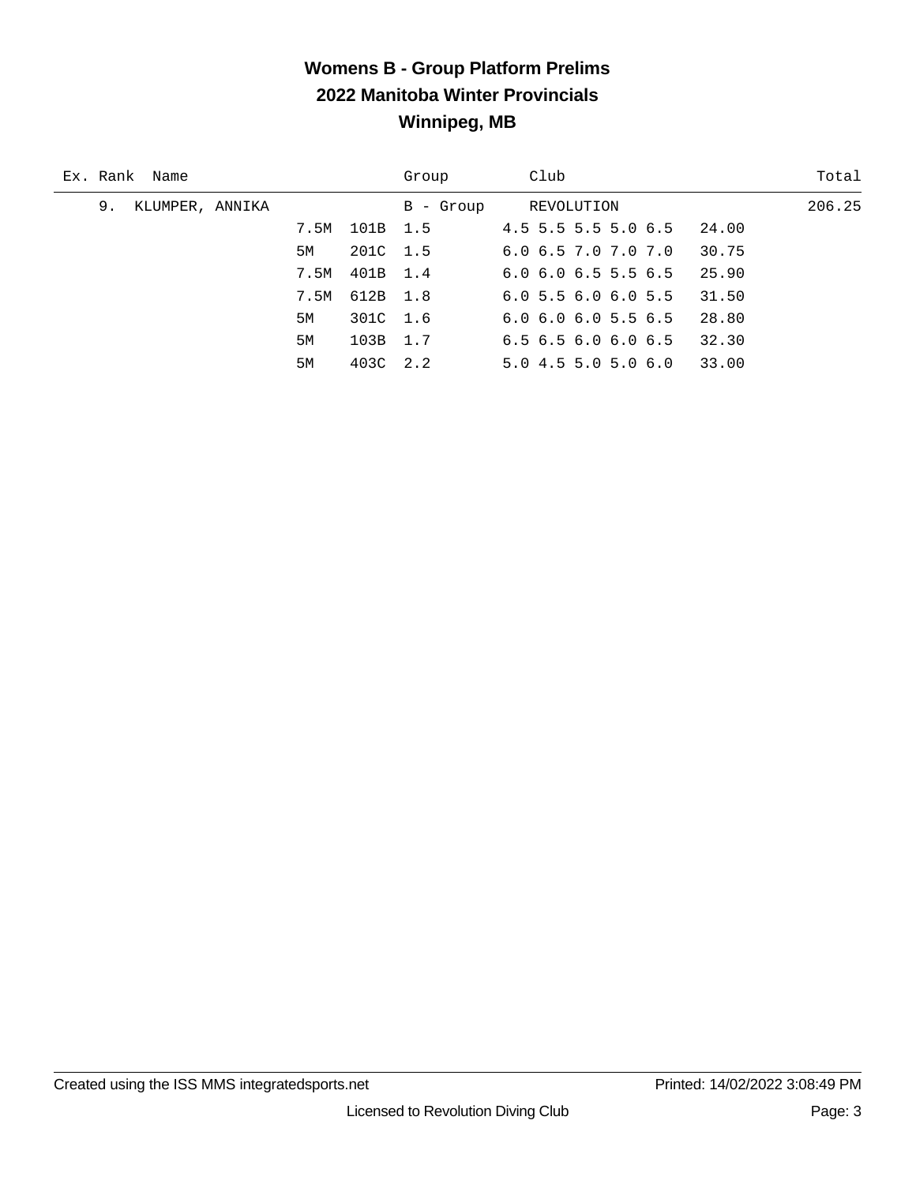# Womens B - Group Platform Prelims
## 2022 Manitoba Winter Provincials
## Winnipeg, MB

| Ex. | Rank | Name | | | Group | Club | | Total |
|---|---|---|---|---|---|---|---|---|
| | 9. | KLUMPER, ANNIKA | | | B - Group | REVOLUTION | | 206.25 |
| | | | 7.5M | 101B | 1.5 | 4.5 5.5 5.5 5.0 6.5 | 24.00 | |
| | | | 5M | 201C | 1.5 | 6.0 6.5 7.0 7.0 7.0 | 30.75 | |
| | | | 7.5M | 401B | 1.4 | 6.0 6.0 6.5 5.5 6.5 | 25.90 | |
| | | | 7.5M | 612B | 1.8 | 6.0 5.5 6.0 6.0 5.5 | 31.50 | |
| | | | 5M | 301C | 1.6 | 6.0 6.0 6.0 5.5 6.5 | 28.80 | |
| | | | 5M | 103B | 1.7 | 6.5 6.5 6.0 6.0 6.5 | 32.30 | |
| | | | 5M | 403C | 2.2 | 5.0 4.5 5.0 5.0 6.0 | 33.00 | |

Created using the ISS MMS integratedsports.net    Printed: 14/02/2022 3:08:49 PM

Licensed to Revolution Diving Club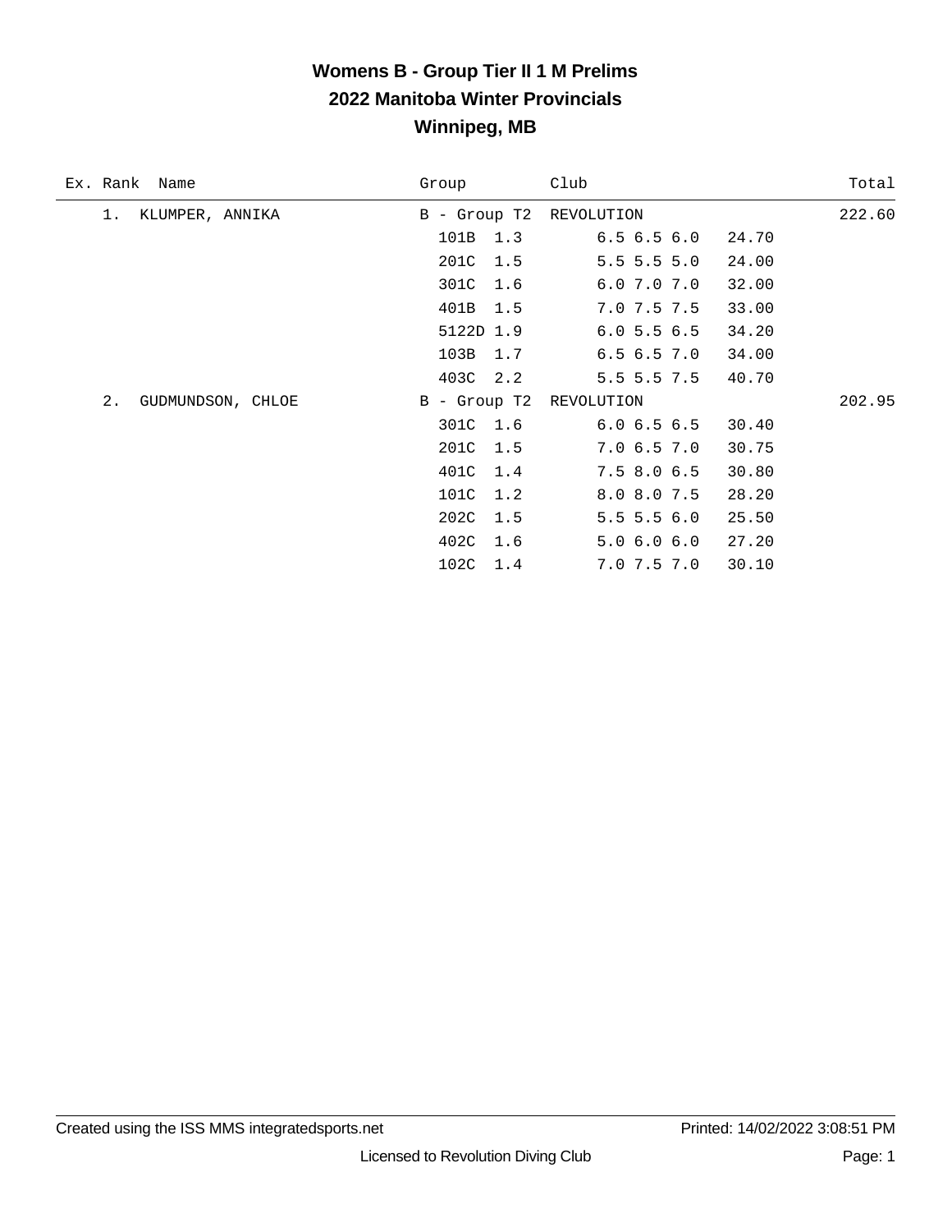# Womens B - Group Tier II 1 M Prelims

## 2022 Manitoba Winter Provincials

## Winnipeg, MB

| Ex. | Rank | Name | Group | Club | | | Total |
|---|---|---|---|---|---|---|---|
| | 1. | KLUMPER, ANNIKA | B - Group T2 | REVOLUTION | | | 222.60 |
| | | | 101B | 1.3 | 6.5 6.5 6.0 | 24.70 | |
| | | | 201C | 1.5 | 5.5 5.5 5.0 | 24.00 | |
| | | | 301C | 1.6 | 6.0 7.0 7.0 | 32.00 | |
| | | | 401B | 1.5 | 7.0 7.5 7.5 | 33.00 | |
| | | | 5122D | 1.9 | 6.0 5.5 6.5 | 34.20 | |
| | | | 103B | 1.7 | 6.5 6.5 7.0 | 34.00 | |
| | | | 403C | 2.2 | 5.5 5.5 7.5 | 40.70 | |
| | 2. | GUDMUNDSON, CHLOE | B - Group T2 | REVOLUTION | | | 202.95 |
| | | | 301C | 1.6 | 6.0 6.5 6.5 | 30.40 | |
| | | | 201C | 1.5 | 7.0 6.5 7.0 | 30.75 | |
| | | | 401C | 1.4 | 7.5 8.0 6.5 | 30.80 | |
| | | | 101C | 1.2 | 8.0 8.0 7.5 | 28.20 | |
| | | | 202C | 1.5 | 5.5 5.5 6.0 | 25.50 | |
| | | | 402C | 1.6 | 5.0 6.0 6.0 | 27.20 | |
| | | | 102C | 1.4 | 7.0 7.5 7.0 | 30.10 | |

Created using the ISS MMS integratedsports.net Printed: 14/02/2022 3:08:51 PM

Licensed to Revolution Diving Club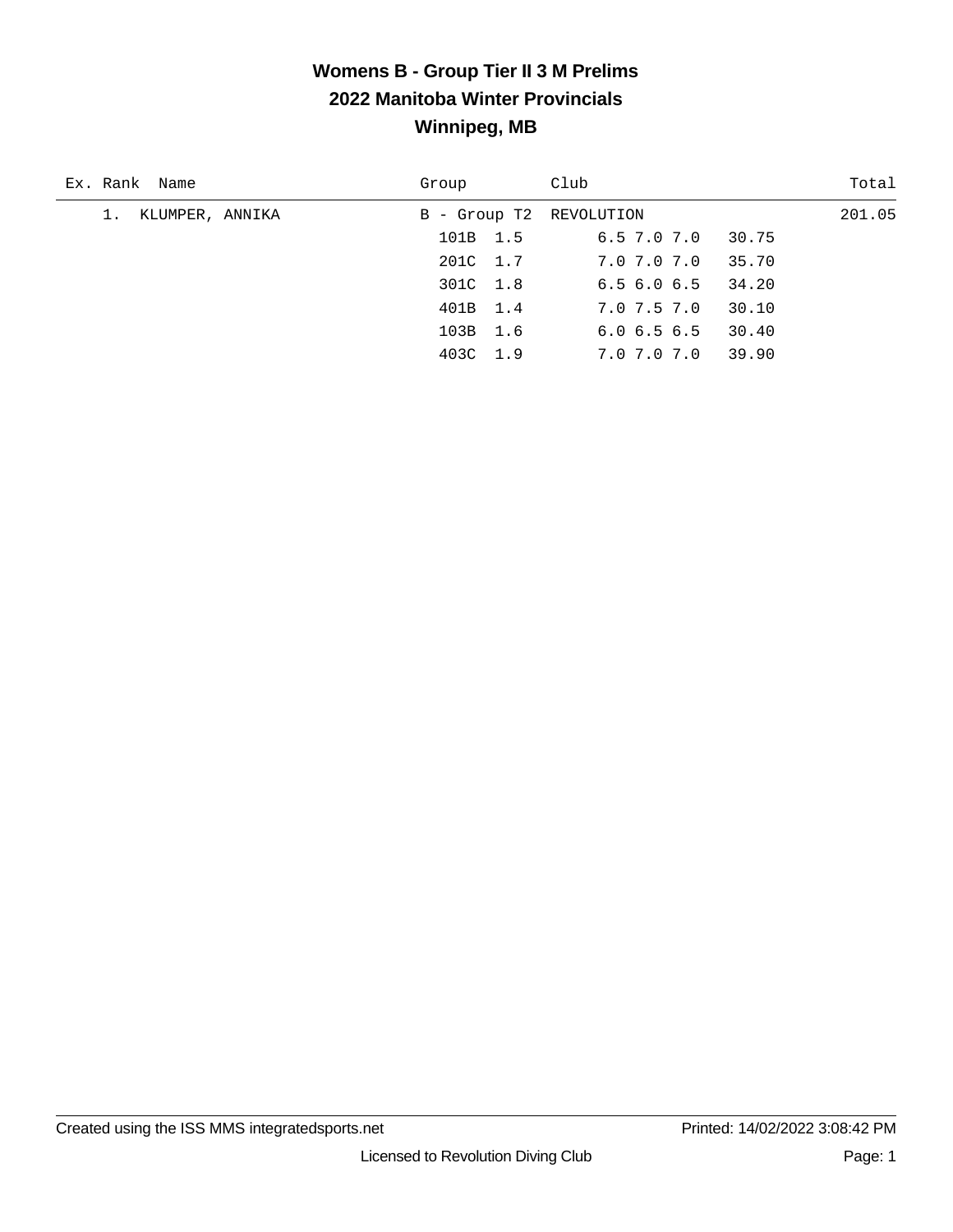# Womens B - Group Tier II 3 M Prelims
## 2022 Manitoba Winter Provincials
## Winnipeg, MB

| Ex. | Rank | Name | Group | Club | | Total |
|---|---|---|---|---|---|---|
| | 1. | KLUMPER, ANNIKA | B - Group T2 | REVOLUTION | | 201.05 |
| | | | 101B 1.5 | 6.5 7.0 7.0 | 30.75 | |
| | | | 201C 1.7 | 7.0 7.0 7.0 | 35.70 | |
| | | | 301C 1.8 | 6.5 6.0 6.5 | 34.20 | |
| | | | 401B 1.4 | 7.0 7.5 7.0 | 30.10 | |
| | | | 103B 1.6 | 6.0 6.5 6.5 | 30.40 | |
| | | | 403C 1.9 | 7.0 7.0 7.0 | 39.90 | |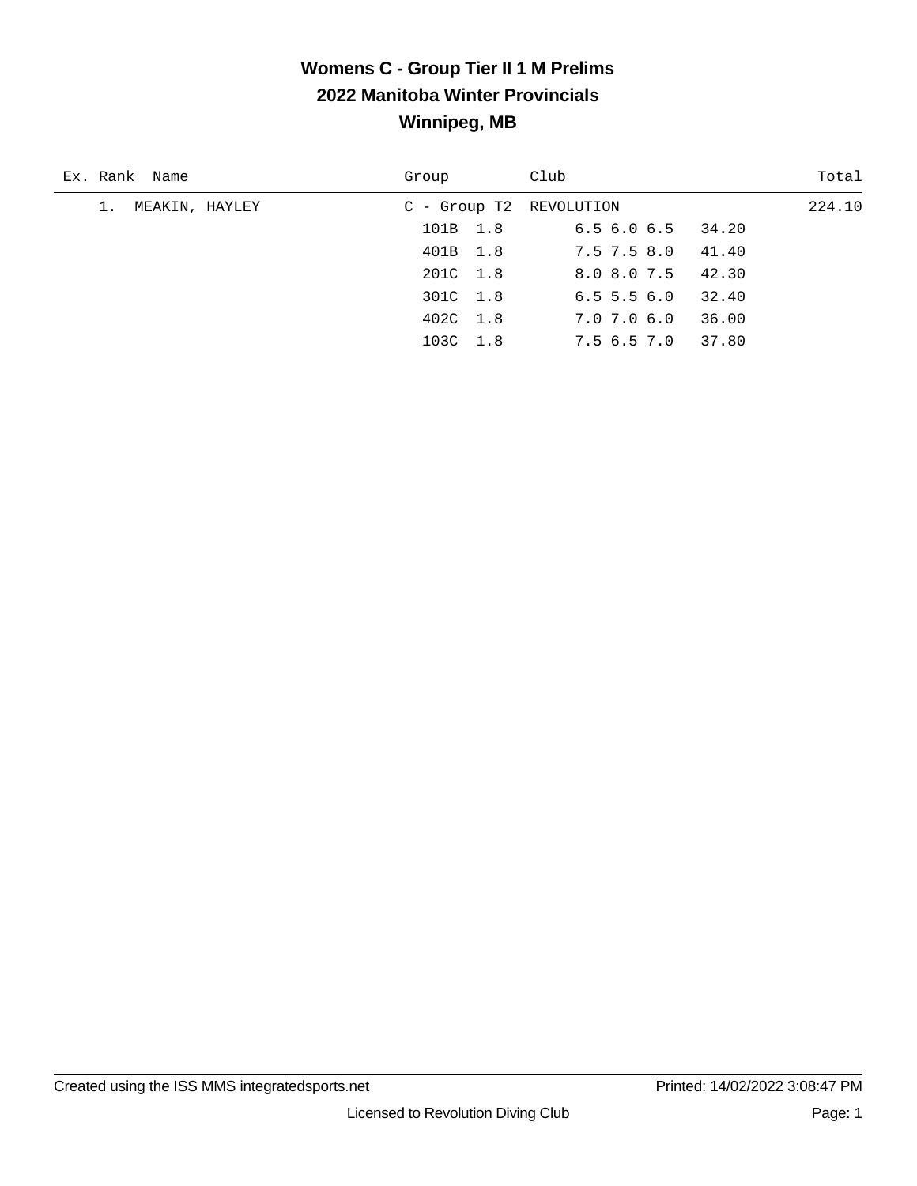# Womens C - Group Tier II 1 M Prelims

## 2022 Manitoba Winter Provincials

## Winnipeg, MB

| Ex. | Rank | Name | Group | Club | Total |
|---|---|---|---|---|---|
| | 1. | MEAKIN, HAYLEY | C - Group T2 | REVOLUTION | 224.10 |

| Dive | DD | Scores | Points |
|---|---|---|---|
| 101B | 1.8 | 6.5 6.0 6.5 | 34.20 |
| 401B | 1.8 | 7.5 7.5 8.0 | 41.40 |
| 201C | 1.8 | 8.0 8.0 7.5 | 42.30 |
| 301C | 1.8 | 6.5 5.5 6.0 | 32.40 |
| 402C | 1.8 | 7.0 7.0 6.0 | 36.00 |
| 103C | 1.8 | 7.5 6.5 7.0 | 37.80 |

Created using the ISS MMS integratedsports.net    Printed: 14/02/2022 3:08:47 PM

Licensed to Revolution Diving Club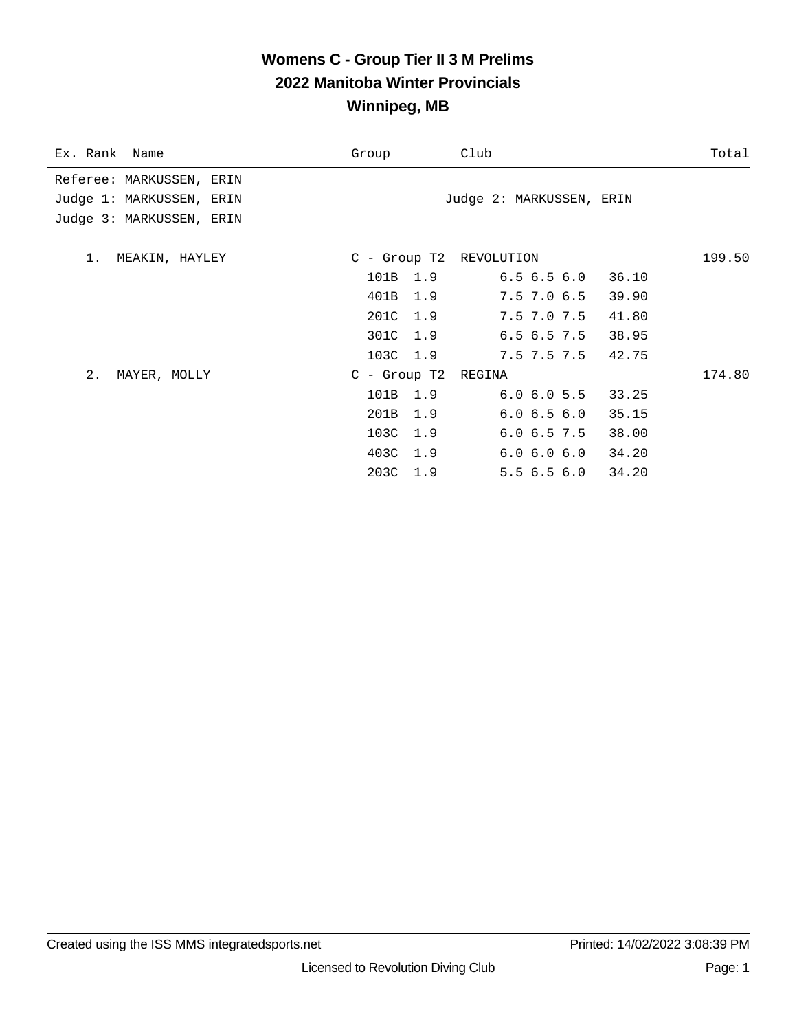# Womens C - Group Tier II 3 M Prelims
## 2022 Manitoba Winter Provincials
## Winnipeg, MB

| Ex. Rank | Name | Group | Club | Total |
|---|---|---|---|---|
| Referee: MARKUSSEN, ERIN | | | | |
| Judge 1: MARKUSSEN, ERIN | | Judge 2: MARKUSSEN, ERIN | | |
| Judge 3: MARKUSSEN, ERIN | | | | |

| Ex. Rank | Name | Group / Dive | DD | Club / Scores | Score | Total |
|---|---|---|---|---|---|---|
| 1. | MEAKIN, HAYLEY | C - Group T2 | | REVOLUTION | | 199.50 |
| | | 101B | 1.9 | 6.5 6.5 6.0 | 36.10 | |
| | | 401B | 1.9 | 7.5 7.0 6.5 | 39.90 | |
| | | 201C | 1.9 | 7.5 7.0 7.5 | 41.80 | |
| | | 301C | 1.9 | 6.5 6.5 7.5 | 38.95 | |
| | | 103C | 1.9 | 7.5 7.5 7.5 | 42.75 | |
| 2. | MAYER, MOLLY | C - Group T2 | | REGINA | | 174.80 |
| | | 101B | 1.9 | 6.0 6.0 5.5 | 33.25 | |
| | | 201B | 1.9 | 6.0 6.5 6.0 | 35.15 | |
| | | 103C | 1.9 | 6.0 6.5 7.5 | 38.00 | |
| | | 403C | 1.9 | 6.0 6.0 6.0 | 34.20 | |
| | | 203C | 1.9 | 5.5 6.5 6.0 | 34.20 | |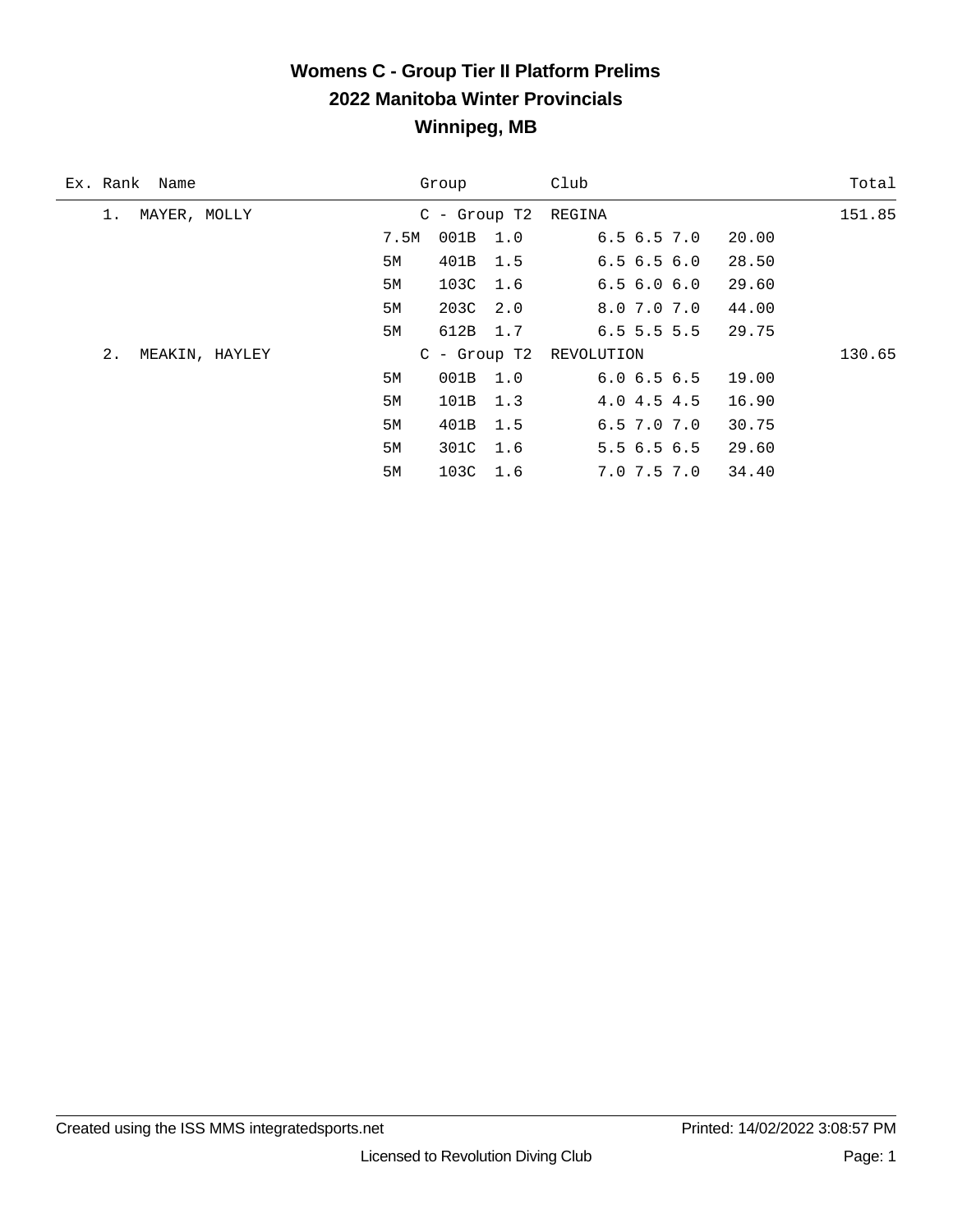# Womens C - Group Tier II Platform Prelims

## 2022 Manitoba Winter Provincials

## Winnipeg, MB

| Ex. | Rank | Name | Group | | | Club | | | Total |
|---|---|---|---|---|---|---|---|---|---|
| | 1. | MAYER, MOLLY | C - Group T2 | | | REGINA | | | 151.85 |
| | | | 7.5M | 001B | 1.0 | | 6.5 6.5 7.0 | 20.00 | |
| | | | 5M | 401B | 1.5 | | 6.5 6.5 6.0 | 28.50 | |
| | | | 5M | 103C | 1.6 | | 6.5 6.0 6.0 | 29.60 | |
| | | | 5M | 203C | 2.0 | | 8.0 7.0 7.0 | 44.00 | |
| | | | 5M | 612B | 1.7 | | 6.5 5.5 5.5 | 29.75 | |
| | 2. | MEAKIN, HAYLEY | C - Group T2 | | | REVOLUTION | | | 130.65 |
| | | | 5M | 001B | 1.0 | | 6.0 6.5 6.5 | 19.00 | |
| | | | 5M | 101B | 1.3 | | 4.0 4.5 4.5 | 16.90 | |
| | | | 5M | 401B | 1.5 | | 6.5 7.0 7.0 | 30.75 | |
| | | | 5M | 301C | 1.6 | | 5.5 6.5 6.5 | 29.60 | |
| | | | 5M | 103C | 1.6 | | 7.0 7.5 7.0 | 34.40 | |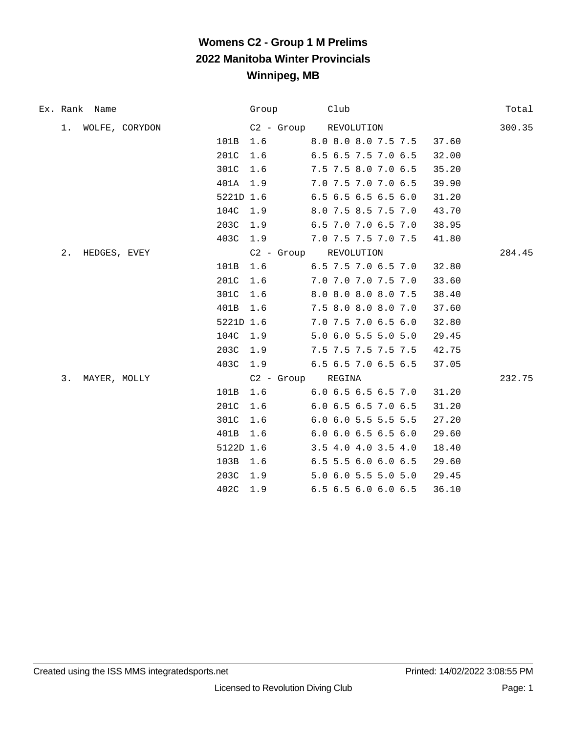# Womens C2 - Group 1 M Prelims
## 2022 Manitoba Winter Provincials
### Winnipeg, MB

| Ex. | Rank | Name | Dive | Group / DD | Club / Scores | Points | Total |
|---|---|---|---|---|---|---|---|
| | 1. | WOLFE, CORYDON | | C2 - Group | REVOLUTION | | 300.35 |
| | | | 101B | 1.6 | 8.0 8.0 8.0 7.5 7.5 | 37.60 | |
| | | | 201C | 1.6 | 6.5 6.5 7.5 7.0 6.5 | 32.00 | |
| | | | 301C | 1.6 | 7.5 7.5 8.0 7.0 6.5 | 35.20 | |
| | | | 401A | 1.9 | 7.0 7.5 7.0 7.0 6.5 | 39.90 | |
| | | | 5221D | 1.6 | 6.5 6.5 6.5 6.5 6.0 | 31.20 | |
| | | | 104C | 1.9 | 8.0 7.5 8.5 7.5 7.0 | 43.70 | |
| | | | 203C | 1.9 | 6.5 7.0 7.0 6.5 7.0 | 38.95 | |
| | | | 403C | 1.9 | 7.0 7.5 7.5 7.0 7.5 | 41.80 | |
| | 2. | HEDGES, EVEY | | C2 - Group | REVOLUTION | | 284.45 |
| | | | 101B | 1.6 | 6.5 7.5 7.0 6.5 7.0 | 32.80 | |
| | | | 201C | 1.6 | 7.0 7.0 7.0 7.5 7.0 | 33.60 | |
| | | | 301C | 1.6 | 8.0 8.0 8.0 8.0 7.5 | 38.40 | |
| | | | 401B | 1.6 | 7.5 8.0 8.0 8.0 7.0 | 37.60 | |
| | | | 5221D | 1.6 | 7.0 7.5 7.0 6.5 6.0 | 32.80 | |
| | | | 104C | 1.9 | 5.0 6.0 5.5 5.0 5.0 | 29.45 | |
| | | | 203C | 1.9 | 7.5 7.5 7.5 7.5 7.5 | 42.75 | |
| | | | 403C | 1.9 | 6.5 6.5 7.0 6.5 6.5 | 37.05 | |
| | 3. | MAYER, MOLLY | | C2 - Group | REGINA | | 232.75 |
| | | | 101B | 1.6 | 6.0 6.5 6.5 6.5 7.0 | 31.20 | |
| | | | 201C | 1.6 | 6.0 6.5 6.5 7.0 6.5 | 31.20 | |
| | | | 301C | 1.6 | 6.0 6.0 5.5 5.5 5.5 | 27.20 | |
| | | | 401B | 1.6 | 6.0 6.0 6.5 6.5 6.0 | 29.60 | |
| | | | 5122D | 1.6 | 3.5 4.0 4.0 3.5 4.0 | 18.40 | |
| | | | 103B | 1.6 | 6.5 5.5 6.0 6.0 6.5 | 29.60 | |
| | | | 203C | 1.9 | 5.0 6.0 5.5 5.0 5.0 | 29.45 | |
| | | | 402C | 1.9 | 6.5 6.5 6.0 6.0 6.5 | 36.10 | |

Created using the ISS MMS integratedsports.net — Printed: 14/02/2022 3:08:55 PM

Licensed to Revolution Diving Club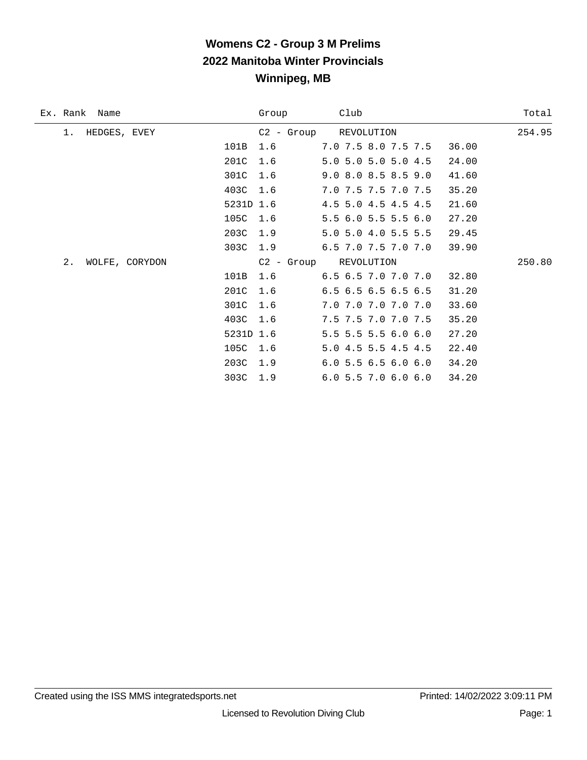# Womens C2 - Group 3 M Prelims
## 2022 Manitoba Winter Provincials
## Winnipeg, MB

| Ex. | Rank | Name | Dive | DD | Group / Scores | Club | Points | Total |
|---|---|---|---|---|---|---|---|---|
| | 1. | HEDGES, EVEY | | | C2 - Group | REVOLUTION | | 254.95 |
| | | | 101B | 1.6 | 7.0 7.5 8.0 7.5 7.5 | | 36.00 | |
| | | | 201C | 1.6 | 5.0 5.0 5.0 5.0 4.5 | | 24.00 | |
| | | | 301C | 1.6 | 9.0 8.0 8.5 8.5 9.0 | | 41.60 | |
| | | | 403C | 1.6 | 7.0 7.5 7.5 7.0 7.5 | | 35.20 | |
| | | | 5231D | 1.6 | 4.5 5.0 4.5 4.5 4.5 | | 21.60 | |
| | | | 105C | 1.6 | 5.5 6.0 5.5 5.5 6.0 | | 27.20 | |
| | | | 203C | 1.9 | 5.0 5.0 4.0 5.5 5.5 | | 29.45 | |
| | | | 303C | 1.9 | 6.5 7.0 7.5 7.0 7.0 | | 39.90 | |
| | 2. | WOLFE, CORYDON | | | C2 - Group | REVOLUTION | | 250.80 |
| | | | 101B | 1.6 | 6.5 6.5 7.0 7.0 7.0 | | 32.80 | |
| | | | 201C | 1.6 | 6.5 6.5 6.5 6.5 6.5 | | 31.20 | |
| | | | 301C | 1.6 | 7.0 7.0 7.0 7.0 7.0 | | 33.60 | |
| | | | 403C | 1.6 | 7.5 7.5 7.0 7.0 7.5 | | 35.20 | |
| | | | 5231D | 1.6 | 5.5 5.5 5.5 6.0 6.0 | | 27.20 | |
| | | | 105C | 1.6 | 5.0 4.5 5.5 4.5 4.5 | | 22.40 | |
| | | | 203C | 1.9 | 6.0 5.5 6.5 6.0 6.0 | | 34.20 | |
| | | | 303C | 1.9 | 6.0 5.5 7.0 6.0 6.0 | | 34.20 | |

Created using the ISS MMS integratedsports.net | Printed: 14/02/2022 3:09:11 PM

Licensed to Revolution Diving Club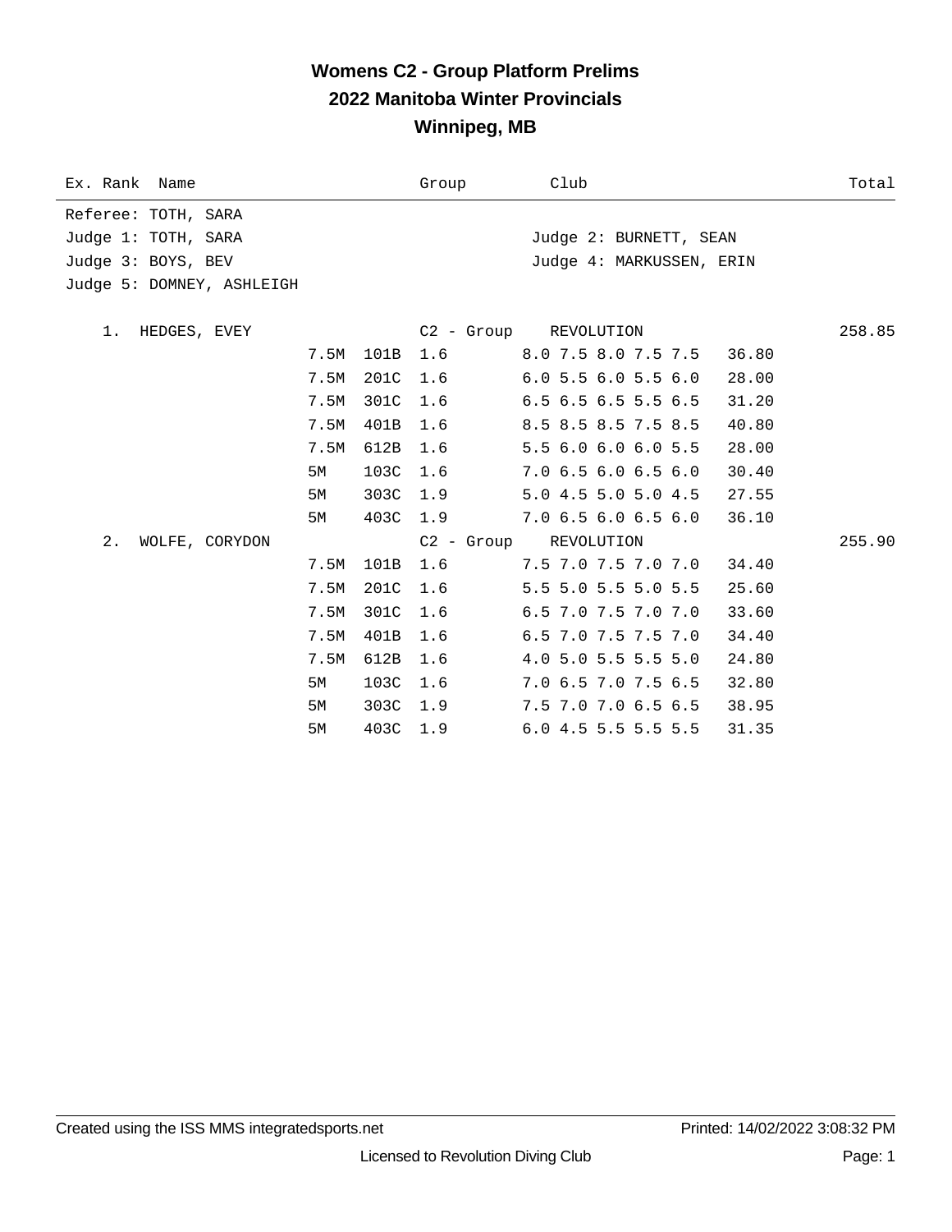# Womens C2 - Group Platform Prelims
## 2022 Manitoba Winter Provincials
## Winnipeg, MB

| Ex. | Rank | Name | Height | Dive | DD | Group / Scores | Club | Points | Total |
|---|---|---|---|---|---|---|---|---|---|

Referee: TOTH, SARA
Judge 1: TOTH, SARA
Judge 2: BURNETT, SEAN
Judge 3: BOYS, BEV
Judge 4: MARKUSSEN, ERIN
Judge 5: DOMNEY, ASHLEIGH

| Ex. | Rank | Name | Height | Dive | DD | Group / Scores | Club | Points | Total |
|---|---|---|---|---|---|---|---|---|---|
| | 1. | HEDGES, EVEY | | | | C2 - Group | REVOLUTION | | 258.85 |
| | | | 7.5M | 101B | 1.6 | 8.0 7.5 8.0 7.5 7.5 | | 36.80 | |
| | | | 7.5M | 201C | 1.6 | 6.0 5.5 6.0 5.5 6.0 | | 28.00 | |
| | | | 7.5M | 301C | 1.6 | 6.5 6.5 6.5 5.5 6.5 | | 31.20 | |
| | | | 7.5M | 401B | 1.6 | 8.5 8.5 8.5 7.5 8.5 | | 40.80 | |
| | | | 7.5M | 612B | 1.6 | 5.5 6.0 6.0 6.0 5.5 | | 28.00 | |
| | | | 5M | 103C | 1.6 | 7.0 6.5 6.0 6.5 6.0 | | 30.40 | |
| | | | 5M | 303C | 1.9 | 5.0 4.5 5.0 5.0 4.5 | | 27.55 | |
| | | | 5M | 403C | 1.9 | 7.0 6.5 6.0 6.5 6.0 | | 36.10 | |
| | 2. | WOLFE, CORYDON | | | | C2 - Group | REVOLUTION | | 255.90 |
| | | | 7.5M | 101B | 1.6 | 7.5 7.0 7.5 7.0 7.0 | | 34.40 | |
| | | | 7.5M | 201C | 1.6 | 5.5 5.0 5.5 5.0 5.5 | | 25.60 | |
| | | | 7.5M | 301C | 1.6 | 6.5 7.0 7.5 7.0 7.0 | | 33.60 | |
| | | | 7.5M | 401B | 1.6 | 6.5 7.0 7.5 7.5 7.0 | | 34.40 | |
| | | | 7.5M | 612B | 1.6 | 4.0 5.0 5.5 5.5 5.0 | | 24.80 | |
| | | | 5M | 103C | 1.6 | 7.0 6.5 7.0 7.5 6.5 | | 32.80 | |
| | | | 5M | 303C | 1.9 | 7.5 7.0 7.0 6.5 6.5 | | 38.95 | |
| | | | 5M | 403C | 1.9 | 6.0 4.5 5.5 5.5 5.5 | | 31.35 | |

Created using the ISS MMS integratedsports.net

Printed: 14/02/2022 3:08:32 PM

Licensed to Revolution Diving Club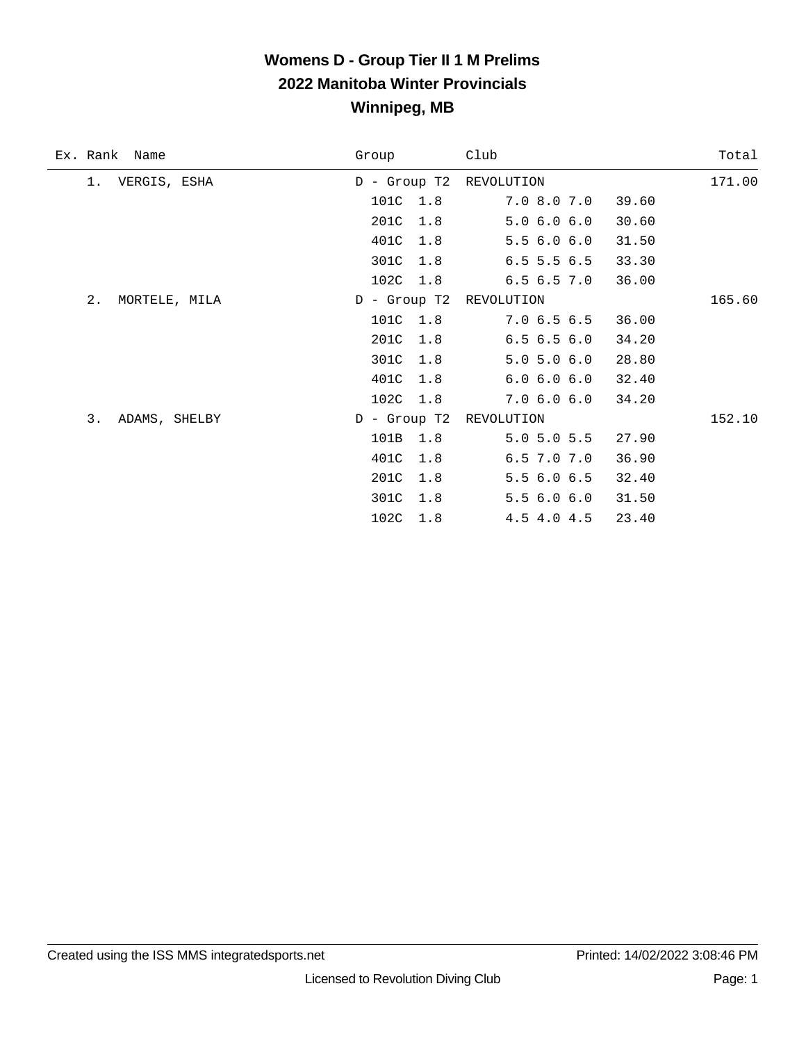# Womens D - Group Tier II 1 M Prelims

## 2022 Manitoba Winter Provincials

## Winnipeg, MB

| Ex. | Rank | Name | Group | Club | | Total |
|---|---|---|---|---|---|---|
| | 1. | VERGIS, ESHA | D - Group T2 | REVOLUTION | | 171.00 |
| | | | 101C 1.8 | 7.0 8.0 7.0 | 39.60 | |
| | | | 201C 1.8 | 5.0 6.0 6.0 | 30.60 | |
| | | | 401C 1.8 | 5.5 6.0 6.0 | 31.50 | |
| | | | 301C 1.8 | 6.5 5.5 6.5 | 33.30 | |
| | | | 102C 1.8 | 6.5 6.5 7.0 | 36.00 | |
| | 2. | MORTELE, MILA | D - Group T2 | REVOLUTION | | 165.60 |
| | | | 101C 1.8 | 7.0 6.5 6.5 | 36.00 | |
| | | | 201C 1.8 | 6.5 6.5 6.0 | 34.20 | |
| | | | 301C 1.8 | 5.0 5.0 6.0 | 28.80 | |
| | | | 401C 1.8 | 6.0 6.0 6.0 | 32.40 | |
| | | | 102C 1.8 | 7.0 6.0 6.0 | 34.20 | |
| | 3. | ADAMS, SHELBY | D - Group T2 | REVOLUTION | | 152.10 |
| | | | 101B 1.8 | 5.0 5.0 5.5 | 27.90 | |
| | | | 401C 1.8 | 6.5 7.0 7.0 | 36.90 | |
| | | | 201C 1.8 | 5.5 6.0 6.5 | 32.40 | |
| | | | 301C 1.8 | 5.5 6.0 6.0 | 31.50 | |
| | | | 102C 1.8 | 4.5 4.0 4.5 | 23.40 | |

Created using the ISS MMS integratedsports.net    Printed: 14/02/2022 3:08:46 PM

Licensed to Revolution Diving Club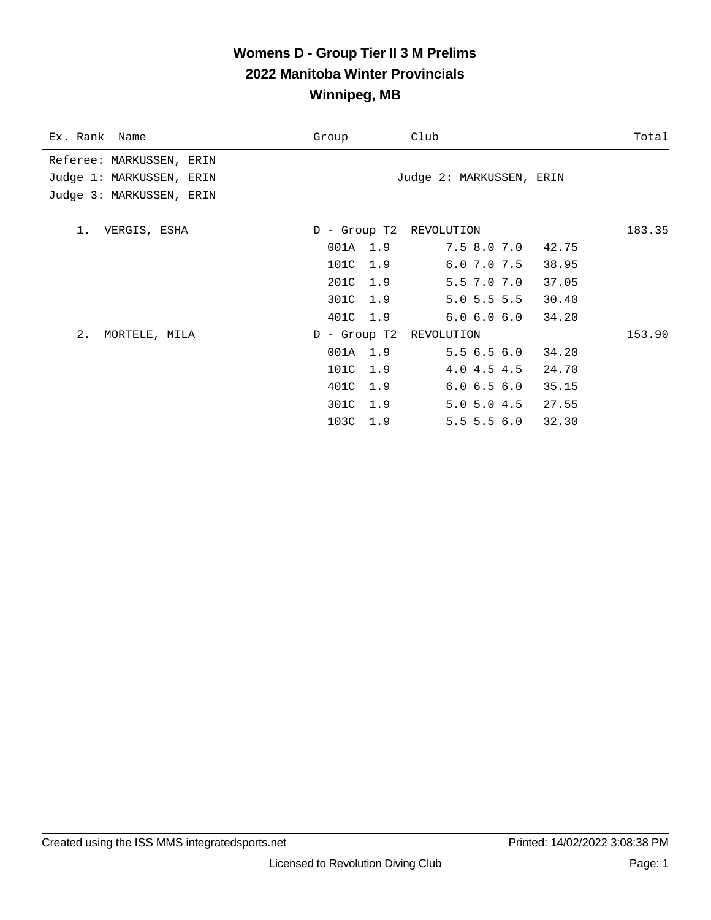# Womens D - Group Tier II 3 M Prelims
## 2022 Manitoba Winter Provincials
## Winnipeg, MB

| Ex. Rank | Name | Group | Club | Total |
|---|---|---|---|---|

Referee: MARKUSSEN, ERIN
Judge 1: MARKUSSEN, ERIN
Judge 2: MARKUSSEN, ERIN
Judge 3: MARKUSSEN, ERIN

| Ex. Rank | Name | Group | Club | Dive | DD | Scores | Points | Total |
|---|---|---|---|---|---|---|---|---|
| 1. | VERGIS, ESHA | D - Group T2 | REVOLUTION | | | | | 183.35 |
| | | | | 001A | 1.9 | 7.5 8.0 7.0 | 42.75 | |
| | | | | 101C | 1.9 | 6.0 7.0 7.5 | 38.95 | |
| | | | | 201C | 1.9 | 5.5 7.0 7.0 | 37.05 | |
| | | | | 301C | 1.9 | 5.0 5.5 5.5 | 30.40 | |
| | | | | 401C | 1.9 | 6.0 6.0 6.0 | 34.20 | |
| 2. | MORTELE, MILA | D - Group T2 | REVOLUTION | | | | | 153.90 |
| | | | | 001A | 1.9 | 5.5 6.5 6.0 | 34.20 | |
| | | | | 101C | 1.9 | 4.0 4.5 4.5 | 24.70 | |
| | | | | 401C | 1.9 | 6.0 6.5 6.0 | 35.15 | |
| | | | | 301C | 1.9 | 5.0 5.0 4.5 | 27.55 | |
| | | | | 103C | 1.9 | 5.5 5.5 6.0 | 32.30 | |

Created using the ISS MMS integratedsports.net — Printed: 14/02/2022 3:08:38 PM

Licensed to Revolution Diving Club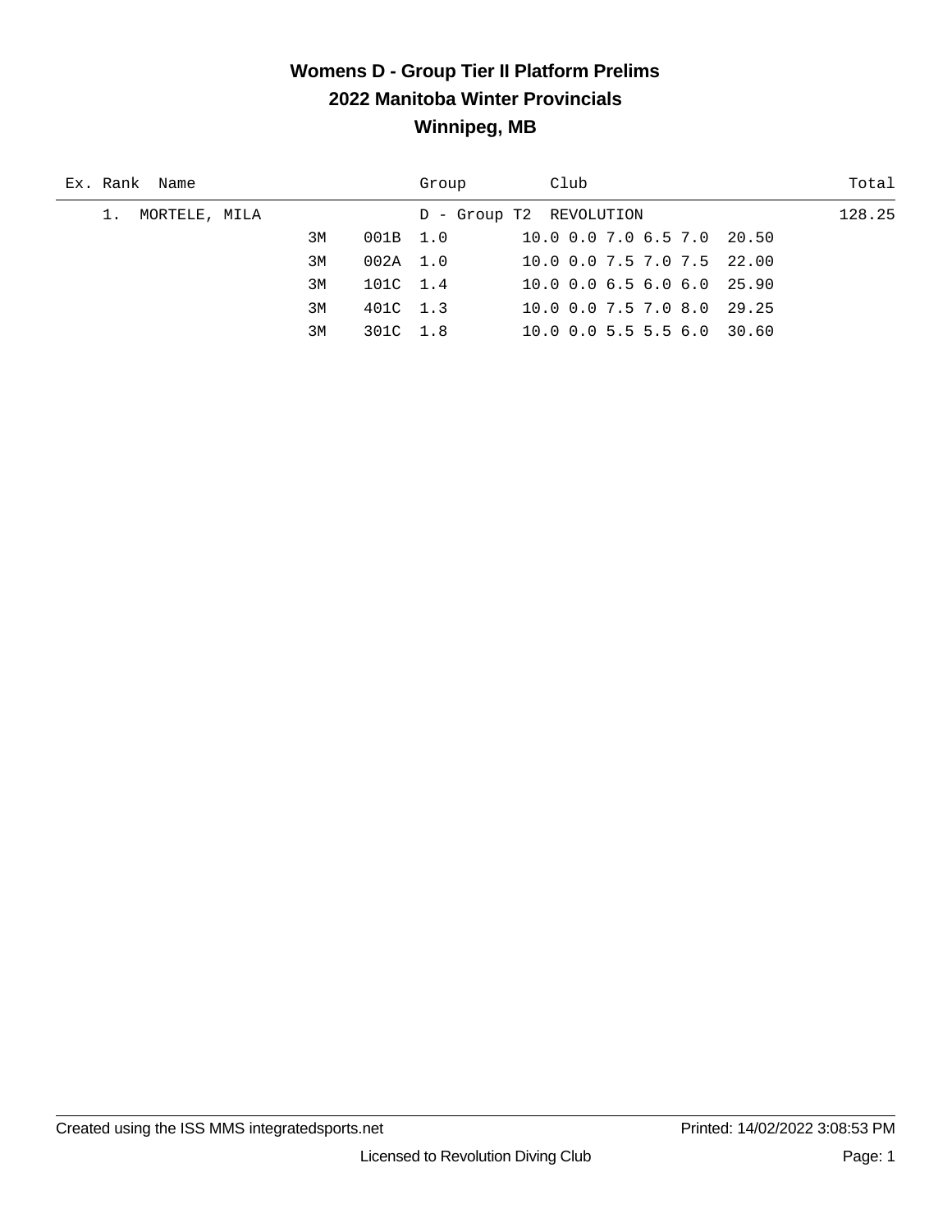# Womens D - Group Tier II Platform Prelims
## 2022 Manitoba Winter Provincials
### Winnipeg, MB

| Ex. | Rank | Name | | | | Group | Club | | Total |
|---|---|---|---|---|---|---|---|---|---|
| | 1. | MORTELE, MILA | | | | D - Group T2 | REVOLUTION | | 128.25 |
| | | | 3M | 001B | 1.0 | | 10.0 0.0 7.0 6.5 7.0 | 20.50 | |
| | | | 3M | 002A | 1.0 | | 10.0 0.0 7.5 7.0 7.5 | 22.00 | |
| | | | 3M | 101C | 1.4 | | 10.0 0.0 6.5 6.0 6.0 | 25.90 | |
| | | | 3M | 401C | 1.3 | | 10.0 0.0 7.5 7.0 8.0 | 29.25 | |
| | | | 3M | 301C | 1.8 | | 10.0 0.0 5.5 5.5 6.0 | 30.60 | |

Created using the ISS MMS integratedsports.net | Printed: 14/02/2022 3:08:53 PM

Licensed to Revolution Diving Club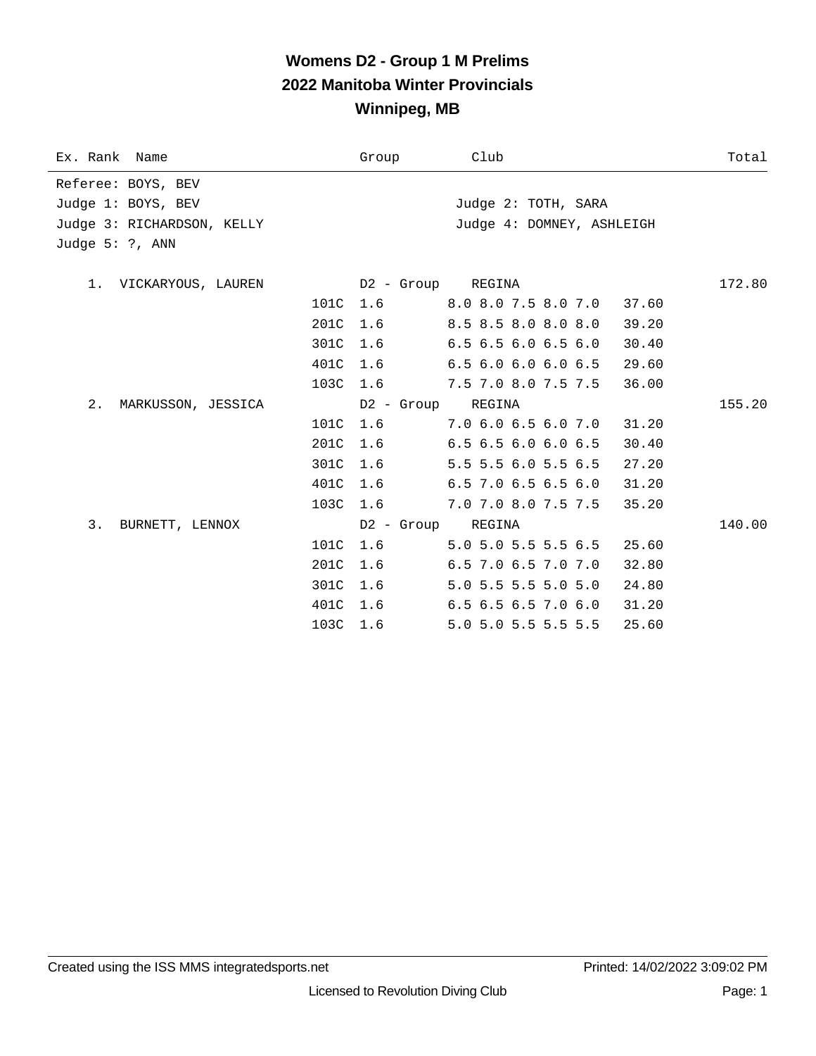# Womens D2 - Group 1 M Prelims
## 2022 Manitoba Winter Provincials
## Winnipeg, MB

| Ex. Rank | Name | | Group | Club | | Total |
|---|---|---|---|---|---|---|

Referee: BOYS, BEV
Judge 1: BOYS, BEV
Judge 2: TOTH, SARA
Judge 3: RICHARDSON, KELLY
Judge 4: DOMNEY, ASHLEIGH
Judge 5: ?, ANN

| Ex. Rank | Name | Dive | DD / Group | Club / Scores | Points | Total |
|---|---|---|---|---|---|---|
| 1. | VICKARYOUS, LAUREN | | D2 - Group | REGINA | | 172.80 |
| | | 101C | 1.6 | 8.0 8.0 7.5 8.0 7.0 | 37.60 | |
| | | 201C | 1.6 | 8.5 8.5 8.0 8.0 8.0 | 39.20 | |
| | | 301C | 1.6 | 6.5 6.5 6.0 6.5 6.0 | 30.40 | |
| | | 401C | 1.6 | 6.5 6.0 6.0 6.0 6.5 | 29.60 | |
| | | 103C | 1.6 | 7.5 7.0 8.0 7.5 7.5 | 36.00 | |
| 2. | MARKUSSON, JESSICA | | D2 - Group | REGINA | | 155.20 |
| | | 101C | 1.6 | 7.0 6.0 6.5 6.0 7.0 | 31.20 | |
| | | 201C | 1.6 | 6.5 6.5 6.0 6.0 6.5 | 30.40 | |
| | | 301C | 1.6 | 5.5 5.5 6.0 5.5 6.5 | 27.20 | |
| | | 401C | 1.6 | 6.5 7.0 6.5 6.5 6.0 | 31.20 | |
| | | 103C | 1.6 | 7.0 7.0 8.0 7.5 7.5 | 35.20 | |
| 3. | BURNETT, LENNOX | | D2 - Group | REGINA | | 140.00 |
| | | 101C | 1.6 | 5.0 5.0 5.5 5.5 6.5 | 25.60 | |
| | | 201C | 1.6 | 6.5 7.0 6.5 7.0 7.0 | 32.80 | |
| | | 301C | 1.6 | 5.0 5.5 5.5 5.0 5.0 | 24.80 | |
| | | 401C | 1.6 | 6.5 6.5 6.5 7.0 6.0 | 31.20 | |
| | | 103C | 1.6 | 5.0 5.0 5.5 5.5 5.5 | 25.60 | |

Created using the ISS MMS integratedsports.net — Printed: 14/02/2022 3:09:02 PM

Licensed to Revolution Diving Club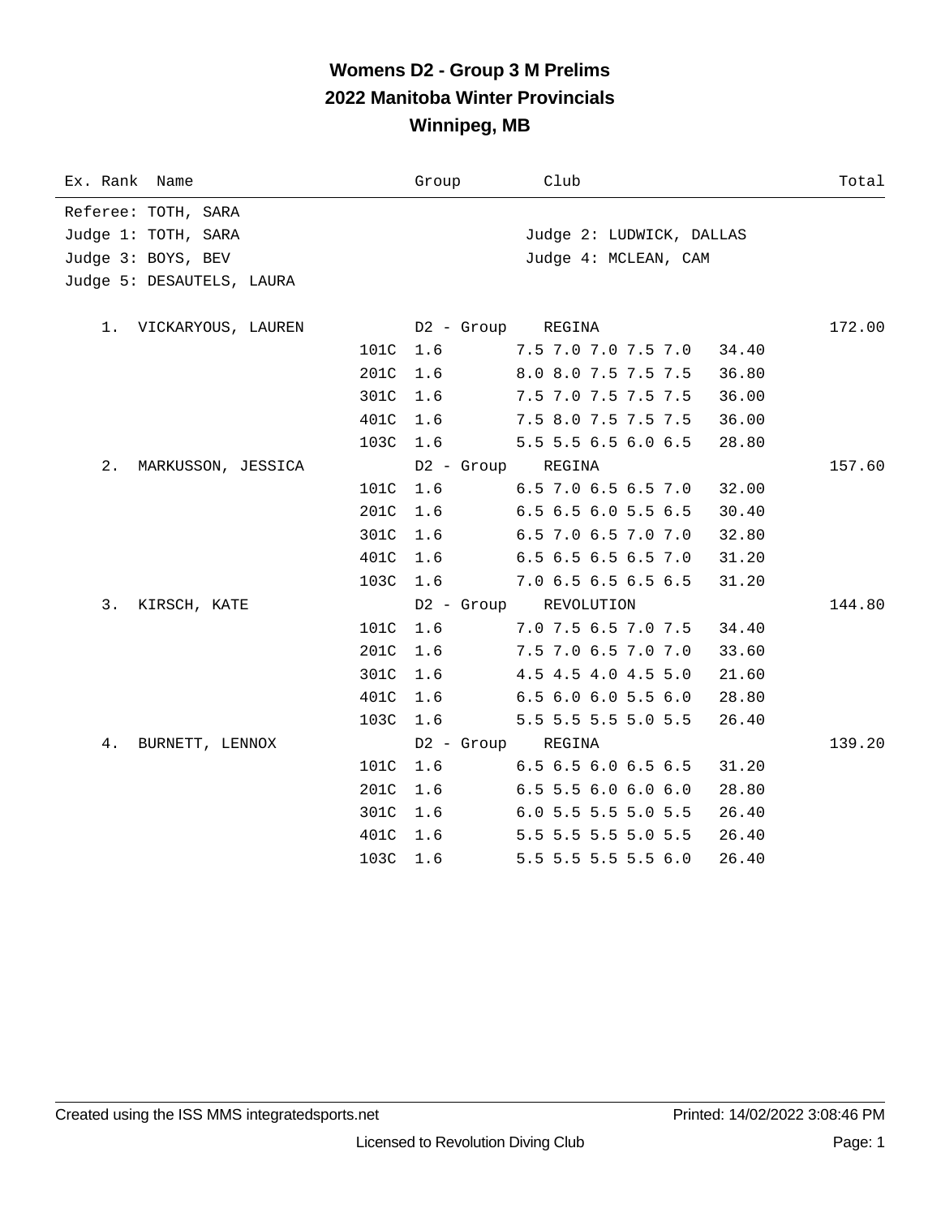# Womens D2 - Group 3 M Prelims
## 2022 Manitoba Winter Provincials
## Winnipeg, MB

Referee: TOTH, SARA
Judge 1: TOTH, SARA — Judge 2: LUDWICK, DALLAS
Judge 3: BOYS, BEV — Judge 4: MCLEAN, CAM
Judge 5: DESAUTELS, LAURA

| Ex. Rank | Name | Dive | DD | Group | Scores | Points | Club | Total |
|---|---|---|---|---|---|---|---|---|
| 1. | VICKARYOUS, LAUREN | | | D2 - Group | | | REGINA | 172.00 |
| | | 101C | 1.6 | | 7.5 7.0 7.0 7.5 7.0 | 34.40 | | |
| | | 201C | 1.6 | | 8.0 8.0 7.5 7.5 7.5 | 36.80 | | |
| | | 301C | 1.6 | | 7.5 7.0 7.5 7.5 7.5 | 36.00 | | |
| | | 401C | 1.6 | | 7.5 8.0 7.5 7.5 7.5 | 36.00 | | |
| | | 103C | 1.6 | | 5.5 5.5 6.5 6.0 6.5 | 28.80 | | |
| 2. | MARKUSSON, JESSICA | | | D2 - Group | | | REGINA | 157.60 |
| | | 101C | 1.6 | | 6.5 7.0 6.5 6.5 7.0 | 32.00 | | |
| | | 201C | 1.6 | | 6.5 6.5 6.0 5.5 6.5 | 30.40 | | |
| | | 301C | 1.6 | | 6.5 7.0 6.5 7.0 7.0 | 32.80 | | |
| | | 401C | 1.6 | | 6.5 6.5 6.5 6.5 7.0 | 31.20 | | |
| | | 103C | 1.6 | | 7.0 6.5 6.5 6.5 6.5 | 31.20 | | |
| 3. | KIRSCH, KATE | | | D2 - Group | | | REVOLUTION | 144.80 |
| | | 101C | 1.6 | | 7.0 7.5 6.5 7.0 7.5 | 34.40 | | |
| | | 201C | 1.6 | | 7.5 7.0 6.5 7.0 7.0 | 33.60 | | |
| | | 301C | 1.6 | | 4.5 4.5 4.0 4.5 5.0 | 21.60 | | |
| | | 401C | 1.6 | | 6.5 6.0 6.0 5.5 6.0 | 28.80 | | |
| | | 103C | 1.6 | | 5.5 5.5 5.5 5.0 5.5 | 26.40 | | |
| 4. | BURNETT, LENNOX | | | D2 - Group | | | REGINA | 139.20 |
| | | 101C | 1.6 | | 6.5 6.5 6.0 6.5 6.5 | 31.20 | | |
| | | 201C | 1.6 | | 6.5 5.5 6.0 6.0 6.0 | 28.80 | | |
| | | 301C | 1.6 | | 6.0 5.5 5.5 5.0 5.5 | 26.40 | | |
| | | 401C | 1.6 | | 5.5 5.5 5.5 5.0 5.5 | 26.40 | | |
| | | 103C | 1.6 | | 5.5 5.5 5.5 5.5 6.0 | 26.40 | | |

Created using the ISS MMS integratedsports.net — Printed: 14/02/2022 3:08:46 PM

Licensed to Revolution Diving Club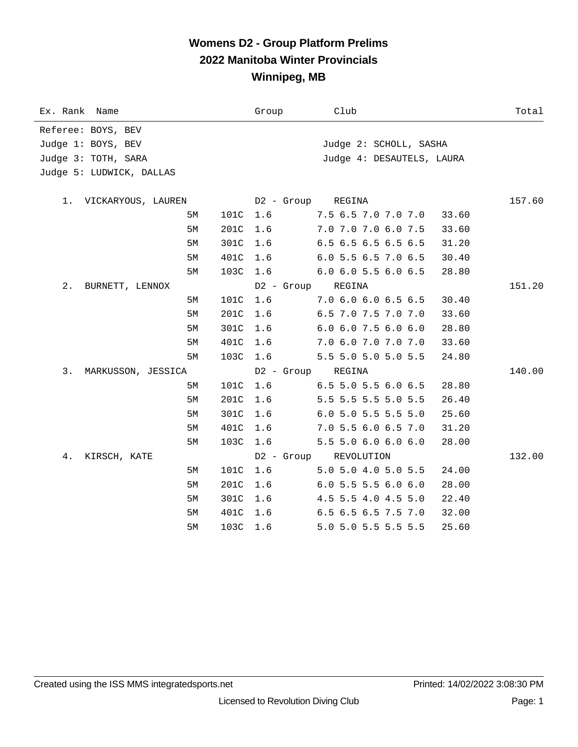# Womens D2 - Group Platform Prelims
## 2022 Manitoba Winter Provincials
## Winnipeg, MB

| Ex. Rank | Name | | | | Group | Club | | Total |
|---|---|---|---|---|---|---|---|---|

Referee: BOYS, BEV
Judge 1: BOYS, BEV
Judge 2: SCHOLL, SASHA
Judge 3: TOTH, SARA
Judge 4: DESAUTELS, LAURA
Judge 5: LUDWICK, DALLAS

| Ex. Rank | Name | Height | Dive | DD | Group / Scores | Club / Points | Total |
|---|---|---|---|---|---|---|---|
| 1. | VICKARYOUS, LAUREN | | | | D2 - Group | REGINA | 157.60 |
| | | 5M | 101C | 1.6 | 7.5 6.5 7.0 7.0 7.0 | 33.60 | |
| | | 5M | 201C | 1.6 | 7.0 7.0 7.0 6.0 7.5 | 33.60 | |
| | | 5M | 301C | 1.6 | 6.5 6.5 6.5 6.5 6.5 | 31.20 | |
| | | 5M | 401C | 1.6 | 6.0 5.5 6.5 7.0 6.5 | 30.40 | |
| | | 5M | 103C | 1.6 | 6.0 6.0 5.5 6.0 6.5 | 28.80 | |
| 2. | BURNETT, LENNOX | | | | D2 - Group | REGINA | 151.20 |
| | | 5M | 101C | 1.6 | 7.0 6.0 6.0 6.5 6.5 | 30.40 | |
| | | 5M | 201C | 1.6 | 6.5 7.0 7.5 7.0 7.0 | 33.60 | |
| | | 5M | 301C | 1.6 | 6.0 6.0 7.5 6.0 6.0 | 28.80 | |
| | | 5M | 401C | 1.6 | 7.0 6.0 7.0 7.0 7.0 | 33.60 | |
| | | 5M | 103C | 1.6 | 5.5 5.0 5.0 5.0 5.5 | 24.80 | |
| 3. | MARKUSSON, JESSICA | | | | D2 - Group | REGINA | 140.00 |
| | | 5M | 101C | 1.6 | 6.5 5.0 5.5 6.0 6.5 | 28.80 | |
| | | 5M | 201C | 1.6 | 5.5 5.5 5.5 5.0 5.5 | 26.40 | |
| | | 5M | 301C | 1.6 | 6.0 5.0 5.5 5.5 5.0 | 25.60 | |
| | | 5M | 401C | 1.6 | 7.0 5.5 6.0 6.5 7.0 | 31.20 | |
| | | 5M | 103C | 1.6 | 5.5 5.0 6.0 6.0 6.0 | 28.00 | |
| 4. | KIRSCH, KATE | | | | D2 - Group | REVOLUTION | 132.00 |
| | | 5M | 101C | 1.6 | 5.0 5.0 4.0 5.0 5.5 | 24.00 | |
| | | 5M | 201C | 1.6 | 6.0 5.5 5.5 6.0 6.0 | 28.00 | |
| | | 5M | 301C | 1.6 | 4.5 5.5 4.0 4.5 5.0 | 22.40 | |
| | | 5M | 401C | 1.6 | 6.5 6.5 6.5 7.5 7.0 | 32.00 | |
| | | 5M | 103C | 1.6 | 5.0 5.0 5.5 5.5 5.5 | 25.60 | |

Created using the ISS MMS integratedsports.net — Printed: 14/02/2022 3:08:30 PM

Licensed to Revolution Diving Club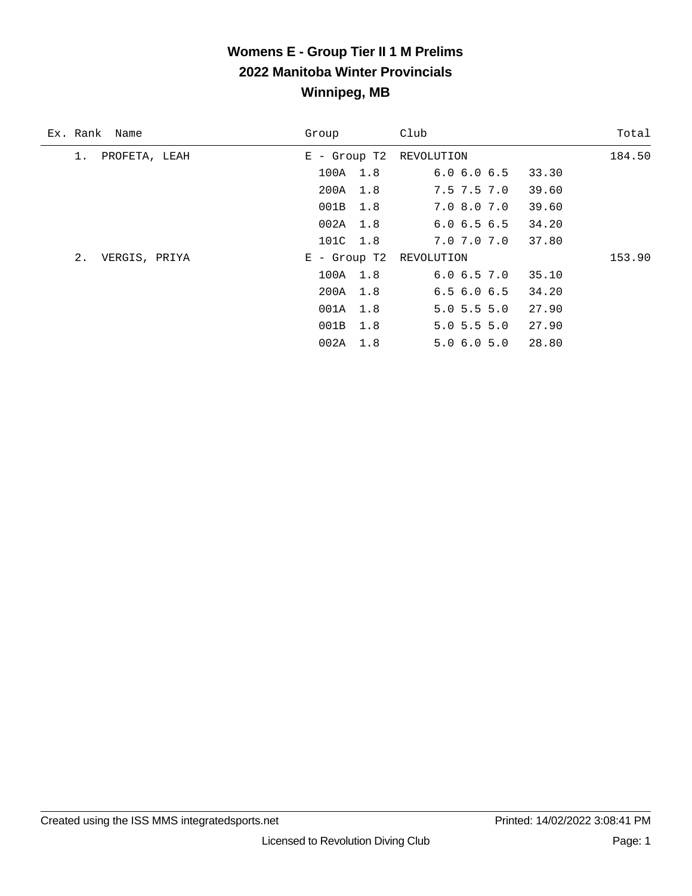# Womens E - Group Tier II 1 M Prelims
## 2022 Manitoba Winter Provincials
## Winnipeg, MB

| Ex. | Rank | Name | Group | Club | Total |
|---|---|---|---|---|---|
| | 1. | PROFETA, LEAH | E - Group T2 | REVOLUTION | 184.50 |
| | | | 100A 1.8 | 6.0 6.0 6.5 33.30 | |
| | | | 200A 1.8 | 7.5 7.5 7.0 39.60 | |
| | | | 001B 1.8 | 7.0 8.0 7.0 39.60 | |
| | | | 002A 1.8 | 6.0 6.5 6.5 34.20 | |
| | | | 101C 1.8 | 7.0 7.0 7.0 37.80 | |
| | 2. | VERGIS, PRIYA | E - Group T2 | REVOLUTION | 153.90 |
| | | | 100A 1.8 | 6.0 6.5 7.0 35.10 | |
| | | | 200A 1.8 | 6.5 6.0 6.5 34.20 | |
| | | | 001A 1.8 | 5.0 5.5 5.0 27.90 | |
| | | | 001B 1.8 | 5.0 5.5 5.0 27.90 | |
| | | | 002A 1.8 | 5.0 6.0 5.0 28.80 | |

Created using the ISS MMS integratedsports.net | Printed: 14/02/2022 3:08:41 PM

Licensed to Revolution Diving Club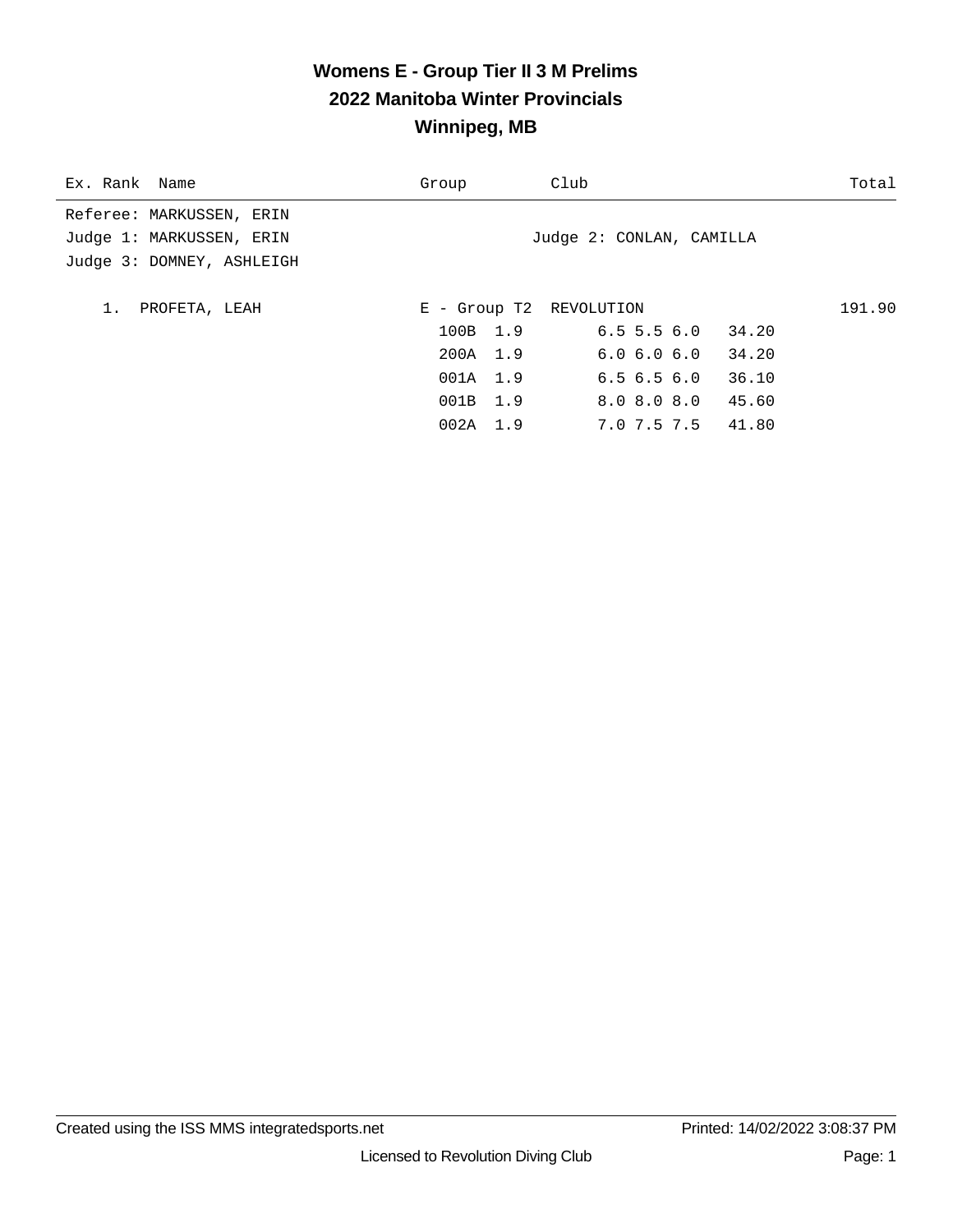# Womens E - Group Tier II 3 M Prelims

## 2022 Manitoba Winter Provincials

## Winnipeg, MB

| Ex. | Rank | Name | Group | Club | Total |
|---|---|---|---|---|---|

Referee: MARKUSSEN, ERIN
Judge 1: MARKUSSEN, ERIN — Judge 2: CONLAN, CAMILLA
Judge 3: DOMNEY, ASHLEIGH

| Rank | Name | Group | Club | Total |
|---|---|---|---|---|
| 1. | PROFETA, LEAH | E - Group T2 | REVOLUTION | 191.90 |

| Dive | DD | Scores | Points |
|---|---|---|---|
| 100B | 1.9 | 6.5 5.5 6.0 | 34.20 |
| 200A | 1.9 | 6.0 6.0 6.0 | 34.20 |
| 001A | 1.9 | 6.5 6.5 6.0 | 36.10 |
| 001B | 1.9 | 8.0 8.0 8.0 | 45.60 |
| 002A | 1.9 | 7.0 7.5 7.5 | 41.80 |

Created using the ISS MMS integratedsports.net — Printed: 14/02/2022 3:08:37 PM

Licensed to Revolution Diving Club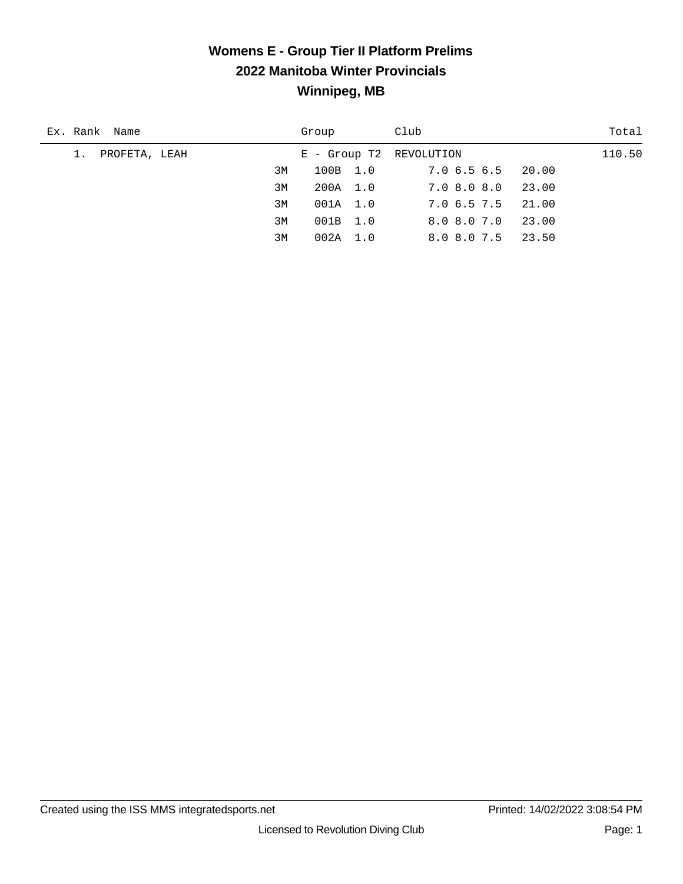# Womens E - Group Tier II Platform Prelims
## 2022 Manitoba Winter Provincials
## Winnipeg, MB

| Ex. | Rank | Name | | Group | | Club | | Total |
|---|---|---|---|---|---|---|---|---|
| | 1. | PROFETA, LEAH | | E - Group T2 | | REVOLUTION | | 110.50 |
| | | | 3M | 100B | 1.0 | 7.0 6.5 6.5 | 20.00 | |
| | | | 3M | 200A | 1.0 | 7.0 8.0 8.0 | 23.00 | |
| | | | 3M | 001A | 1.0 | 7.0 6.5 7.5 | 21.00 | |
| | | | 3M | 001B | 1.0 | 8.0 8.0 7.0 | 23.00 | |
| | | | 3M | 002A | 1.0 | 8.0 8.0 7.5 | 23.50 | |

Created using the ISS MMS integratedsports.net    Printed: 14/02/2022 3:08:54 PM

Licensed to Revolution Diving Club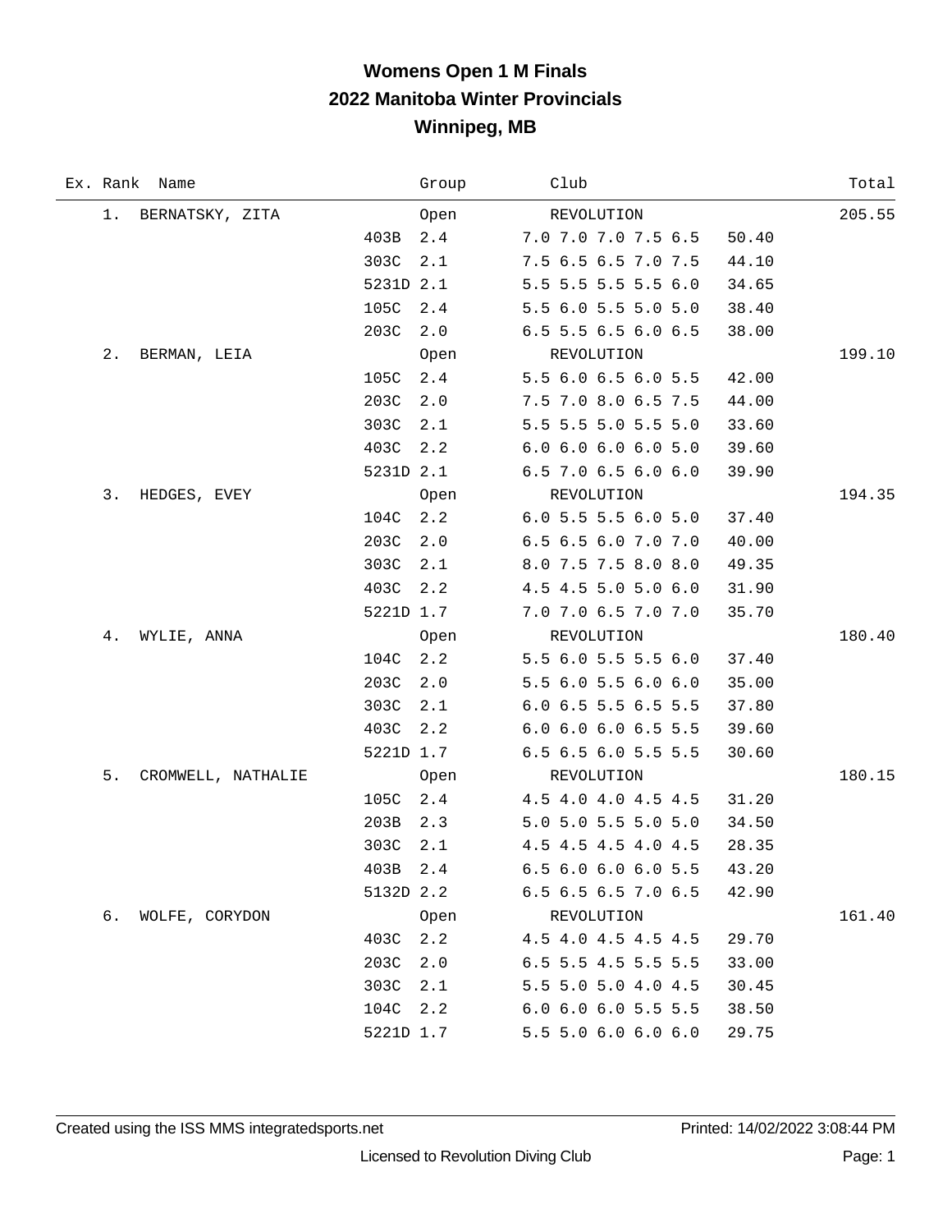# Womens Open 1 M Finals
## 2022 Manitoba Winter Provincials
## Winnipeg, MB

| Ex. | Rank | Name | Dive | DD | Group / Scores | Club / Points | Total |
|---|---|---|---|---|---|---|---|
| | 1. | BERNATSKY, ZITA | | | Open | REVOLUTION | 205.55 |
| | | | 403B | 2.4 | 7.0 7.0 7.0 7.5 6.5 | 50.40 | |
| | | | 303C | 2.1 | 7.5 6.5 6.5 7.0 7.5 | 44.10 | |
| | | | 5231D | 2.1 | 5.5 5.5 5.5 5.5 6.0 | 34.65 | |
| | | | 105C | 2.4 | 5.5 6.0 5.5 5.0 5.0 | 38.40 | |
| | | | 203C | 2.0 | 6.5 5.5 6.5 6.0 6.5 | 38.00 | |
| | 2. | BERMAN, LEIA | | | Open | REVOLUTION | 199.10 |
| | | | 105C | 2.4 | 5.5 6.0 6.5 6.0 5.5 | 42.00 | |
| | | | 203C | 2.0 | 7.5 7.0 8.0 6.5 7.5 | 44.00 | |
| | | | 303C | 2.1 | 5.5 5.5 5.0 5.5 5.0 | 33.60 | |
| | | | 403C | 2.2 | 6.0 6.0 6.0 6.0 5.0 | 39.60 | |
| | | | 5231D | 2.1 | 6.5 7.0 6.5 6.0 6.0 | 39.90 | |
| | 3. | HEDGES, EVEY | | | Open | REVOLUTION | 194.35 |
| | | | 104C | 2.2 | 6.0 5.5 5.5 6.0 5.0 | 37.40 | |
| | | | 203C | 2.0 | 6.5 6.5 6.0 7.0 7.0 | 40.00 | |
| | | | 303C | 2.1 | 8.0 7.5 7.5 8.0 8.0 | 49.35 | |
| | | | 403C | 2.2 | 4.5 4.5 5.0 5.0 6.0 | 31.90 | |
| | | | 5221D | 1.7 | 7.0 7.0 6.5 7.0 7.0 | 35.70 | |
| | 4. | WYLIE, ANNA | | | Open | REVOLUTION | 180.40 |
| | | | 104C | 2.2 | 5.5 6.0 5.5 5.5 6.0 | 37.40 | |
| | | | 203C | 2.0 | 5.5 6.0 5.5 6.0 6.0 | 35.00 | |
| | | | 303C | 2.1 | 6.0 6.5 5.5 6.5 5.5 | 37.80 | |
| | | | 403C | 2.2 | 6.0 6.0 6.0 6.5 5.5 | 39.60 | |
| | | | 5221D | 1.7 | 6.5 6.5 6.0 5.5 5.5 | 30.60 | |
| | 5. | CROMWELL, NATHALIE | | | Open | REVOLUTION | 180.15 |
| | | | 105C | 2.4 | 4.5 4.0 4.0 4.5 4.5 | 31.20 | |
| | | | 203B | 2.3 | 5.0 5.0 5.5 5.0 5.0 | 34.50 | |
| | | | 303C | 2.1 | 4.5 4.5 4.5 4.0 4.5 | 28.35 | |
| | | | 403B | 2.4 | 6.5 6.0 6.0 6.0 5.5 | 43.20 | |
| | | | 5132D | 2.2 | 6.5 6.5 6.5 7.0 6.5 | 42.90 | |
| | 6. | WOLFE, CORYDON | | | Open | REVOLUTION | 161.40 |
| | | | 403C | 2.2 | 4.5 4.0 4.5 4.5 4.5 | 29.70 | |
| | | | 203C | 2.0 | 6.5 5.5 4.5 5.5 5.5 | 33.00 | |
| | | | 303C | 2.1 | 5.5 5.0 5.0 4.0 4.5 | 30.45 | |
| | | | 104C | 2.2 | 6.0 6.0 6.0 5.5 5.5 | 38.50 | |
| | | | 5221D | 1.7 | 5.5 5.0 6.0 6.0 6.0 | 29.75 | |

Created using the ISS MMS integratedsports.net — Printed: 14/02/2022 3:08:44 PM

Licensed to Revolution Diving Club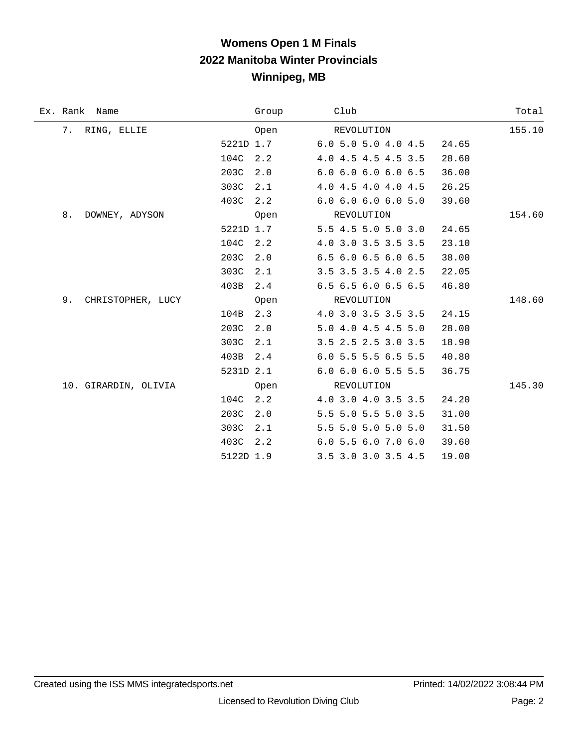# Womens Open 1 M Finals
## 2022 Manitoba Winter Provincials
## Winnipeg, MB

| Ex. | Rank | Name | Group | Club | | Total |
|---|---|---|---|---|---|---|
| | 7. | RING, ELLIE | Open | REVOLUTION | | 155.10 |
| | | 5221D 1.7 | | 6.0 5.0 5.0 4.0 4.5 | 24.65 | |
| | | 104C 2.2 | | 4.0 4.5 4.5 4.5 3.5 | 28.60 | |
| | | 203C 2.0 | | 6.0 6.0 6.0 6.0 6.5 | 36.00 | |
| | | 303C 2.1 | | 4.0 4.5 4.0 4.0 4.5 | 26.25 | |
| | | 403C 2.2 | | 6.0 6.0 6.0 6.0 5.0 | 39.60 | |
| | 8. | DOWNEY, ADYSON | Open | REVOLUTION | | 154.60 |
| | | 5221D 1.7 | | 5.5 4.5 5.0 5.0 3.0 | 24.65 | |
| | | 104C 2.2 | | 4.0 3.0 3.5 3.5 3.5 | 23.10 | |
| | | 203C 2.0 | | 6.5 6.0 6.5 6.0 6.5 | 38.00 | |
| | | 303C 2.1 | | 3.5 3.5 3.5 4.0 2.5 | 22.05 | |
| | | 403B 2.4 | | 6.5 6.5 6.0 6.5 6.5 | 46.80 | |
| | 9. | CHRISTOPHER, LUCY | Open | REVOLUTION | | 148.60 |
| | | 104B 2.3 | | 4.0 3.0 3.5 3.5 3.5 | 24.15 | |
| | | 203C 2.0 | | 5.0 4.0 4.5 4.5 5.0 | 28.00 | |
| | | 303C 2.1 | | 3.5 2.5 2.5 3.0 3.5 | 18.90 | |
| | | 403B 2.4 | | 6.0 5.5 5.5 6.5 5.5 | 40.80 | |
| | | 5231D 2.1 | | 6.0 6.0 6.0 5.5 5.5 | 36.75 | |
| | 10. | GIRARDIN, OLIVIA | Open | REVOLUTION | | 145.30 |
| | | 104C 2.2 | | 4.0 3.0 4.0 3.5 3.5 | 24.20 | |
| | | 203C 2.0 | | 5.5 5.0 5.5 5.0 3.5 | 31.00 | |
| | | 303C 2.1 | | 5.5 5.0 5.0 5.0 5.0 | 31.50 | |
| | | 403C 2.2 | | 6.0 5.5 6.0 7.0 6.0 | 39.60 | |
| | | 5122D 1.9 | | 3.5 3.0 3.0 3.5 4.5 | 19.00 | |

Created using the ISS MMS integratedsports.net — Printed: 14/02/2022 3:08:44 PM

Licensed to Revolution Diving Club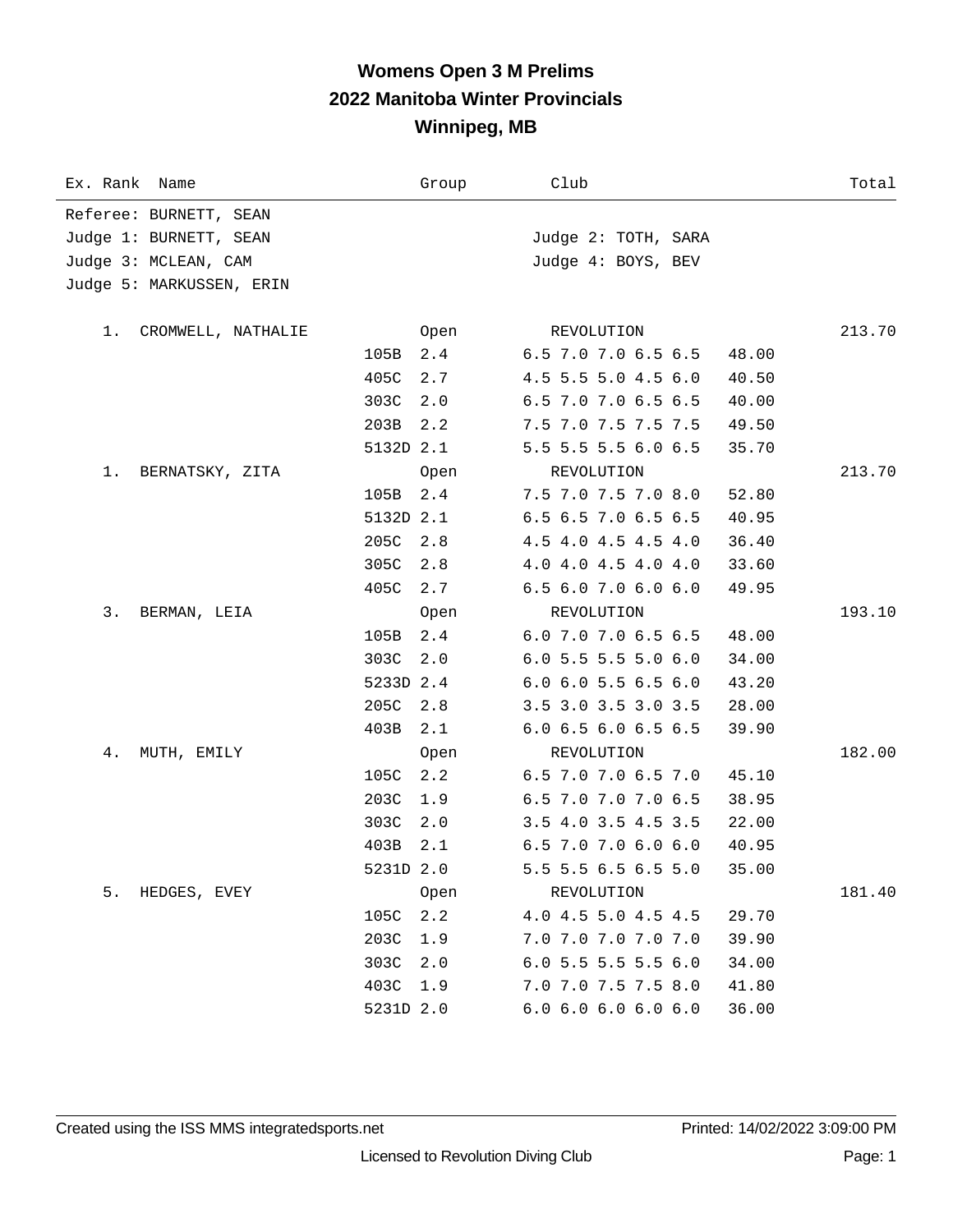# Womens Open 3 M Prelims
## 2022 Manitoba Winter Provincials
## Winnipeg, MB

| Ex. Rank | Name | Group | Club | | Total |
|---|---|---|---|---|---|

Referee: BURNETT, SEAN
Judge 1: BURNETT, SEAN — Judge 2: TOTH, SARA
Judge 3: MCLEAN, CAM — Judge 4: BOYS, BEV
Judge 5: MARKUSSEN, ERIN

| Ex. Rank | Name | Group | Club | Scores | Points | Total |
|---|---|---|---|---|---|---|
| 1. | CROMWELL, NATHALIE | Open | REVOLUTION | | | 213.70 |
| | 105B 2.4 | | | 6.5 7.0 7.0 6.5 6.5 | 48.00 | |
| | 405C 2.7 | | | 4.5 5.5 5.0 4.5 6.0 | 40.50 | |
| | 303C 2.0 | | | 6.5 7.0 7.0 6.5 6.5 | 40.00 | |
| | 203B 2.2 | | | 7.5 7.0 7.5 7.5 7.5 | 49.50 | |
| | 5132D 2.1 | | | 5.5 5.5 5.5 6.0 6.5 | 35.70 | |
| 1. | BERNATSKY, ZITA | Open | REVOLUTION | | | 213.70 |
| | 105B 2.4 | | | 7.5 7.0 7.5 7.0 8.0 | 52.80 | |
| | 5132D 2.1 | | | 6.5 6.5 7.0 6.5 6.5 | 40.95 | |
| | 205C 2.8 | | | 4.5 4.0 4.5 4.5 4.0 | 36.40 | |
| | 305C 2.8 | | | 4.0 4.0 4.5 4.0 4.0 | 33.60 | |
| | 405C 2.7 | | | 6.5 6.0 7.0 6.0 6.0 | 49.95 | |
| 3. | BERMAN, LEIA | Open | REVOLUTION | | | 193.10 |
| | 105B 2.4 | | | 6.0 7.0 7.0 6.5 6.5 | 48.00 | |
| | 303C 2.0 | | | 6.0 5.5 5.5 5.0 6.0 | 34.00 | |
| | 5233D 2.4 | | | 6.0 6.0 5.5 6.5 6.0 | 43.20 | |
| | 205C 2.8 | | | 3.5 3.0 3.5 3.0 3.5 | 28.00 | |
| | 403B 2.1 | | | 6.0 6.5 6.0 6.5 6.5 | 39.90 | |
| 4. | MUTH, EMILY | Open | REVOLUTION | | | 182.00 |
| | 105C 2.2 | | | 6.5 7.0 7.0 6.5 7.0 | 45.10 | |
| | 203C 1.9 | | | 6.5 7.0 7.0 7.0 6.5 | 38.95 | |
| | 303C 2.0 | | | 3.5 4.0 3.5 4.5 3.5 | 22.00 | |
| | 403B 2.1 | | | 6.5 7.0 7.0 6.0 6.0 | 40.95 | |
| | 5231D 2.0 | | | 5.5 5.5 6.5 6.5 5.0 | 35.00 | |
| 5. | HEDGES, EVEY | Open | REVOLUTION | | | 181.40 |
| | 105C 2.2 | | | 4.0 4.5 5.0 4.5 4.5 | 29.70 | |
| | 203C 1.9 | | | 7.0 7.0 7.0 7.0 7.0 | 39.90 | |
| | 303C 2.0 | | | 6.0 5.5 5.5 5.5 6.0 | 34.00 | |
| | 403C 1.9 | | | 7.0 7.0 7.5 7.5 8.0 | 41.80 | |
| | 5231D 2.0 | | | 6.0 6.0 6.0 6.0 6.0 | 36.00 | |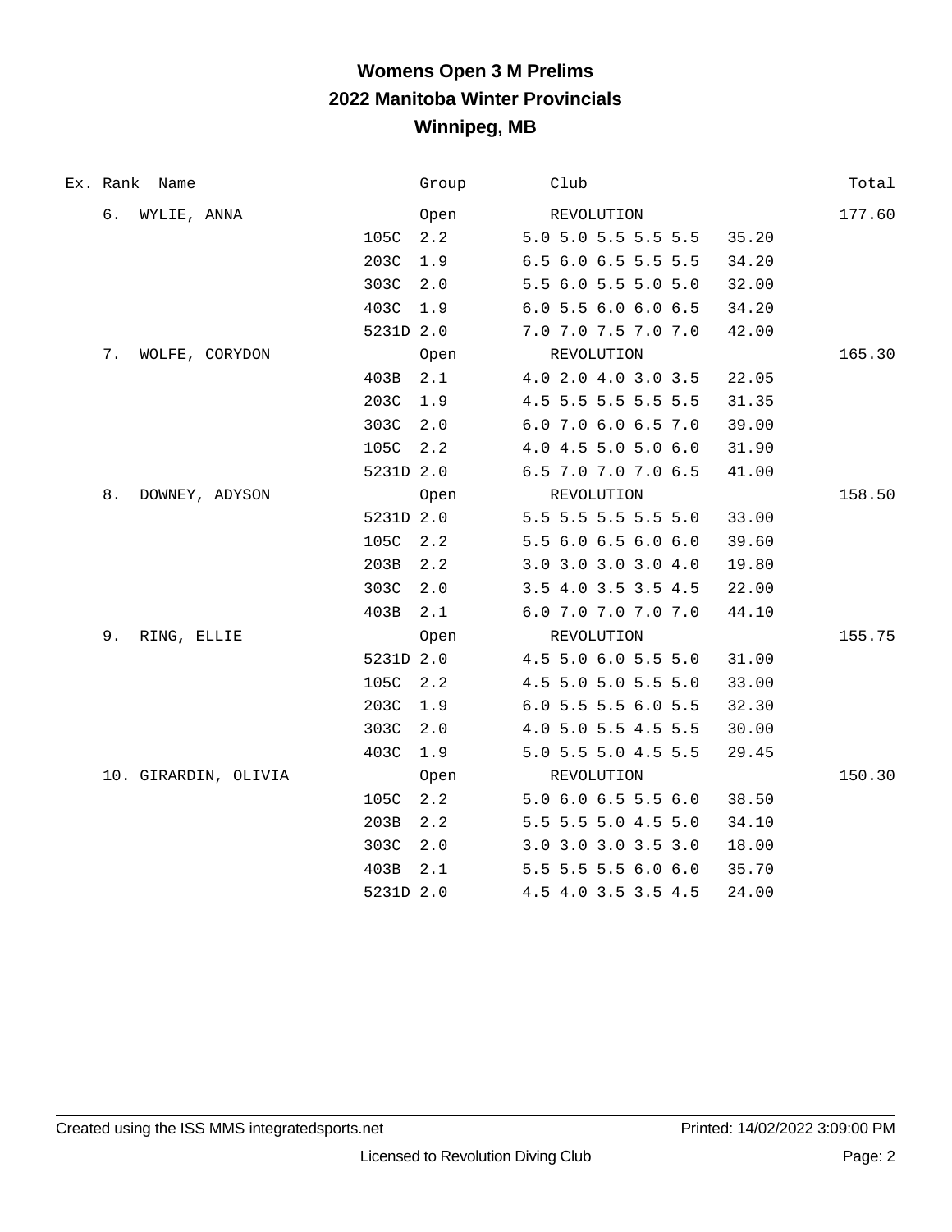# Womens Open 3 M Prelims

## 2022 Manitoba Winter Provincials

## Winnipeg, MB

| Ex. Rank | Name | | Group | Club | | Total |
|---|---|---|---|---|---|---|
| 6. | WYLIE, ANNA | | Open | REVOLUTION | | 177.60 |
| | | 105C | 2.2 | 5.0 5.0 5.5 5.5 5.5 | 35.20 | |
| | | 203C | 1.9 | 6.5 6.0 6.5 5.5 5.5 | 34.20 | |
| | | 303C | 2.0 | 5.5 6.0 5.5 5.0 5.0 | 32.00 | |
| | | 403C | 1.9 | 6.0 5.5 6.0 6.0 6.5 | 34.20 | |
| | | 5231D | 2.0 | 7.0 7.0 7.5 7.0 7.0 | 42.00 | |
| 7. | WOLFE, CORYDON | | Open | REVOLUTION | | 165.30 |
| | | 403B | 2.1 | 4.0 2.0 4.0 3.0 3.5 | 22.05 | |
| | | 203C | 1.9 | 4.5 5.5 5.5 5.5 5.5 | 31.35 | |
| | | 303C | 2.0 | 6.0 7.0 6.0 6.5 7.0 | 39.00 | |
| | | 105C | 2.2 | 4.0 4.5 5.0 5.0 6.0 | 31.90 | |
| | | 5231D | 2.0 | 6.5 7.0 7.0 7.0 6.5 | 41.00 | |
| 8. | DOWNEY, ADYSON | | Open | REVOLUTION | | 158.50 |
| | | 5231D | 2.0 | 5.5 5.5 5.5 5.5 5.0 | 33.00 | |
| | | 105C | 2.2 | 5.5 6.0 6.5 6.0 6.0 | 39.60 | |
| | | 203B | 2.2 | 3.0 3.0 3.0 3.0 4.0 | 19.80 | |
| | | 303C | 2.0 | 3.5 4.0 3.5 3.5 4.5 | 22.00 | |
| | | 403B | 2.1 | 6.0 7.0 7.0 7.0 7.0 | 44.10 | |
| 9. | RING, ELLIE | | Open | REVOLUTION | | 155.75 |
| | | 5231D | 2.0 | 4.5 5.0 6.0 5.5 5.0 | 31.00 | |
| | | 105C | 2.2 | 4.5 5.0 5.0 5.5 5.0 | 33.00 | |
| | | 203C | 1.9 | 6.0 5.5 5.5 6.0 5.5 | 32.30 | |
| | | 303C | 2.0 | 4.0 5.0 5.5 4.5 5.5 | 30.00 | |
| | | 403C | 1.9 | 5.0 5.5 5.0 4.5 5.5 | 29.45 | |
| 10. | GIRARDIN, OLIVIA | | Open | REVOLUTION | | 150.30 |
| | | 105C | 2.2 | 5.0 6.0 6.5 5.5 6.0 | 38.50 | |
| | | 203B | 2.2 | 5.5 5.5 5.0 4.5 5.0 | 34.10 | |
| | | 303C | 2.0 | 3.0 3.0 3.0 3.5 3.0 | 18.00 | |
| | | 403B | 2.1 | 5.5 5.5 5.5 6.0 6.0 | 35.70 | |
| | | 5231D | 2.0 | 4.5 4.0 3.5 3.5 4.5 | 24.00 | |

Created using the ISS MMS integratedsports.net | Printed: 14/02/2022 3:09:00 PM

Licensed to Revolution Diving Club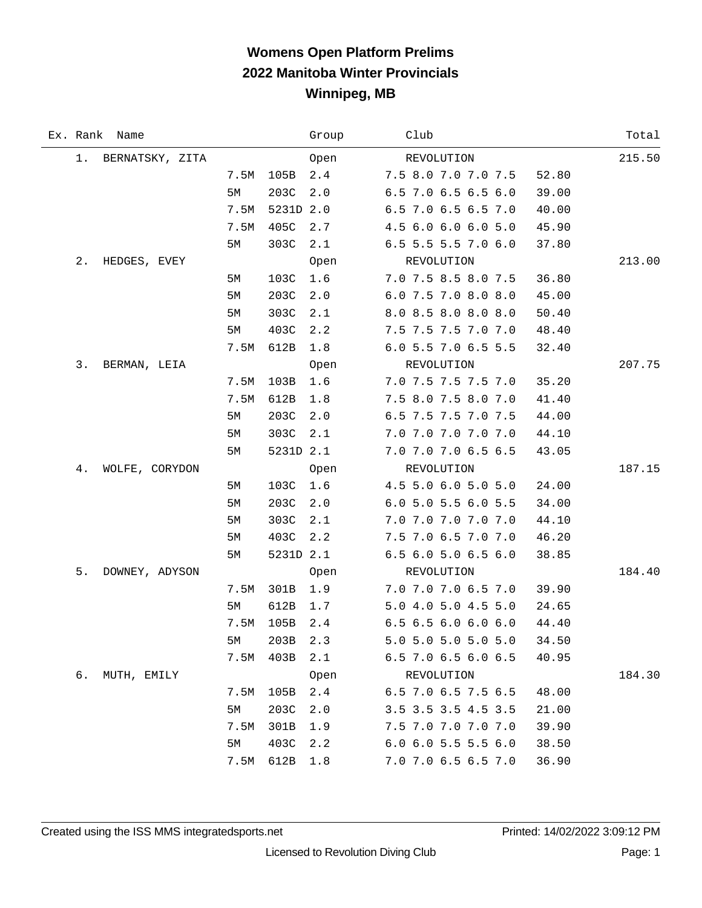# Womens Open Platform Prelims
## 2022 Manitoba Winter Provincials
## Winnipeg, MB

| Ex. | Rank | Name | Height | Dive | DD | Group / Scores | Club | Points | Total |
|---|---|---|---|---|---|---|---|---|---|
| | 1. | BERNATSKY, ZITA | | | | Open | REVOLUTION | | 215.50 |
| | | | 7.5M | 105B | 2.4 | 7.5 8.0 7.0 7.0 7.5 | | 52.80 | |
| | | | 5M | 203C | 2.0 | 6.5 7.0 6.5 6.5 6.0 | | 39.00 | |
| | | | 7.5M | 5231D | 2.0 | 6.5 7.0 6.5 6.5 7.0 | | 40.00 | |
| | | | 7.5M | 405C | 2.7 | 4.5 6.0 6.0 6.0 5.0 | | 45.90 | |
| | | | 5M | 303C | 2.1 | 6.5 5.5 5.5 7.0 6.0 | | 37.80 | |
| | 2. | HEDGES, EVEY | | | | Open | REVOLUTION | | 213.00 |
| | | | 5M | 103C | 1.6 | 7.0 7.5 8.5 8.0 7.5 | | 36.80 | |
| | | | 5M | 203C | 2.0 | 6.0 7.5 7.0 8.0 8.0 | | 45.00 | |
| | | | 5M | 303C | 2.1 | 8.0 8.5 8.0 8.0 8.0 | | 50.40 | |
| | | | 5M | 403C | 2.2 | 7.5 7.5 7.5 7.0 7.0 | | 48.40 | |
| | | | 7.5M | 612B | 1.8 | 6.0 5.5 7.0 6.5 5.5 | | 32.40 | |
| | 3. | BERMAN, LEIA | | | | Open | REVOLUTION | | 207.75 |
| | | | 7.5M | 103B | 1.6 | 7.0 7.5 7.5 7.5 7.0 | | 35.20 | |
| | | | 7.5M | 612B | 1.8 | 7.5 8.0 7.5 8.0 7.0 | | 41.40 | |
| | | | 5M | 203C | 2.0 | 6.5 7.5 7.5 7.0 7.5 | | 44.00 | |
| | | | 5M | 303C | 2.1 | 7.0 7.0 7.0 7.0 7.0 | | 44.10 | |
| | | | 5M | 5231D | 2.1 | 7.0 7.0 7.0 6.5 6.5 | | 43.05 | |
| | 4. | WOLFE, CORYDON | | | | Open | REVOLUTION | | 187.15 |
| | | | 5M | 103C | 1.6 | 4.5 5.0 6.0 5.0 5.0 | | 24.00 | |
| | | | 5M | 203C | 2.0 | 6.0 5.0 5.5 6.0 5.5 | | 34.00 | |
| | | | 5M | 303C | 2.1 | 7.0 7.0 7.0 7.0 7.0 | | 44.10 | |
| | | | 5M | 403C | 2.2 | 7.5 7.0 6.5 7.0 7.0 | | 46.20 | |
| | | | 5M | 5231D | 2.1 | 6.5 6.0 5.0 6.5 6.0 | | 38.85 | |
| | 5. | DOWNEY, ADYSON | | | | Open | REVOLUTION | | 184.40 |
| | | | 7.5M | 301B | 1.9 | 7.0 7.0 7.0 6.5 7.0 | | 39.90 | |
| | | | 5M | 612B | 1.7 | 5.0 4.0 5.0 4.5 5.0 | | 24.65 | |
| | | | 7.5M | 105B | 2.4 | 6.5 6.5 6.0 6.0 6.0 | | 44.40 | |
| | | | 5M | 203B | 2.3 | 5.0 5.0 5.0 5.0 5.0 | | 34.50 | |
| | | | 7.5M | 403B | 2.1 | 6.5 7.0 6.5 6.0 6.5 | | 40.95 | |
| | 6. | MUTH, EMILY | | | | Open | REVOLUTION | | 184.30 |
| | | | 7.5M | 105B | 2.4 | 6.5 7.0 6.5 7.5 6.5 | | 48.00 | |
| | | | 5M | 203C | 2.0 | 3.5 3.5 3.5 4.5 3.5 | | 21.00 | |
| | | | 7.5M | 301B | 1.9 | 7.5 7.0 7.0 7.0 7.0 | | 39.90 | |
| | | | 5M | 403C | 2.2 | 6.0 6.0 5.5 5.5 6.0 | | 38.50 | |
| | | | 7.5M | 612B | 1.8 | 7.0 7.0 6.5 6.5 7.0 | | 36.90 | |

Created using the ISS MMS integratedsports.net — Printed: 14/02/2022 3:09:12 PM

Licensed to Revolution Diving Club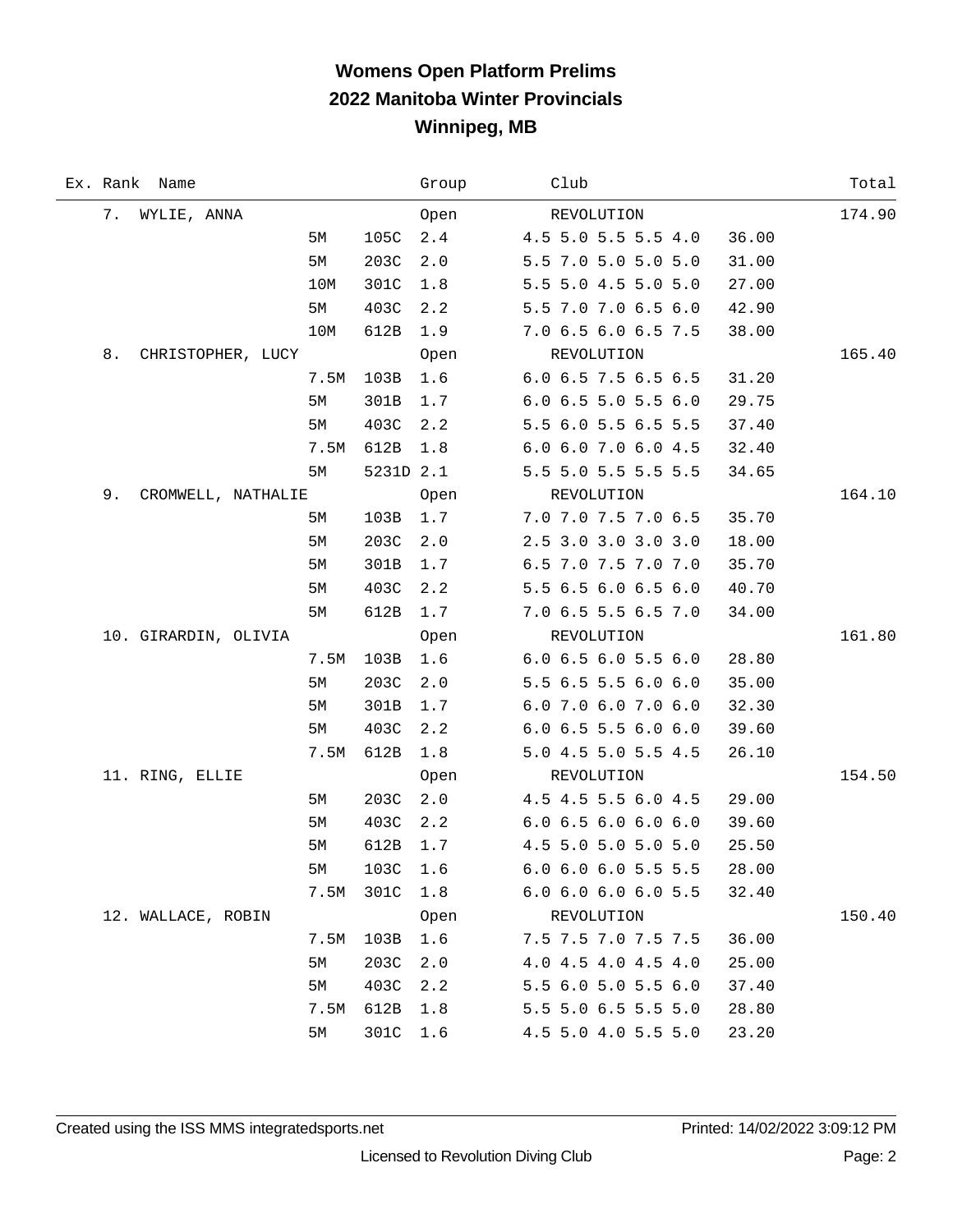# Womens Open Platform Prelims
## 2022 Manitoba Winter Provincials
## Winnipeg, MB

| Ex. | Rank | Name | | | | Group | Club | | Total |
|---|---|---|---|---|---|---|---|---|---|
| | 7. | WYLIE, ANNA | | | | Open | REVOLUTION | | 174.90 |
| | | | 5M | 105C | 2.4 | | 4.5 5.0 5.5 5.5 4.0 | 36.00 | |
| | | | 5M | 203C | 2.0 | | 5.5 7.0 5.0 5.0 5.0 | 31.00 | |
| | | | 10M | 301C | 1.8 | | 5.5 5.0 4.5 5.0 5.0 | 27.00 | |
| | | | 5M | 403C | 2.2 | | 5.5 7.0 7.0 6.5 6.0 | 42.90 | |
| | | | 10M | 612B | 1.9 | | 7.0 6.5 6.0 6.5 7.5 | 38.00 | |
| | 8. | CHRISTOPHER, LUCY | | | | Open | REVOLUTION | | 165.40 |
| | | | 7.5M | 103B | 1.6 | | 6.0 6.5 7.5 6.5 6.5 | 31.20 | |
| | | | 5M | 301B | 1.7 | | 6.0 6.5 5.0 5.5 6.0 | 29.75 | |
| | | | 5M | 403C | 2.2 | | 5.5 6.0 5.5 6.5 5.5 | 37.40 | |
| | | | 7.5M | 612B | 1.8 | | 6.0 6.0 7.0 6.0 4.5 | 32.40 | |
| | | | 5M | 5231D | 2.1 | | 5.5 5.0 5.5 5.5 5.5 | 34.65 | |
| | 9. | CROMWELL, NATHALIE | | | | Open | REVOLUTION | | 164.10 |
| | | | 5M | 103B | 1.7 | | 7.0 7.0 7.5 7.0 6.5 | 35.70 | |
| | | | 5M | 203C | 2.0 | | 2.5 3.0 3.0 3.0 3.0 | 18.00 | |
| | | | 5M | 301B | 1.7 | | 6.5 7.0 7.5 7.0 7.0 | 35.70 | |
| | | | 5M | 403C | 2.2 | | 5.5 6.5 6.0 6.5 6.0 | 40.70 | |
| | | | 5M | 612B | 1.7 | | 7.0 6.5 5.5 6.5 7.0 | 34.00 | |
| | 10. | GIRARDIN, OLIVIA | | | | Open | REVOLUTION | | 161.80 |
| | | | 7.5M | 103B | 1.6 | | 6.0 6.5 6.0 5.5 6.0 | 28.80 | |
| | | | 5M | 203C | 2.0 | | 5.5 6.5 5.5 6.0 6.0 | 35.00 | |
| | | | 5M | 301B | 1.7 | | 6.0 7.0 6.0 7.0 6.0 | 32.30 | |
| | | | 5M | 403C | 2.2 | | 6.0 6.5 5.5 6.0 6.0 | 39.60 | |
| | | | 7.5M | 612B | 1.8 | | 5.0 4.5 5.0 5.5 4.5 | 26.10 | |
| | 11. | RING, ELLIE | | | | Open | REVOLUTION | | 154.50 |
| | | | 5M | 203C | 2.0 | | 4.5 4.5 5.5 6.0 4.5 | 29.00 | |
| | | | 5M | 403C | 2.2 | | 6.0 6.5 6.0 6.0 6.0 | 39.60 | |
| | | | 5M | 612B | 1.7 | | 4.5 5.0 5.0 5.0 5.0 | 25.50 | |
| | | | 5M | 103C | 1.6 | | 6.0 6.0 6.0 5.5 5.5 | 28.00 | |
| | | | 7.5M | 301C | 1.8 | | 6.0 6.0 6.0 6.0 5.5 | 32.40 | |
| | 12. | WALLACE, ROBIN | | | | Open | REVOLUTION | | 150.40 |
| | | | 7.5M | 103B | 1.6 | | 7.5 7.5 7.0 7.5 7.5 | 36.00 | |
| | | | 5M | 203C | 2.0 | | 4.0 4.5 4.0 4.5 4.0 | 25.00 | |
| | | | 5M | 403C | 2.2 | | 5.5 6.0 5.0 5.5 6.0 | 37.40 | |
| | | | 7.5M | 612B | 1.8 | | 5.5 5.0 6.5 5.5 5.0 | 28.80 | |
| | | | 5M | 301C | 1.6 | | 4.5 5.0 4.0 5.5 5.0 | 23.20 | |

Created using the ISS MMS integratedsports.net | Printed: 14/02/2022 3:09:12 PM

Licensed to Revolution Diving Club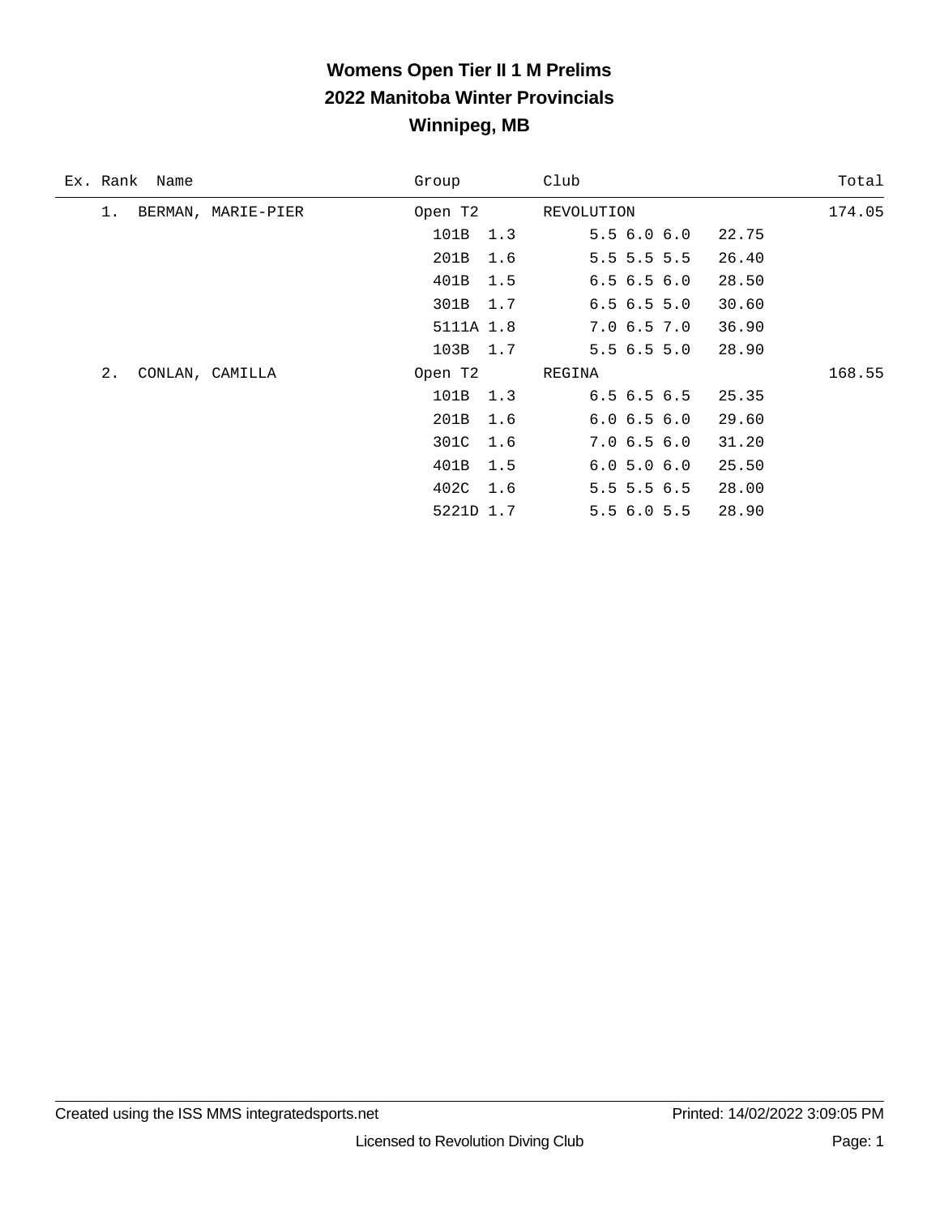# Womens Open Tier II 1 M Prelims
## 2022 Manitoba Winter Provincials
## Winnipeg, MB

| Ex. | Rank | Name | Group | Club | | Total |
|---|---|---|---|---|---|---|
| | 1. | BERMAN, MARIE-PIER | Open T2 | REVOLUTION | | 174.05 |
| | | | 101B 1.3 | 5.5 6.0 6.0 | 22.75 | |
| | | | 201B 1.6 | 5.5 5.5 5.5 | 26.40 | |
| | | | 401B 1.5 | 6.5 6.5 6.0 | 28.50 | |
| | | | 301B 1.7 | 6.5 6.5 5.0 | 30.60 | |
| | | | 5111A 1.8 | 7.0 6.5 7.0 | 36.90 | |
| | | | 103B 1.7 | 5.5 6.5 5.0 | 28.90 | |
| | 2. | CONLAN, CAMILLA | Open T2 | REGINA | | 168.55 |
| | | | 101B 1.3 | 6.5 6.5 6.5 | 25.35 | |
| | | | 201B 1.6 | 6.0 6.5 6.0 | 29.60 | |
| | | | 301C 1.6 | 7.0 6.5 6.0 | 31.20 | |
| | | | 401B 1.5 | 6.0 5.0 6.0 | 25.50 | |
| | | | 402C 1.6 | 5.5 5.5 6.5 | 28.00 | |
| | | | 5221D 1.7 | 5.5 6.0 5.5 | 28.90 | |

Created using the ISS MMS integratedsports.net — Printed: 14/02/2022 3:09:05 PM

Licensed to Revolution Diving Club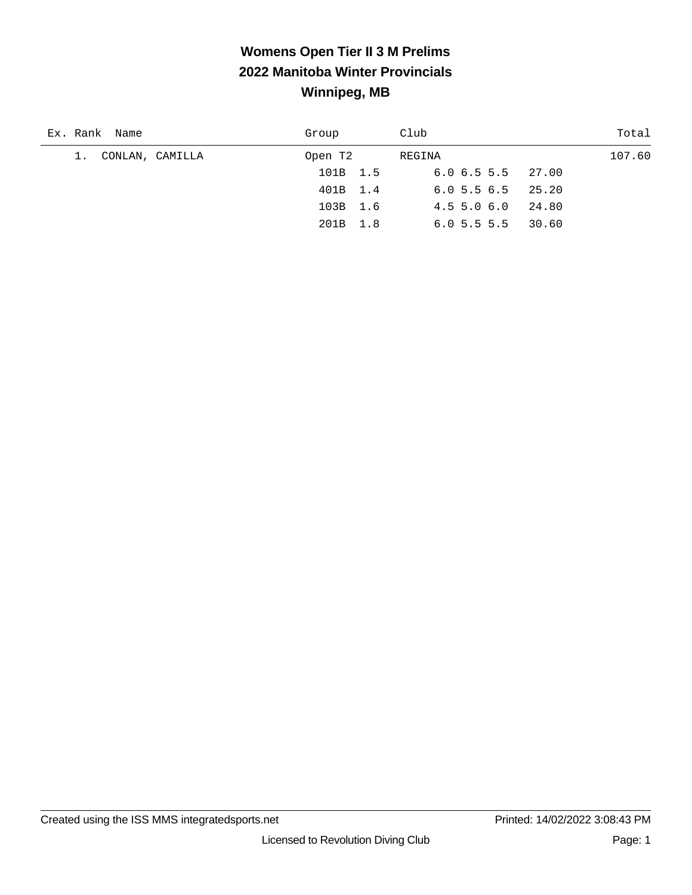# Womens Open Tier II 3 M Prelims

## 2022 Manitoba Winter Provincials

## Winnipeg, MB

| Ex. | Rank | Name | Group | Club | | Total |
|---|---|---|---|---|---|---|
| | 1. | CONLAN, CAMILLA | Open T2 | REGINA | | 107.60 |
| | | | 101B 1.5 | 6.0 6.5 5.5 | 27.00 | |
| | | | 401B 1.4 | 6.0 5.5 6.5 | 25.20 | |
| | | | 103B 1.6 | 4.5 5.0 6.0 | 24.80 | |
| | | | 201B 1.8 | 6.0 5.5 5.5 | 30.60 | |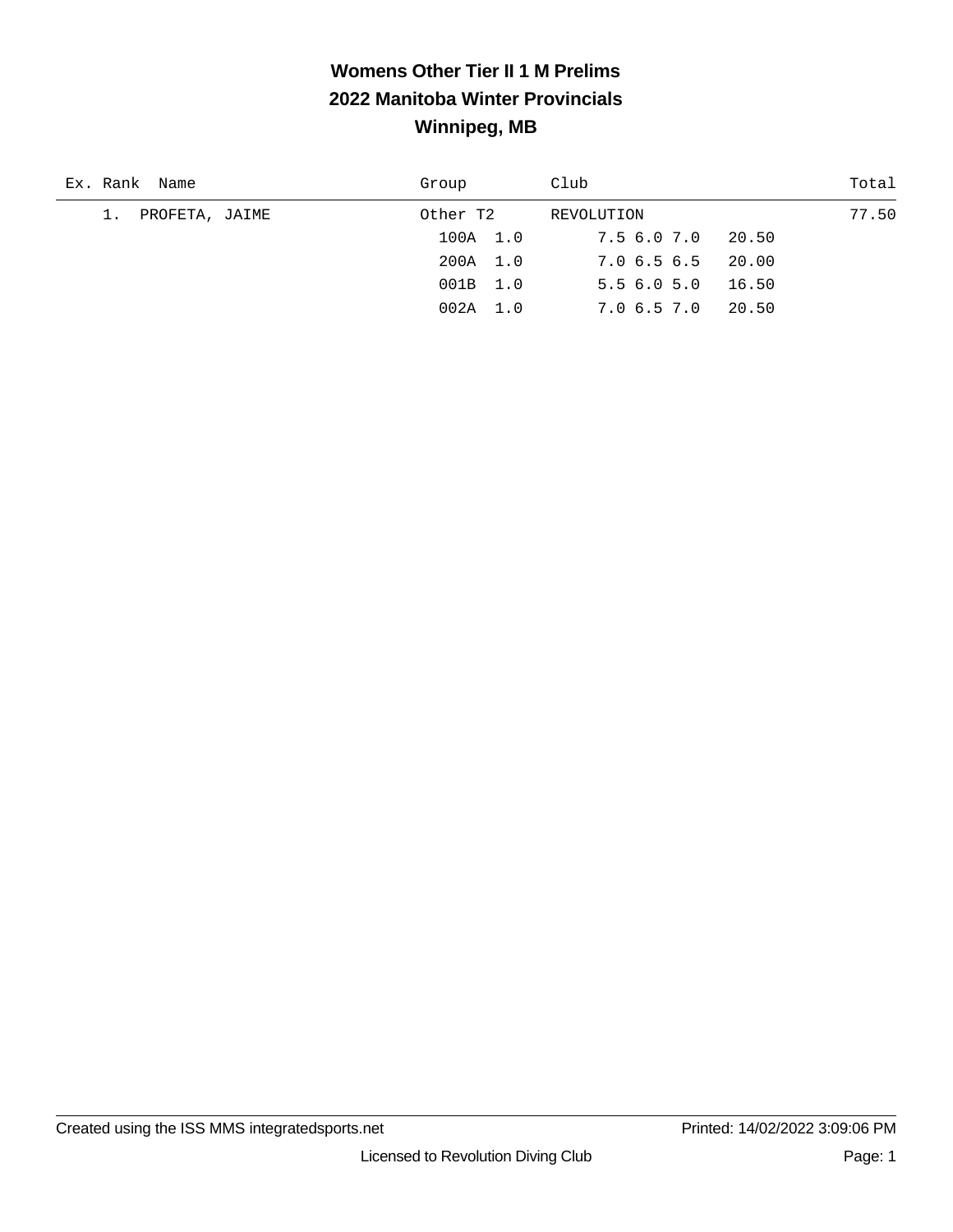# Womens Other Tier II 1 M Prelims
## 2022 Manitoba Winter Provincials
## Winnipeg, MB

| Ex. | Rank | Name | Group | Club | | Total |
|---|---|---|---|---|---|---|
| | 1. | PROFETA, JAIME | Other T2 | REVOLUTION | | 77.50 |
| | | | 100A 1.0 | 7.5 6.0 7.0 | 20.50 | |
| | | | 200A 1.0 | 7.0 6.5 6.5 | 20.00 | |
| | | | 001B 1.0 | 5.5 6.0 5.0 | 16.50 | |
| | | | 002A 1.0 | 7.0 6.5 7.0 | 20.50 | |

Created using the ISS MMS integratedsports.net

Printed: 14/02/2022 3:09:06 PM

Licensed to Revolution Diving Club